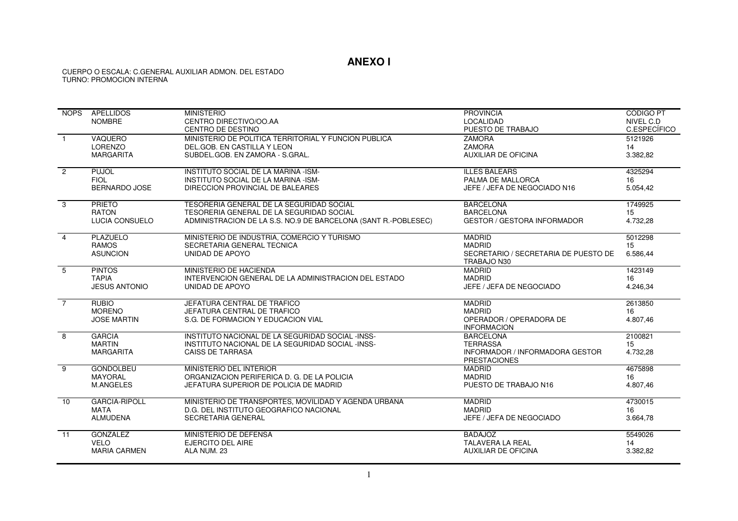# ANEXO I

CUERPO O ESCALA: C.GENERAL AUXILIAR ADMON. DEL ESTADO
TURNO: PROMOCION INTERNA

| NOPS | APELLIDOS<br>NOMBRE | MINISTERIO<br>CENTRO DIRECTIVO/OO.AA<br>CENTRO DE DESTINO | PROVINCIA<br>LOCALIDAD<br>PUESTO DE TRABAJO | CODIGO PT<br>NIVEL C.D<br>C.ESPECÍFICO |
|---|---|---|---|---|
| 1 | VAQUERO<br>LORENZO<br>MARGARITA | MINISTERIO DE POLITICA TERRITORIAL Y FUNCION PUBLICA<br>DEL.GOB. EN CASTILLA Y LEON<br>SUBDEL.GOB. EN ZAMORA - S.GRAL. | ZAMORA<br>ZAMORA<br>AUXILIAR DE OFICINA | 5121926<br>14<br>3.382,82 |
| 2 | PUJOL<br>FIOL<br>BERNARDO JOSE | INSTITUTO SOCIAL DE LA MARINA -ISM-<br>INSTITUTO SOCIAL DE LA MARINA -ISM-<br>DIRECCION PROVINCIAL DE BALEARES | ILLES BALEARS<br>PALMA DE MALLORCA<br>JEFE / JEFA DE NEGOCIADO N16 | 4325294<br>16<br>5.054,42 |
| 3 | PRIETO<br>RATON<br>LUCIA CONSUELO | TESORERIA GENERAL DE LA SEGURIDAD SOCIAL<br>TESORERIA GENERAL DE LA SEGURIDAD SOCIAL<br>ADMINISTRACION DE LA S.S. NO.9 DE BARCELONA (SANT R.-POBLESEC) | BARCELONA<br>BARCELONA<br>GESTOR / GESTORA INFORMADOR | 1749925<br>15<br>4.732,28 |
| 4 | PLAZUELO<br>RAMOS<br>ASUNCION | MINISTERIO DE INDUSTRIA, COMERCIO Y TURISMO<br>SECRETARIA GENERAL TECNICA<br>UNIDAD DE APOYO | MADRID<br>MADRID<br>SECRETARIO / SECRETARIA DE PUESTO DE TRABAJO N30 | 5012298<br>15<br>6.586,44 |
| 5 | PINTOS<br>TAPIA<br>JESUS ANTONIO | MINISTERIO DE HACIENDA<br>INTERVENCION GENERAL DE LA ADMINISTRACION DEL ESTADO<br>UNIDAD DE APOYO | MADRID<br>MADRID<br>JEFE / JEFA DE NEGOCIADO | 1423149<br>16<br>4.246,34 |
| 7 | RUBIO<br>MORENO<br>JOSE MARTIN | JEFATURA CENTRAL DE TRAFICO<br>JEFATURA CENTRAL DE TRAFICO<br>S.G. DE FORMACION Y EDUCACION VIAL | MADRID<br>MADRID<br>OPERADOR / OPERADORA DE INFORMACION | 2613850<br>16<br>4.807,46 |
| 8 | GARCIA<br>MARTIN<br>MARGARITA | INSTITUTO NACIONAL DE LA SEGURIDAD SOCIAL -INSS-<br>INSTITUTO NACIONAL DE LA SEGURIDAD SOCIAL -INSS-<br>CAISS DE TARRASA | BARCELONA<br>TERRASSA<br>INFORMADOR / INFORMADORA GESTOR PRESTACIONES | 2100821<br>15<br>4.732,28 |
| 9 | GONDOLBEU<br>MAYORAL<br>M.ANGELES | MINISTERIO DEL INTERIOR<br>ORGANIZACION PERIFERICA D. G. DE LA POLICIA<br>JEFATURA SUPERIOR DE POLICIA DE MADRID | MADRID<br>MADRID<br>PUESTO DE TRABAJO N16 | 4675898<br>16<br>4.807,46 |
| 10 | GARCIA-RIPOLL<br>MATA<br>ALMUDENA | MINISTERIO DE TRANSPORTES, MOVILIDAD Y AGENDA URBANA<br>D.G. DEL INSTITUTO GEOGRAFICO NACIONAL<br>SECRETARIA GENERAL | MADRID<br>MADRID<br>JEFE / JEFA DE NEGOCIADO | 4730015<br>16<br>3.664,78 |
| 11 | GONZALEZ<br>VELO<br>MARIA CARMEN | MINISTERIO DE DEFENSA<br>EJERCITO DEL AIRE<br>ALA NUM. 23 | BADAJOZ<br>TALAVERA LA REAL<br>AUXILIAR DE OFICINA | 5549026<br>14<br>3.382,82 |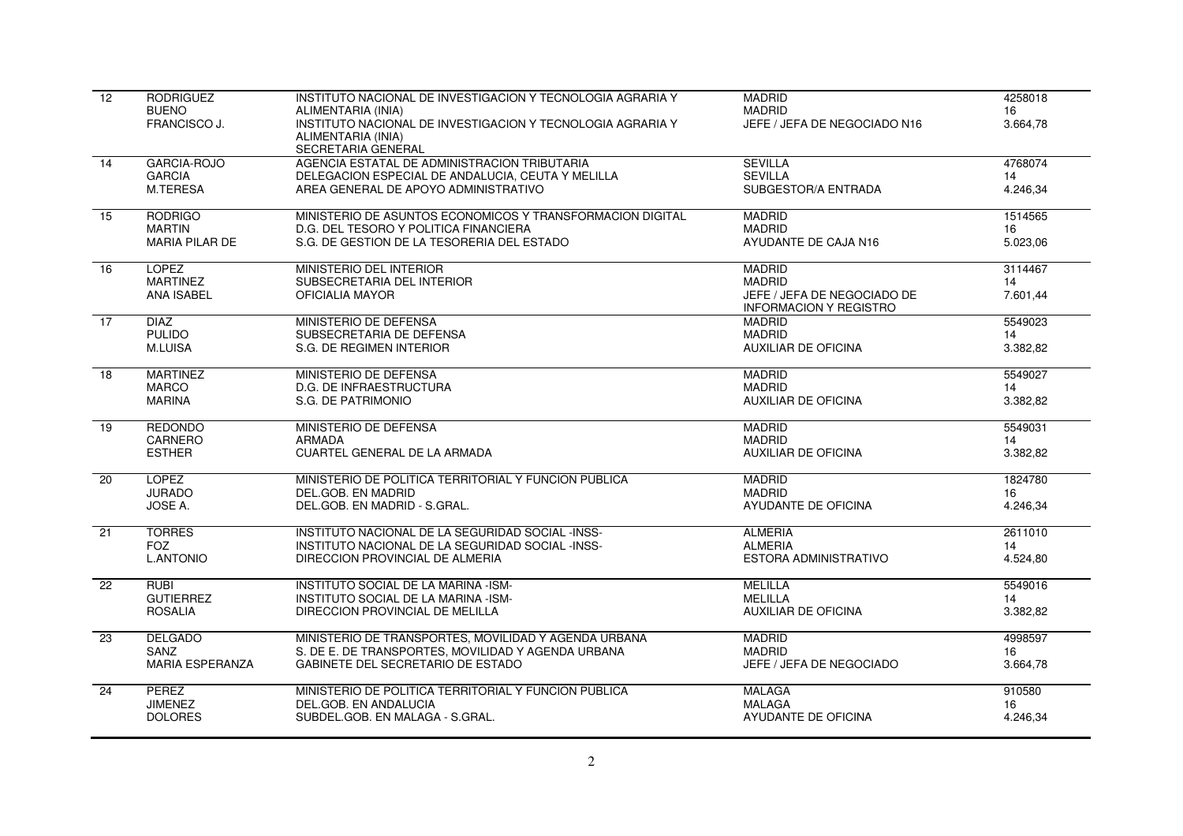| | | | | |
|---|---|---|---|---|
| 12 | RODRIGUEZ<br>BUENO<br>FRANCISCO J. | INSTITUTO NACIONAL DE INVESTIGACION Y TECNOLOGIA AGRARIA Y ALIMENTARIA (INIA)<br>INSTITUTO NACIONAL DE INVESTIGACION Y TECNOLOGIA AGRARIA Y ALIMENTARIA (INIA)<br>SECRETARIA GENERAL | MADRID<br>MADRID<br>JEFE / JEFA DE NEGOCIADO N16 | 4258018<br>16<br>3.664,78 |
| 14 | GARCIA-ROJO<br>GARCIA<br>M.TERESA | AGENCIA ESTATAL DE ADMINISTRACION TRIBUTARIA<br>DELEGACION ESPECIAL DE ANDALUCIA, CEUTA Y MELILLA<br>AREA GENERAL DE APOYO ADMINISTRATIVO | SEVILLA<br>SEVILLA<br>SUBGESTOR/A ENTRADA | 4768074<br>14<br>4.246,34 |
| 15 | RODRIGO<br>MARTIN<br>MARIA PILAR DE | MINISTERIO DE ASUNTOS ECONOMICOS Y TRANSFORMACION DIGITAL<br>D.G. DEL TESORO Y POLITICA FINANCIERA<br>S.G. DE GESTION DE LA TESORERIA DEL ESTADO | MADRID<br>MADRID<br>AYUDANTE DE CAJA N16 | 1514565<br>16<br>5.023,06 |
| 16 | LOPEZ<br>MARTINEZ<br>ANA ISABEL | MINISTERIO DEL INTERIOR<br>SUBSECRETARIA DEL INTERIOR<br>OFICIALIA MAYOR | MADRID<br>MADRID<br>JEFE / JEFA DE NEGOCIADO DE INFORMACION Y REGISTRO | 3114467<br>14<br>7.601,44 |
| 17 | DIAZ<br>PULIDO<br>M.LUISA | MINISTERIO DE DEFENSA<br>SUBSECRETARIA DE DEFENSA<br>S.G. DE REGIMEN INTERIOR | MADRID<br>MADRID<br>AUXILIAR DE OFICINA | 5549023<br>14<br>3.382,82 |
| 18 | MARTINEZ<br>MARCO<br>MARINA | MINISTERIO DE DEFENSA<br>D.G. DE INFRAESTRUCTURA<br>S.G. DE PATRIMONIO | MADRID<br>MADRID<br>AUXILIAR DE OFICINA | 5549027<br>14<br>3.382,82 |
| 19 | REDONDO<br>CARNERO<br>ESTHER | MINISTERIO DE DEFENSA<br>ARMADA<br>CUARTEL GENERAL DE LA ARMADA | MADRID<br>MADRID<br>AUXILIAR DE OFICINA | 5549031<br>14<br>3.382,82 |
| 20 | LOPEZ<br>JURADO<br>JOSE A. | MINISTERIO DE POLITICA TERRITORIAL Y FUNCION PUBLICA<br>DEL.GOB. EN MADRID<br>DEL.GOB. EN MADRID - S.GRAL. | MADRID<br>MADRID<br>AYUDANTE DE OFICINA | 1824780<br>16<br>4.246,34 |
| 21 | TORRES<br>FOZ<br>L.ANTONIO | INSTITUTO NACIONAL DE LA SEGURIDAD SOCIAL -INSS-<br>INSTITUTO NACIONAL DE LA SEGURIDAD SOCIAL -INSS-<br>DIRECCION PROVINCIAL DE ALMERIA | ALMERIA<br>ALMERIA<br>ESTORA ADMINISTRATIVO | 2611010<br>14<br>4.524,80 |
| 22 | RUBI<br>GUTIERREZ<br>ROSALIA | INSTITUTO SOCIAL DE LA MARINA -ISM-<br>INSTITUTO SOCIAL DE LA MARINA -ISM-<br>DIRECCION PROVINCIAL DE MELILLA | MELILLA<br>MELILLA<br>AUXILIAR DE OFICINA | 5549016<br>14<br>3.382,82 |
| 23 | DELGADO<br>SANZ<br>MARIA ESPERANZA | MINISTERIO DE TRANSPORTES, MOVILIDAD Y AGENDA URBANA<br>S. DE E. DE TRANSPORTES, MOVILIDAD Y AGENDA URBANA<br>GABINETE DEL SECRETARIO DE ESTADO | MADRID<br>MADRID<br>JEFE / JEFA DE NEGOCIADO | 4998597<br>16<br>3.664,78 |
| 24 | PEREZ<br>JIMENEZ<br>DOLORES | MINISTERIO DE POLITICA TERRITORIAL Y FUNCION PUBLICA<br>DEL.GOB. EN ANDALUCIA<br>SUBDEL.GOB. EN MALAGA - S.GRAL. | MALAGA<br>MALAGA<br>AYUDANTE DE OFICINA | 910580<br>16<br>4.246,34 |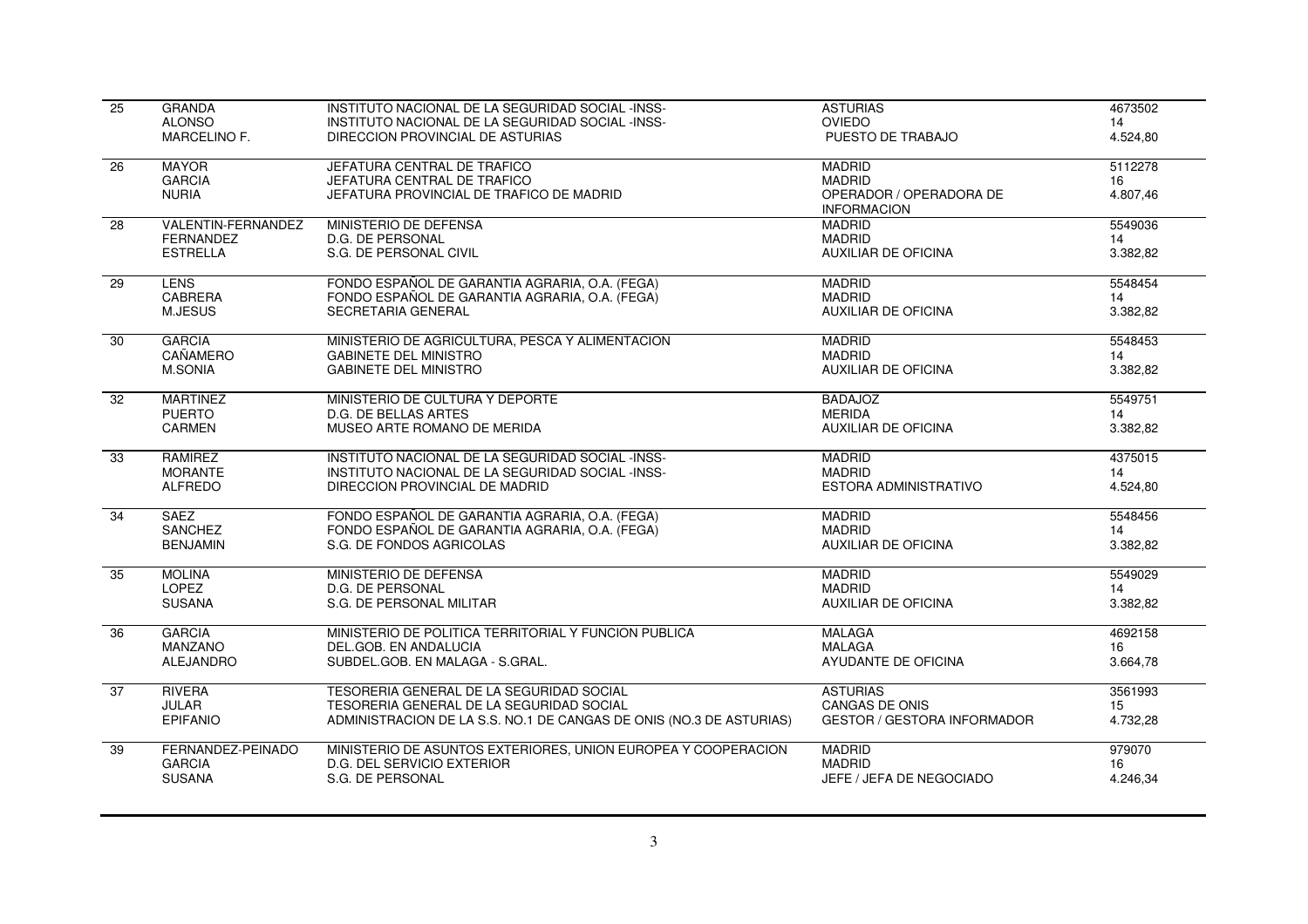| | | | | |
|---|---|---|---|---|
| 25 | GRANDA<br>ALONSO<br>MARCELINO F. | INSTITUTO NACIONAL DE LA SEGURIDAD SOCIAL -INSS-<br>INSTITUTO NACIONAL DE LA SEGURIDAD SOCIAL -INSS-<br>DIRECCION PROVINCIAL DE ASTURIAS | ASTURIAS<br>OVIEDO<br>PUESTO DE TRABAJO | 4673502<br>14<br>4.524,80 |
| 26 | MAYOR<br>GARCIA<br>NURIA | JEFATURA CENTRAL DE TRAFICO<br>JEFATURA CENTRAL DE TRAFICO<br>JEFATURA PROVINCIAL DE TRAFICO DE MADRID | MADRID<br>MADRID<br>OPERADOR / OPERADORA DE INFORMACION | 5112278<br>16<br>4.807,46 |
| 28 | VALENTIN-FERNANDEZ<br>FERNANDEZ<br>ESTRELLA | MINISTERIO DE DEFENSA<br>D.G. DE PERSONAL<br>S.G. DE PERSONAL CIVIL | MADRID<br>MADRID<br>AUXILIAR DE OFICINA | 5549036<br>14<br>3.382,82 |
| 29 | LENS<br>CABRERA<br>M.JESUS | FONDO ESPAÑOL DE GARANTIA AGRARIA, O.A. (FEGA)<br>FONDO ESPAÑOL DE GARANTIA AGRARIA, O.A. (FEGA)<br>SECRETARIA GENERAL | MADRID<br>MADRID<br>AUXILIAR DE OFICINA | 5548454<br>14<br>3.382,82 |
| 30 | GARCIA<br>CAÑAMERO<br>M.SONIA | MINISTERIO DE AGRICULTURA, PESCA Y ALIMENTACION<br>GABINETE DEL MINISTRO<br>GABINETE DEL MINISTRO | MADRID<br>MADRID<br>AUXILIAR DE OFICINA | 5548453<br>14<br>3.382,82 |
| 32 | MARTINEZ<br>PUERTO<br>CARMEN | MINISTERIO DE CULTURA Y DEPORTE<br>D.G. DE BELLAS ARTES<br>MUSEO ARTE ROMANO DE MERIDA | BADAJOZ<br>MERIDA<br>AUXILIAR DE OFICINA | 5549751<br>14<br>3.382,82 |
| 33 | RAMIREZ<br>MORANTE<br>ALFREDO | INSTITUTO NACIONAL DE LA SEGURIDAD SOCIAL -INSS-<br>INSTITUTO NACIONAL DE LA SEGURIDAD SOCIAL -INSS-<br>DIRECCION PROVINCIAL DE MADRID | MADRID<br>MADRID<br>ESTORA ADMINISTRATIVO | 4375015<br>14<br>4.524,80 |
| 34 | SAEZ<br>SANCHEZ<br>BENJAMIN | FONDO ESPAÑOL DE GARANTIA AGRARIA, O.A. (FEGA)<br>FONDO ESPAÑOL DE GARANTIA AGRARIA, O.A. (FEGA)<br>S.G. DE FONDOS AGRICOLAS | MADRID<br>MADRID<br>AUXILIAR DE OFICINA | 5548456<br>14<br>3.382,82 |
| 35 | MOLINA<br>LOPEZ<br>SUSANA | MINISTERIO DE DEFENSA<br>D.G. DE PERSONAL<br>S.G. DE PERSONAL MILITAR | MADRID<br>MADRID<br>AUXILIAR DE OFICINA | 5549029<br>14<br>3.382,82 |
| 36 | GARCIA<br>MANZANO<br>ALEJANDRO | MINISTERIO DE POLITICA TERRITORIAL Y FUNCION PUBLICA<br>DEL.GOB. EN ANDALUCIA<br>SUBDEL.GOB. EN MALAGA - S.GRAL. | MALAGA<br>MALAGA<br>AYUDANTE DE OFICINA | 4692158<br>16<br>3.664,78 |
| 37 | RIVERA<br>JULAR<br>EPIFANIO | TESORERIA GENERAL DE LA SEGURIDAD SOCIAL<br>TESORERIA GENERAL DE LA SEGURIDAD SOCIAL<br>ADMINISTRACION DE LA S.S. NO.1 DE CANGAS DE ONIS (NO.3 DE ASTURIAS) | ASTURIAS<br>CANGAS DE ONIS<br>GESTOR / GESTORA INFORMADOR | 3561993<br>15<br>4.732,28 |
| 39 | FERNANDEZ-PEINADO<br>GARCIA<br>SUSANA | MINISTERIO DE ASUNTOS EXTERIORES, UNION EUROPEA Y COOPERACION<br>D.G. DEL SERVICIO EXTERIOR<br>S.G. DE PERSONAL | MADRID<br>MADRID<br>JEFE / JEFA DE NEGOCIADO | 979070<br>16<br>4.246,34 |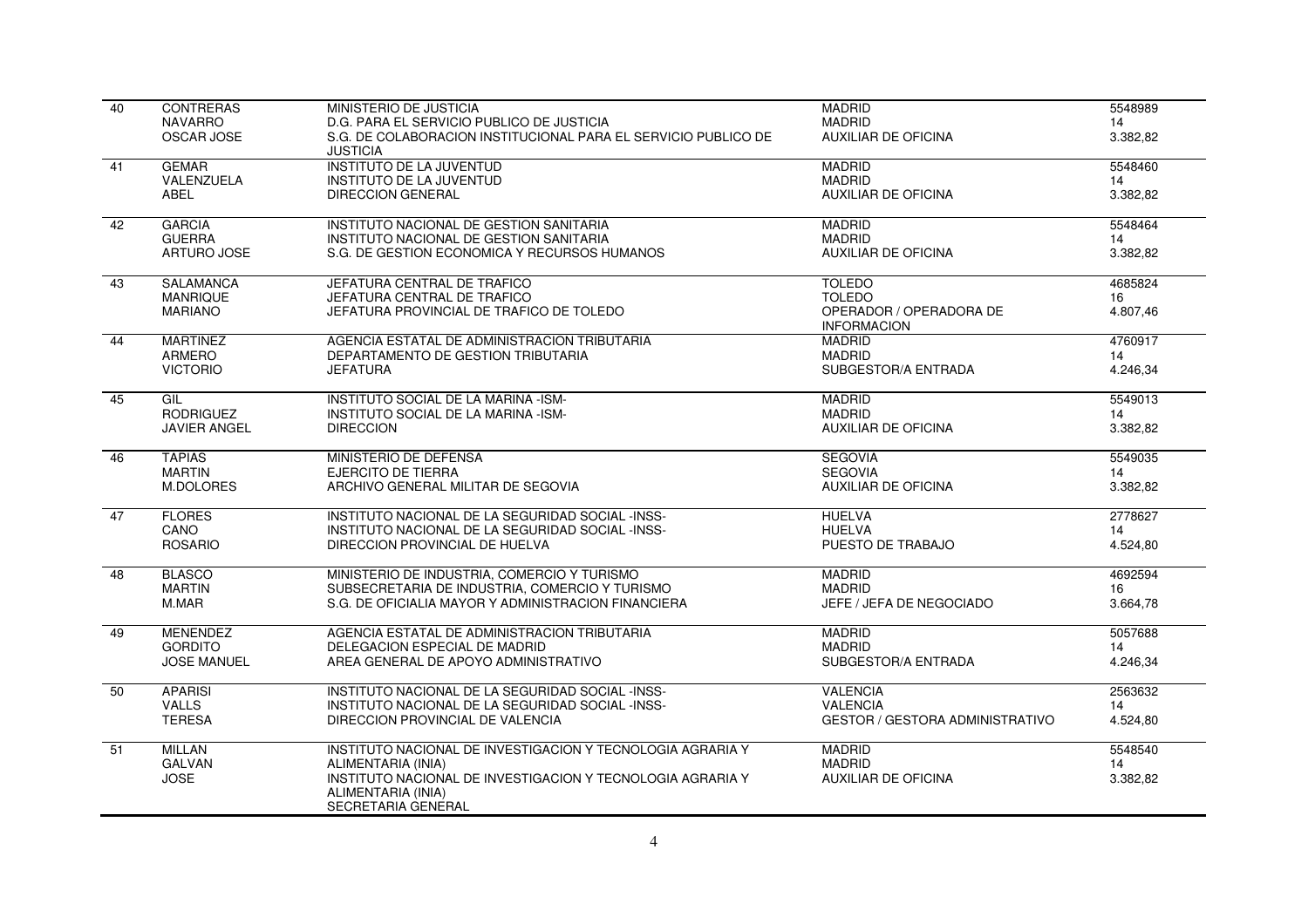| | | | | |
|---|---|---|---|---|
| 40 | CONTRERAS<br>NAVARRO<br>OSCAR JOSE | MINISTERIO DE JUSTICIA<br>D.G. PARA EL SERVICIO PUBLICO DE JUSTICIA<br>S.G. DE COLABORACION INSTITUCIONAL PARA EL SERVICIO PUBLICO DE JUSTICIA | MADRID<br>MADRID<br>AUXILIAR DE OFICINA | 5548989<br>14<br>3.382,82 |
| 41 | GEMAR<br>VALENZUELA<br>ABEL | INSTITUTO DE LA JUVENTUD<br>INSTITUTO DE LA JUVENTUD<br>DIRECCION GENERAL | MADRID<br>MADRID<br>AUXILIAR DE OFICINA | 5548460<br>14<br>3.382,82 |
| 42 | GARCIA<br>GUERRA<br>ARTURO JOSE | INSTITUTO NACIONAL DE GESTION SANITARIA<br>INSTITUTO NACIONAL DE GESTION SANITARIA<br>S.G. DE GESTION ECONOMICA Y RECURSOS HUMANOS | MADRID<br>MADRID<br>AUXILIAR DE OFICINA | 5548464<br>14<br>3.382,82 |
| 43 | SALAMANCA<br>MANRIQUE<br>MARIANO | JEFATURA CENTRAL DE TRAFICO<br>JEFATURA CENTRAL DE TRAFICO<br>JEFATURA PROVINCIAL DE TRAFICO DE TOLEDO | TOLEDO<br>TOLEDO<br>OPERADOR / OPERADORA DE INFORMACION | 4685824<br>16<br>4.807,46 |
| 44 | MARTINEZ<br>ARMERO<br>VICTORIO | AGENCIA ESTATAL DE ADMINISTRACION TRIBUTARIA<br>DEPARTAMENTO DE GESTION TRIBUTARIA<br>JEFATURA | MADRID<br>MADRID<br>SUBGESTOR/A ENTRADA | 4760917<br>14<br>4.246,34 |
| 45 | GIL<br>RODRIGUEZ<br>JAVIER ANGEL | INSTITUTO SOCIAL DE LA MARINA -ISM-<br>INSTITUTO SOCIAL DE LA MARINA -ISM-<br>DIRECCION | MADRID<br>MADRID<br>AUXILIAR DE OFICINA | 5549013<br>14<br>3.382,82 |
| 46 | TAPIAS<br>MARTIN<br>M.DOLORES | MINISTERIO DE DEFENSA<br>EJERCITO DE TIERRA<br>ARCHIVO GENERAL MILITAR DE SEGOVIA | SEGOVIA<br>SEGOVIA<br>AUXILIAR DE OFICINA | 5549035<br>14<br>3.382,82 |
| 47 | FLORES<br>CANO<br>ROSARIO | INSTITUTO NACIONAL DE LA SEGURIDAD SOCIAL -INSS-<br>INSTITUTO NACIONAL DE LA SEGURIDAD SOCIAL -INSS-<br>DIRECCION PROVINCIAL DE HUELVA | HUELVA<br>HUELVA<br>PUESTO DE TRABAJO | 2778627<br>14<br>4.524,80 |
| 48 | BLASCO<br>MARTIN<br>M.MAR | MINISTERIO DE INDUSTRIA, COMERCIO Y TURISMO<br>SUBSECRETARIA DE INDUSTRIA, COMERCIO Y TURISMO<br>S.G. DE OFICIALIA MAYOR Y ADMINISTRACION FINANCIERA | MADRID<br>MADRID<br>JEFE / JEFA DE NEGOCIADO | 4692594<br>16<br>3.664,78 |
| 49 | MENENDEZ<br>GORDITO<br>JOSE MANUEL | AGENCIA ESTATAL DE ADMINISTRACION TRIBUTARIA<br>DELEGACION ESPECIAL DE MADRID<br>AREA GENERAL DE APOYO ADMINISTRATIVO | MADRID<br>MADRID<br>SUBGESTOR/A ENTRADA | 5057688<br>14<br>4.246,34 |
| 50 | APARISI<br>VALLS<br>TERESA | INSTITUTO NACIONAL DE LA SEGURIDAD SOCIAL -INSS-<br>INSTITUTO NACIONAL DE LA SEGURIDAD SOCIAL -INSS-<br>DIRECCION PROVINCIAL DE VALENCIA | VALENCIA<br>VALENCIA<br>GESTOR / GESTORA ADMINISTRATIVO | 2563632<br>14<br>4.524,80 |
| 51 | MILLAN<br>GALVAN<br>JOSE | INSTITUTO NACIONAL DE INVESTIGACION Y TECNOLOGIA AGRARIA Y ALIMENTARIA (INIA)<br>INSTITUTO NACIONAL DE INVESTIGACION Y TECNOLOGIA AGRARIA Y ALIMENTARIA (INIA)<br>SECRETARIA GENERAL | MADRID<br>MADRID<br>AUXILIAR DE OFICINA | 5548540<br>14<br>3.382,82 |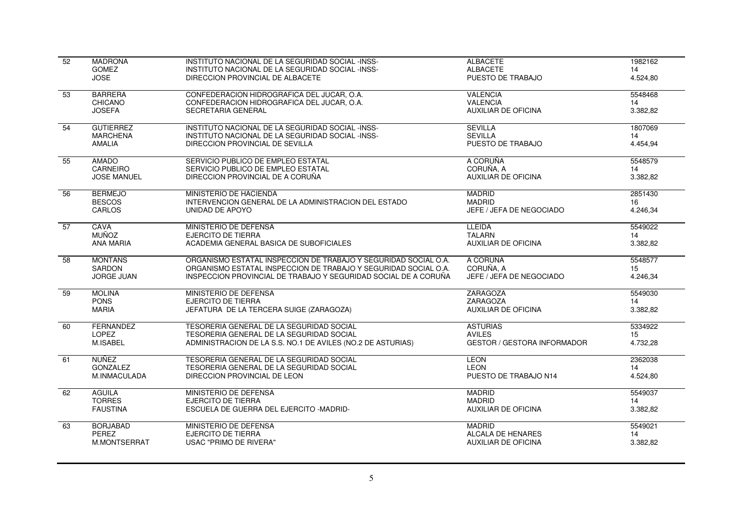| | | | | |
|---|---|---|---|---|
| 52 | MADRONA<br>GOMEZ<br>JOSE | INSTITUTO NACIONAL DE LA SEGURIDAD SOCIAL -INSS-<br>INSTITUTO NACIONAL DE LA SEGURIDAD SOCIAL -INSS-<br>DIRECCION PROVINCIAL DE ALBACETE | ALBACETE<br>ALBACETE<br>PUESTO DE TRABAJO | 1982162<br>14<br>4.524,80 |
| 53 | BARRERA<br>CHICANO<br>JOSEFA | CONFEDERACION HIDROGRAFICA DEL JUCAR, O.A.<br>CONFEDERACION HIDROGRAFICA DEL JUCAR, O.A.<br>SECRETARIA GENERAL | VALENCIA<br>VALENCIA<br>AUXILIAR DE OFICINA | 5548468<br>14<br>3.382,82 |
| 54 | GUTIERREZ<br>MARCHENA<br>AMALIA | INSTITUTO NACIONAL DE LA SEGURIDAD SOCIAL -INSS-<br>INSTITUTO NACIONAL DE LA SEGURIDAD SOCIAL -INSS-<br>DIRECCION PROVINCIAL DE SEVILLA | SEVILLA<br>SEVILLA<br>PUESTO DE TRABAJO | 1807069<br>14<br>4.454,94 |
| 55 | AMADO<br>CARNEIRO<br>JOSE MANUEL | SERVICIO PUBLICO DE EMPLEO ESTATAL<br>SERVICIO PUBLICO DE EMPLEO ESTATAL<br>DIRECCION PROVINCIAL DE A CORUÑA | A CORUÑA<br>CORUÑA, A<br>AUXILIAR DE OFICINA | 5548579<br>14<br>3.382,82 |
| 56 | BERMEJO<br>BESCOS<br>CARLOS | MINISTERIO DE HACIENDA<br>INTERVENCION GENERAL DE LA ADMINISTRACION DEL ESTADO<br>UNIDAD DE APOYO | MADRID<br>MADRID<br>JEFE / JEFA DE NEGOCIADO | 2851430<br>16<br>4.246,34 |
| 57 | CAVA<br>MUÑOZ<br>ANA MARIA | MINISTERIO DE DEFENSA<br>EJERCITO DE TIERRA<br>ACADEMIA GENERAL BASICA DE SUBOFICIALES | LLEIDA<br>TALARN<br>AUXILIAR DE OFICINA | 5549022<br>14<br>3.382,82 |
| 58 | MONTANS<br>SARDON<br>JORGE JUAN | ORGANISMO ESTATAL INSPECCION DE TRABAJO Y SEGURIDAD SOCIAL O.A.<br>ORGANISMO ESTATAL INSPECCION DE TRABAJO Y SEGURIDAD SOCIAL O.A.<br>INSPECCION PROVINCIAL DE TRABAJO Y SEGURIDAD SOCIAL DE A CORUÑA | A CORUÑA<br>CORUÑA, A<br>JEFE / JEFA DE NEGOCIADO | 5548577<br>15<br>4.246,34 |
| 59 | MOLINA<br>PONS<br>MARIA | MINISTERIO DE DEFENSA<br>EJERCITO DE TIERRA<br>JEFATURA DE LA TERCERA SUIGE (ZARAGOZA) | ZARAGOZA<br>ZARAGOZA<br>AUXILIAR DE OFICINA | 5549030<br>14<br>3.382,82 |
| 60 | FERNANDEZ<br>LOPEZ<br>M.ISABEL | TESORERIA GENERAL DE LA SEGURIDAD SOCIAL<br>TESORERIA GENERAL DE LA SEGURIDAD SOCIAL<br>ADMINISTRACION DE LA S.S. NO.1 DE AVILES (NO.2 DE ASTURIAS) | ASTURIAS<br>AVILES<br>GESTOR / GESTORA INFORMADOR | 5334922<br>15<br>4.732,28 |
| 61 | NUÑEZ<br>GONZALEZ<br>M.INMACULADA | TESORERIA GENERAL DE LA SEGURIDAD SOCIAL<br>TESORERIA GENERAL DE LA SEGURIDAD SOCIAL<br>DIRECCION PROVINCIAL DE LEON | LEON<br>LEON<br>PUESTO DE TRABAJO N14 | 2362038<br>14<br>4.524,80 |
| 62 | AGUILA<br>TORRES<br>FAUSTINA | MINISTERIO DE DEFENSA<br>EJERCITO DE TIERRA<br>ESCUELA DE GUERRA DEL EJERCITO -MADRID- | MADRID<br>MADRID<br>AUXILIAR DE OFICINA | 5549037<br>14<br>3.382,82 |
| 63 | BORJABAD<br>PEREZ<br>M.MONTSERRAT | MINISTERIO DE DEFENSA<br>EJERCITO DE TIERRA<br>USAC "PRIMO DE RIVERA" | MADRID<br>ALCALA DE HENARES<br>AUXILIAR DE OFICINA | 5549021<br>14<br>3.382,82 |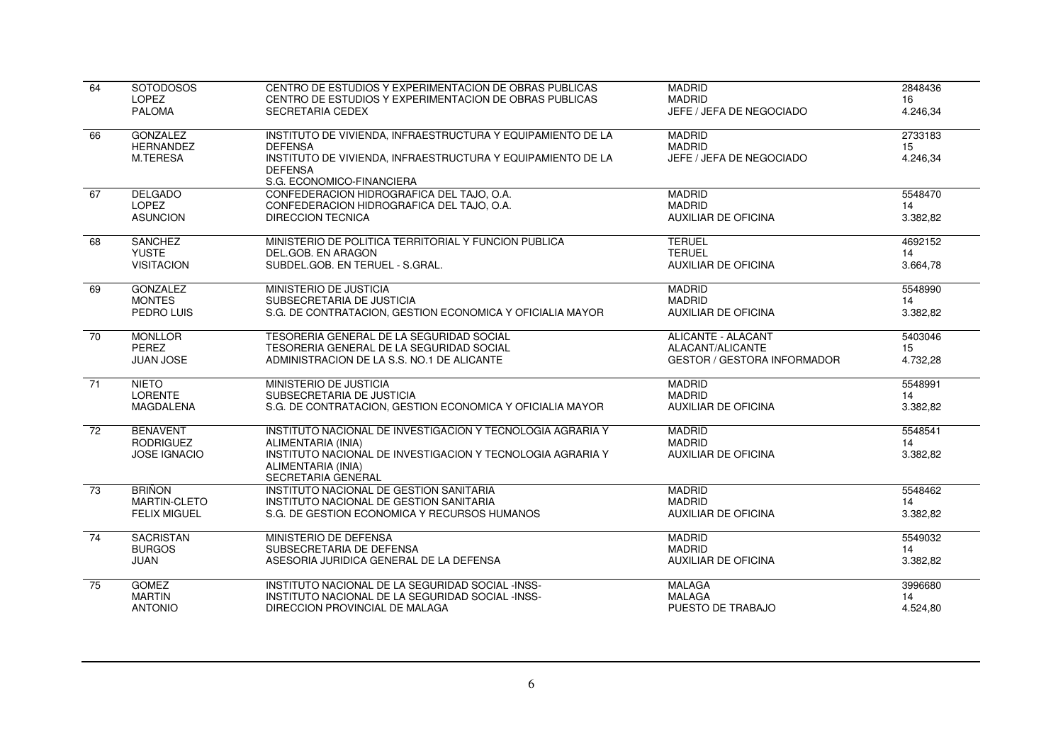| | | | | |
|---|---|---|---|---|
| 64 | SOTODOSOS<br>LOPEZ<br>PALOMA | CENTRO DE ESTUDIOS Y EXPERIMENTACION DE OBRAS PUBLICAS<br>CENTRO DE ESTUDIOS Y EXPERIMENTACION DE OBRAS PUBLICAS<br>SECRETARIA CEDEX | MADRID<br>MADRID<br>JEFE / JEFA DE NEGOCIADO | 2848436<br>16<br>4.246,34 |
| 66 | GONZALEZ<br>HERNANDEZ<br>M.TERESA | INSTITUTO DE VIVIENDA, INFRAESTRUCTURA Y EQUIPAMIENTO DE LA DEFENSA<br>INSTITUTO DE VIVIENDA, INFRAESTRUCTURA Y EQUIPAMIENTO DE LA DEFENSA<br>S.G. ECONOMICO-FINANCIERA | MADRID<br>MADRID<br>JEFE / JEFA DE NEGOCIADO | 2733183<br>15<br>4.246,34 |
| 67 | DELGADO<br>LOPEZ<br>ASUNCION | CONFEDERACION HIDROGRAFICA DEL TAJO, O.A.<br>CONFEDERACION HIDROGRAFICA DEL TAJO, O.A.<br>DIRECCION TECNICA | MADRID<br>MADRID<br>AUXILIAR DE OFICINA | 5548470<br>14<br>3.382,82 |
| 68 | SANCHEZ<br>YUSTE<br>VISITACION | MINISTERIO DE POLITICA TERRITORIAL Y FUNCION PUBLICA<br>DEL.GOB. EN ARAGON<br>SUBDEL.GOB. EN TERUEL - S.GRAL. | TERUEL<br>TERUEL<br>AUXILIAR DE OFICINA | 4692152<br>14<br>3.664,78 |
| 69 | GONZALEZ<br>MONTES<br>PEDRO LUIS | MINISTERIO DE JUSTICIA<br>SUBSECRETARIA DE JUSTICIA<br>S.G. DE CONTRATACION, GESTION ECONOMICA Y OFICIALIA MAYOR | MADRID<br>MADRID<br>AUXILIAR DE OFICINA | 5548990<br>14<br>3.382,82 |
| 70 | MONLLOR<br>PEREZ<br>JUAN JOSE | TESORERIA GENERAL DE LA SEGURIDAD SOCIAL<br>TESORERIA GENERAL DE LA SEGURIDAD SOCIAL<br>ADMINISTRACION DE LA S.S. NO.1 DE ALICANTE | ALICANTE - ALACANT<br>ALACANT/ALICANTE<br>GESTOR / GESTORA INFORMADOR | 5403046<br>15<br>4.732,28 |
| 71 | NIETO<br>LORENTE<br>MAGDALENA | MINISTERIO DE JUSTICIA<br>SUBSECRETARIA DE JUSTICIA<br>S.G. DE CONTRATACION, GESTION ECONOMICA Y OFICIALIA MAYOR | MADRID<br>MADRID<br>AUXILIAR DE OFICINA | 5548991<br>14<br>3.382,82 |
| 72 | BENAVENT<br>RODRIGUEZ<br>JOSE IGNACIO | INSTITUTO NACIONAL DE INVESTIGACION Y TECNOLOGIA AGRARIA Y ALIMENTARIA (INIA)<br>INSTITUTO NACIONAL DE INVESTIGACION Y TECNOLOGIA AGRARIA Y ALIMENTARIA (INIA)<br>SECRETARIA GENERAL | MADRID<br>MADRID<br>AUXILIAR DE OFICINA | 5548541<br>14<br>3.382,82 |
| 73 | BRIÑON<br>MARTIN-CLETO<br>FELIX MIGUEL | INSTITUTO NACIONAL DE GESTION SANITARIA<br>INSTITUTO NACIONAL DE GESTION SANITARIA<br>S.G. DE GESTION ECONOMICA Y RECURSOS HUMANOS | MADRID<br>MADRID<br>AUXILIAR DE OFICINA | 5548462<br>14<br>3.382,82 |
| 74 | SACRISTAN<br>BURGOS<br>JUAN | MINISTERIO DE DEFENSA<br>SUBSECRETARIA DE DEFENSA<br>ASESORIA JURIDICA GENERAL DE LA DEFENSA | MADRID<br>MADRID<br>AUXILIAR DE OFICINA | 5549032<br>14<br>3.382,82 |
| 75 | GOMEZ<br>MARTIN<br>ANTONIO | INSTITUTO NACIONAL DE LA SEGURIDAD SOCIAL -INSS-<br>INSTITUTO NACIONAL DE LA SEGURIDAD SOCIAL -INSS-<br>DIRECCION PROVINCIAL DE MALAGA | MALAGA<br>MALAGA<br>PUESTO DE TRABAJO | 3996680<br>14<br>4.524,80 |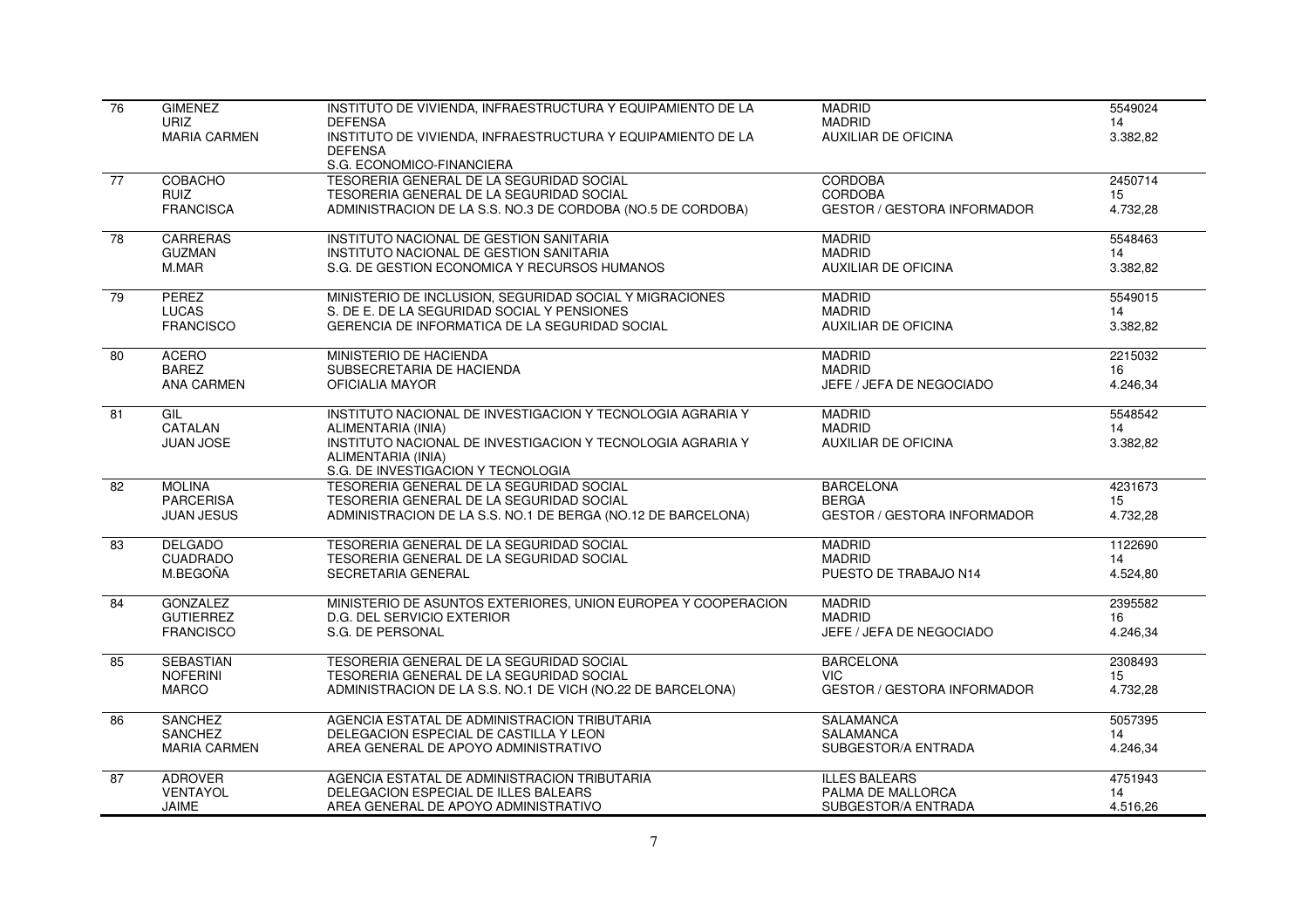| | | | | |
|---|---|---|---|---|
| 76 | GIMENEZ<br>URIZ<br>MARIA CARMEN | INSTITUTO DE VIVIENDA, INFRAESTRUCTURA Y EQUIPAMIENTO DE LA DEFENSA<br>INSTITUTO DE VIVIENDA, INFRAESTRUCTURA Y EQUIPAMIENTO DE LA DEFENSA<br>S.G. ECONOMICO-FINANCIERA | MADRID<br>MADRID<br>AUXILIAR DE OFICINA | 5549024<br>14<br>3.382,82 |
| 77 | COBACHO<br>RUIZ<br>FRANCISCA | TESORERIA GENERAL DE LA SEGURIDAD SOCIAL<br>TESORERIA GENERAL DE LA SEGURIDAD SOCIAL<br>ADMINISTRACION DE LA S.S. NO.3 DE CORDOBA (NO.5 DE CORDOBA) | CORDOBA<br>CORDOBA<br>GESTOR / GESTORA INFORMADOR | 2450714<br>15<br>4.732,28 |
| 78 | CARRERAS<br>GUZMAN<br>M.MAR | INSTITUTO NACIONAL DE GESTION SANITARIA<br>INSTITUTO NACIONAL DE GESTION SANITARIA<br>S.G. DE GESTION ECONOMICA Y RECURSOS HUMANOS | MADRID<br>MADRID<br>AUXILIAR DE OFICINA | 5548463<br>14<br>3.382,82 |
| 79 | PEREZ<br>LUCAS<br>FRANCISCO | MINISTERIO DE INCLUSION, SEGURIDAD SOCIAL Y MIGRACIONES<br>S. DE E. DE LA SEGURIDAD SOCIAL Y PENSIONES<br>GERENCIA DE INFORMATICA DE LA SEGURIDAD SOCIAL | MADRID<br>MADRID<br>AUXILIAR DE OFICINA | 5549015<br>14<br>3.382,82 |
| 80 | ACERO<br>BAREZ<br>ANA CARMEN | MINISTERIO DE HACIENDA<br>SUBSECRETARIA DE HACIENDA<br>OFICIALIA MAYOR | MADRID<br>MADRID<br>JEFE / JEFA DE NEGOCIADO | 2215032<br>16<br>4.246,34 |
| 81 | GIL<br>CATALAN<br>JUAN JOSE | INSTITUTO NACIONAL DE INVESTIGACION Y TECNOLOGIA AGRARIA Y ALIMENTARIA (INIA)<br>INSTITUTO NACIONAL DE INVESTIGACION Y TECNOLOGIA AGRARIA Y ALIMENTARIA (INIA)<br>S.G. DE INVESTIGACION Y TECNOLOGIA | MADRID<br>MADRID<br>AUXILIAR DE OFICINA | 5548542<br>14<br>3.382,82 |
| 82 | MOLINA<br>PARCERISA<br>JUAN JESUS | TESORERIA GENERAL DE LA SEGURIDAD SOCIAL<br>TESORERIA GENERAL DE LA SEGURIDAD SOCIAL<br>ADMINISTRACION DE LA S.S. NO.1 DE BERGA (NO.12 DE BARCELONA) | BARCELONA<br>BERGA<br>GESTOR / GESTORA INFORMADOR | 4231673<br>15<br>4.732,28 |
| 83 | DELGADO<br>CUADRADO<br>M.BEGOÑA | TESORERIA GENERAL DE LA SEGURIDAD SOCIAL<br>TESORERIA GENERAL DE LA SEGURIDAD SOCIAL<br>SECRETARIA GENERAL | MADRID<br>MADRID<br>PUESTO DE TRABAJO N14 | 1122690<br>14<br>4.524,80 |
| 84 | GONZALEZ<br>GUTIERREZ<br>FRANCISCO | MINISTERIO DE ASUNTOS EXTERIORES, UNION EUROPEA Y COOPERACION<br>D.G. DEL SERVICIO EXTERIOR<br>S.G. DE PERSONAL | MADRID<br>MADRID<br>JEFE / JEFA DE NEGOCIADO | 2395582<br>16<br>4.246,34 |
| 85 | SEBASTIAN<br>NOFERINI<br>MARCO | TESORERIA GENERAL DE LA SEGURIDAD SOCIAL<br>TESORERIA GENERAL DE LA SEGURIDAD SOCIAL<br>ADMINISTRACION DE LA S.S. NO.1 DE VICH (NO.22 DE BARCELONA) | BARCELONA<br>VIC<br>GESTOR / GESTORA INFORMADOR | 2308493<br>15<br>4.732,28 |
| 86 | SANCHEZ<br>SANCHEZ<br>MARIA CARMEN | AGENCIA ESTATAL DE ADMINISTRACION TRIBUTARIA<br>DELEGACION ESPECIAL DE CASTILLA Y LEON<br>AREA GENERAL DE APOYO ADMINISTRATIVO | SALAMANCA<br>SALAMANCA<br>SUBGESTOR/A ENTRADA | 5057395<br>14<br>4.246,34 |
| 87 | ADROVER<br>VENTAYOL<br>JAIME | AGENCIA ESTATAL DE ADMINISTRACION TRIBUTARIA<br>DELEGACION ESPECIAL DE ILLES BALEARS<br>AREA GENERAL DE APOYO ADMINISTRATIVO | ILLES BALEARS<br>PALMA DE MALLORCA<br>SUBGESTOR/A ENTRADA | 4751943<br>14<br>4.516,26 |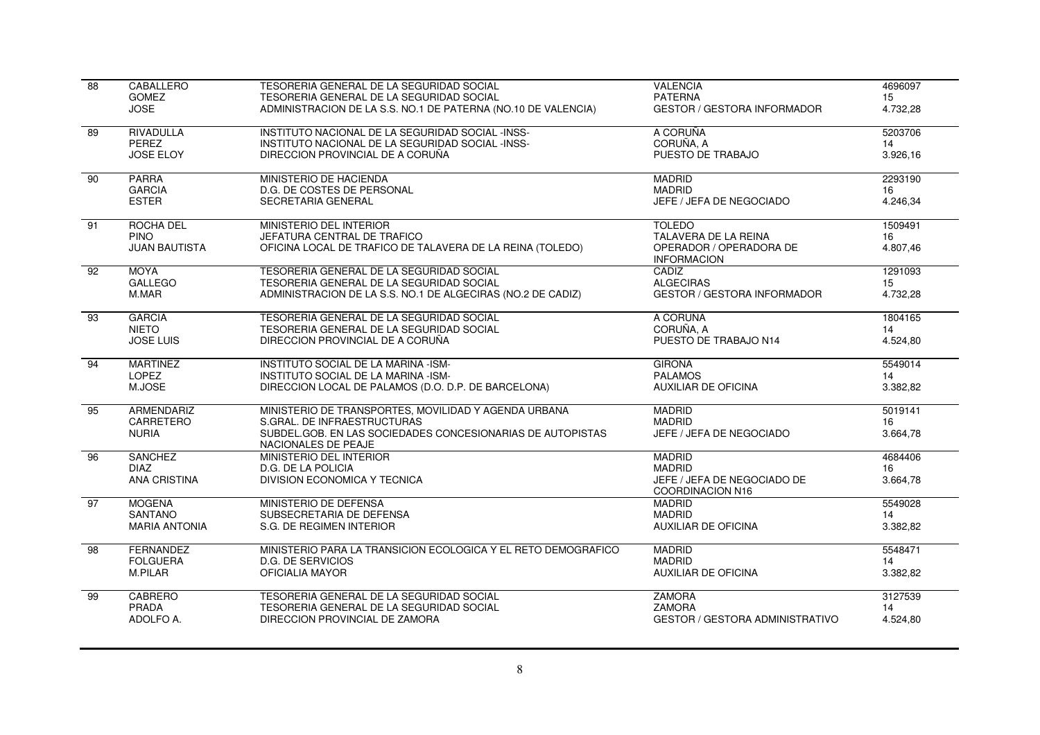| | | | | |
|---|---|---|---|---|
| 88 | CABALLERO<br>GOMEZ<br>JOSE | TESORERIA GENERAL DE LA SEGURIDAD SOCIAL<br>TESORERIA GENERAL DE LA SEGURIDAD SOCIAL<br>ADMINISTRACION DE LA S.S. NO.1 DE PATERNA (NO.10 DE VALENCIA) | VALENCIA<br>PATERNA<br>GESTOR / GESTORA INFORMADOR | 4696097<br>15<br>4.732,28 |
| 89 | RIVADULLA<br>PEREZ<br>JOSE ELOY | INSTITUTO NACIONAL DE LA SEGURIDAD SOCIAL -INSS-<br>INSTITUTO NACIONAL DE LA SEGURIDAD SOCIAL -INSS-<br>DIRECCION PROVINCIAL DE A CORUÑA | A CORUÑA<br>CORUÑA, A<br>PUESTO DE TRABAJO | 5203706<br>14<br>3.926,16 |
| 90 | PARRA<br>GARCIA<br>ESTER | MINISTERIO DE HACIENDA<br>D.G. DE COSTES DE PERSONAL<br>SECRETARIA GENERAL | MADRID<br>MADRID<br>JEFE / JEFA DE NEGOCIADO | 2293190<br>16<br>4.246,34 |
| 91 | ROCHA DEL<br>PINO<br>JUAN BAUTISTA | MINISTERIO DEL INTERIOR<br>JEFATURA CENTRAL DE TRAFICO<br>OFICINA LOCAL DE TRAFICO DE TALAVERA DE LA REINA (TOLEDO) | TOLEDO<br>TALAVERA DE LA REINA<br>OPERADOR / OPERADORA DE INFORMACION | 1509491<br>16<br>4.807,46 |
| 92 | MOYA<br>GALLEGO<br>M.MAR | TESORERIA GENERAL DE LA SEGURIDAD SOCIAL<br>TESORERIA GENERAL DE LA SEGURIDAD SOCIAL<br>ADMINISTRACION DE LA S.S. NO.1 DE ALGECIRAS (NO.2 DE CADIZ) | CADIZ<br>ALGECIRAS<br>GESTOR / GESTORA INFORMADOR | 1291093<br>15<br>4.732,28 |
| 93 | GARCIA<br>NIETO<br>JOSE LUIS | TESORERIA GENERAL DE LA SEGURIDAD SOCIAL<br>TESORERIA GENERAL DE LA SEGURIDAD SOCIAL<br>DIRECCION PROVINCIAL DE A CORUÑA | A CORUÑA<br>CORUÑA, A<br>PUESTO DE TRABAJO N14 | 1804165<br>14<br>4.524,80 |
| 94 | MARTINEZ<br>LOPEZ<br>M.JOSE | INSTITUTO SOCIAL DE LA MARINA -ISM-<br>INSTITUTO SOCIAL DE LA MARINA -ISM-<br>DIRECCION LOCAL DE PALAMOS (D.O. D.P. DE BARCELONA) | GIRONA<br>PALAMOS<br>AUXILIAR DE OFICINA | 5549014<br>14<br>3.382,82 |
| 95 | ARMENDARIZ<br>CARRETERO<br>NURIA | MINISTERIO DE TRANSPORTES, MOVILIDAD Y AGENDA URBANA<br>S.GRAL. DE INFRAESTRUCTURAS<br>SUBDEL.GOB. EN LAS SOCIEDADES CONCESIONARIAS DE AUTOPISTAS NACIONALES DE PEAJE | MADRID<br>MADRID<br>JEFE / JEFA DE NEGOCIADO | 5019141<br>16<br>3.664,78 |
| 96 | SANCHEZ<br>DIAZ<br>ANA CRISTINA | MINISTERIO DEL INTERIOR<br>D.G. DE LA POLICIA<br>DIVISION ECONOMICA Y TECNICA | MADRID<br>MADRID<br>JEFE / JEFA DE NEGOCIADO DE COORDINACION N16 | 4684406<br>16<br>3.664,78 |
| 97 | MOGENA<br>SANTANO<br>MARIA ANTONIA | MINISTERIO DE DEFENSA<br>SUBSECRETARIA DE DEFENSA<br>S.G. DE REGIMEN INTERIOR | MADRID<br>MADRID<br>AUXILIAR DE OFICINA | 5549028<br>14<br>3.382,82 |
| 98 | FERNANDEZ<br>FOLGUERA<br>M.PILAR | MINISTERIO PARA LA TRANSICION ECOLOGICA Y EL RETO DEMOGRAFICO<br>D.G. DE SERVICIOS<br>OFICIALIA MAYOR | MADRID<br>MADRID<br>AUXILIAR DE OFICINA | 5548471<br>14<br>3.382,82 |
| 99 | CABRERO<br>PRADA<br>ADOLFO A. | TESORERIA GENERAL DE LA SEGURIDAD SOCIAL<br>TESORERIA GENERAL DE LA SEGURIDAD SOCIAL<br>DIRECCION PROVINCIAL DE ZAMORA | ZAMORA<br>ZAMORA<br>GESTOR / GESTORA ADMINISTRATIVO | 3127539<br>14<br>4.524,80 |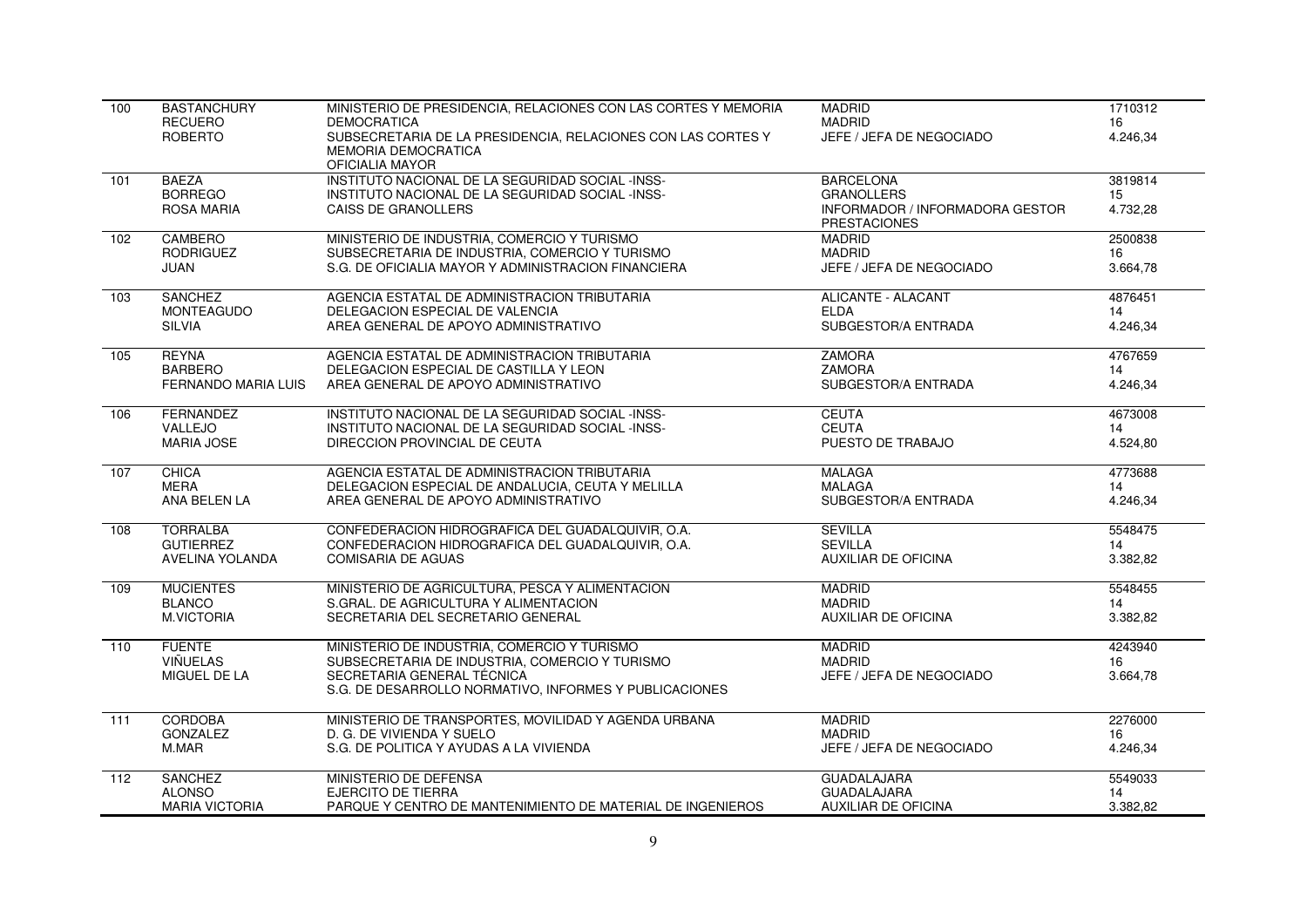| | | | | |
|---|---|---|---|---|
| 100 | BASTANCHURY<br>RECUERO<br>ROBERTO | MINISTERIO DE PRESIDENCIA, RELACIONES CON LAS CORTES Y MEMORIA DEMOCRATICA<br>SUBSECRETARIA DE LA PRESIDENCIA, RELACIONES CON LAS CORTES Y MEMORIA DEMOCRATICA<br>OFICIALIA MAYOR | MADRID<br>MADRID<br>JEFE / JEFA DE NEGOCIADO | 1710312<br>16<br>4.246,34 |
| 101 | BAEZA<br>BORREGO<br>ROSA MARIA | INSTITUTO NACIONAL DE LA SEGURIDAD SOCIAL -INSS-<br>INSTITUTO NACIONAL DE LA SEGURIDAD SOCIAL -INSS-<br>CAISS DE GRANOLLERS | BARCELONA<br>GRANOLLERS<br>INFORMADOR / INFORMADORA GESTOR PRESTACIONES | 3819814<br>15<br>4.732,28 |
| 102 | CAMBERO<br>RODRIGUEZ<br>JUAN | MINISTERIO DE INDUSTRIA, COMERCIO Y TURISMO<br>SUBSECRETARIA DE INDUSTRIA, COMERCIO Y TURISMO<br>S.G. DE OFICIALIA MAYOR Y ADMINISTRACION FINANCIERA | MADRID<br>MADRID<br>JEFE / JEFA DE NEGOCIADO | 2500838<br>16<br>3.664,78 |
| 103 | SANCHEZ<br>MONTEAGUDO<br>SILVIA | AGENCIA ESTATAL DE ADMINISTRACION TRIBUTARIA<br>DELEGACION ESPECIAL DE VALENCIA<br>AREA GENERAL DE APOYO ADMINISTRATIVO | ALICANTE - ALACANT<br>ELDA<br>SUBGESTOR/A ENTRADA | 4876451<br>14<br>4.246,34 |
| 105 | REYNA<br>BARBERO<br>FERNANDO MARIA LUIS | AGENCIA ESTATAL DE ADMINISTRACION TRIBUTARIA<br>DELEGACION ESPECIAL DE CASTILLA Y LEON<br>AREA GENERAL DE APOYO ADMINISTRATIVO | ZAMORA<br>ZAMORA<br>SUBGESTOR/A ENTRADA | 4767659<br>14<br>4.246,34 |
| 106 | FERNANDEZ<br>VALLEJO<br>MARIA JOSE | INSTITUTO NACIONAL DE LA SEGURIDAD SOCIAL -INSS-<br>INSTITUTO NACIONAL DE LA SEGURIDAD SOCIAL -INSS-<br>DIRECCION PROVINCIAL DE CEUTA | CEUTA<br>CEUTA<br>PUESTO DE TRABAJO | 4673008<br>14<br>4.524,80 |
| 107 | CHICA<br>MERA<br>ANA BELEN LA | AGENCIA ESTATAL DE ADMINISTRACION TRIBUTARIA<br>DELEGACION ESPECIAL DE ANDALUCIA, CEUTA Y MELILLA<br>AREA GENERAL DE APOYO ADMINISTRATIVO | MALAGA<br>MALAGA<br>SUBGESTOR/A ENTRADA | 4773688<br>14<br>4.246,34 |
| 108 | TORRALBA<br>GUTIERREZ<br>AVELINA YOLANDA | CONFEDERACION HIDROGRAFICA DEL GUADALQUIVIR, O.A.<br>CONFEDERACION HIDROGRAFICA DEL GUADALQUIVIR, O.A.<br>COMISARIA DE AGUAS | SEVILLA<br>SEVILLA<br>AUXILIAR DE OFICINA | 5548475<br>14<br>3.382,82 |
| 109 | MUCIENTES<br>BLANCO<br>M.VICTORIA | MINISTERIO DE AGRICULTURA, PESCA Y ALIMENTACION<br>S.GRAL. DE AGRICULTURA Y ALIMENTACION<br>SECRETARIA DEL SECRETARIO GENERAL | MADRID<br>MADRID<br>AUXILIAR DE OFICINA | 5548455<br>14<br>3.382,82 |
| 110 | FUENTE<br>VIÑUELAS<br>MIGUEL DE LA | MINISTERIO DE INDUSTRIA, COMERCIO Y TURISMO<br>SUBSECRETARIA DE INDUSTRIA, COMERCIO Y TURISMO<br>SECRETARIA GENERAL TÉCNICA<br>S.G. DE DESARROLLO NORMATIVO, INFORMES Y PUBLICACIONES | MADRID<br>MADRID<br>JEFE / JEFA DE NEGOCIADO | 4243940<br>16<br>3.664,78 |
| 111 | CORDOBA<br>GONZALEZ<br>M.MAR | MINISTERIO DE TRANSPORTES, MOVILIDAD Y AGENDA URBANA<br>D. G. DE VIVIENDA Y SUELO<br>S.G. DE POLITICA Y AYUDAS A LA VIVIENDA | MADRID<br>MADRID<br>JEFE / JEFA DE NEGOCIADO | 2276000<br>16<br>4.246,34 |
| 112 | SANCHEZ<br>ALONSO<br>MARIA VICTORIA | MINISTERIO DE DEFENSA<br>EJERCITO DE TIERRA<br>PARQUE Y CENTRO DE MANTENIMIENTO DE MATERIAL DE INGENIEROS | GUADALAJARA<br>GUADALAJARA<br>AUXILIAR DE OFICINA | 5549033<br>14<br>3.382,82 |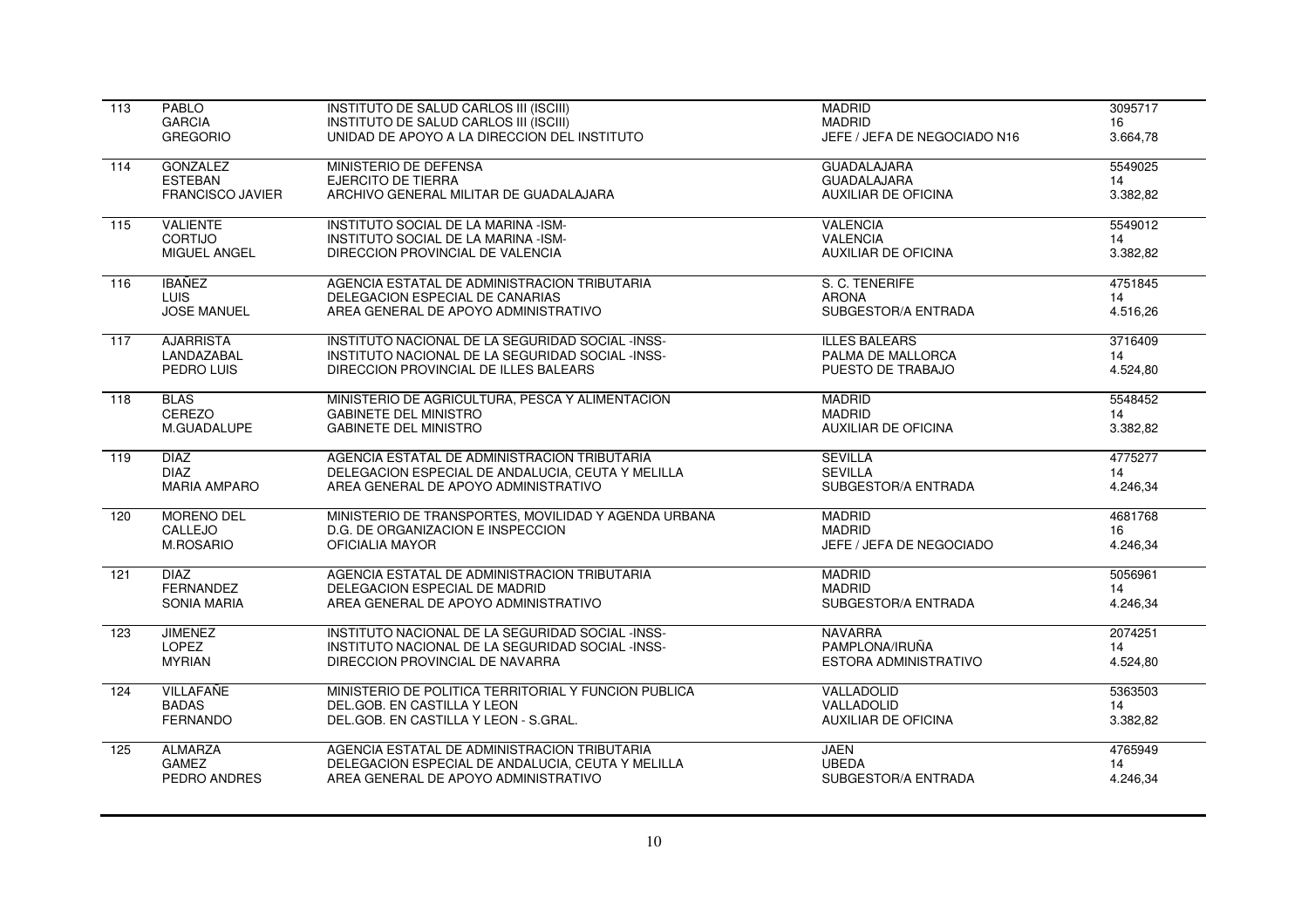| | | | | |
|---|---|---|---|---|
| 113 | PABLO<br>GARCIA<br>GREGORIO | INSTITUTO DE SALUD CARLOS III (ISCIII)<br>INSTITUTO DE SALUD CARLOS III (ISCIII)<br>UNIDAD DE APOYO A LA DIRECCION DEL INSTITUTO | MADRID<br>MADRID<br>JEFE / JEFA DE NEGOCIADO N16 | 3095717<br>16<br>3.664,78 |
| 114 | GONZALEZ<br>ESTEBAN<br>FRANCISCO JAVIER | MINISTERIO DE DEFENSA<br>EJERCITO DE TIERRA<br>ARCHIVO GENERAL MILITAR DE GUADALAJARA | GUADALAJARA<br>GUADALAJARA<br>AUXILIAR DE OFICINA | 5549025<br>14<br>3.382,82 |
| 115 | VALIENTE<br>CORTIJO<br>MIGUEL ANGEL | INSTITUTO SOCIAL DE LA MARINA -ISM-<br>INSTITUTO SOCIAL DE LA MARINA -ISM-<br>DIRECCION PROVINCIAL DE VALENCIA | VALENCIA<br>VALENCIA<br>AUXILIAR DE OFICINA | 5549012<br>14<br>3.382,82 |
| 116 | IBAÑEZ<br>LUIS<br>JOSE MANUEL | AGENCIA ESTATAL DE ADMINISTRACION TRIBUTARIA<br>DELEGACION ESPECIAL DE CANARIAS<br>AREA GENERAL DE APOYO ADMINISTRATIVO | S. C. TENERIFE<br>ARONA<br>SUBGESTOR/A ENTRADA | 4751845<br>14<br>4.516,26 |
| 117 | AJARRISTA<br>LANDAZABAL<br>PEDRO LUIS | INSTITUTO NACIONAL DE LA SEGURIDAD SOCIAL -INSS-<br>INSTITUTO NACIONAL DE LA SEGURIDAD SOCIAL -INSS-<br>DIRECCION PROVINCIAL DE ILLES BALEARS | ILLES BALEARS<br>PALMA DE MALLORCA<br>PUESTO DE TRABAJO | 3716409<br>14<br>4.524,80 |
| 118 | BLAS<br>CEREZO<br>M.GUADALUPE | MINISTERIO DE AGRICULTURA, PESCA Y ALIMENTACION<br>GABINETE DEL MINISTRO<br>GABINETE DEL MINISTRO | MADRID<br>MADRID<br>AUXILIAR DE OFICINA | 5548452<br>14<br>3.382,82 |
| 119 | DIAZ<br>DIAZ<br>MARIA AMPARO | AGENCIA ESTATAL DE ADMINISTRACION TRIBUTARIA<br>DELEGACION ESPECIAL DE ANDALUCIA, CEUTA Y MELILLA<br>AREA GENERAL DE APOYO ADMINISTRATIVO | SEVILLA<br>SEVILLA<br>SUBGESTOR/A ENTRADA | 4775277<br>14<br>4.246,34 |
| 120 | MORENO DEL<br>CALLEJO<br>M.ROSARIO | MINISTERIO DE TRANSPORTES, MOVILIDAD Y AGENDA URBANA<br>D.G. DE ORGANIZACION E INSPECCION<br>OFICIALIA MAYOR | MADRID<br>MADRID<br>JEFE / JEFA DE NEGOCIADO | 4681768<br>16<br>4.246,34 |
| 121 | DIAZ<br>FERNANDEZ<br>SONIA MARIA | AGENCIA ESTATAL DE ADMINISTRACION TRIBUTARIA<br>DELEGACION ESPECIAL DE MADRID<br>AREA GENERAL DE APOYO ADMINISTRATIVO | MADRID<br>MADRID<br>SUBGESTOR/A ENTRADA | 5056961<br>14<br>4.246,34 |
| 123 | JIMENEZ<br>LOPEZ<br>MYRIAN | INSTITUTO NACIONAL DE LA SEGURIDAD SOCIAL -INSS-<br>INSTITUTO NACIONAL DE LA SEGURIDAD SOCIAL -INSS-<br>DIRECCION PROVINCIAL DE NAVARRA | NAVARRA<br>PAMPLONA/IRUÑA<br>ESTORA ADMINISTRATIVO | 2074251<br>14<br>4.524,80 |
| 124 | VILLAFAÑE<br>BADAS<br>FERNANDO | MINISTERIO DE POLITICA TERRITORIAL Y FUNCION PUBLICA<br>DEL.GOB. EN CASTILLA Y LEON<br>DEL.GOB. EN CASTILLA Y LEON - S.GRAL. | VALLADOLID<br>VALLADOLID<br>AUXILIAR DE OFICINA | 5363503<br>14<br>3.382,82 |
| 125 | ALMARZA<br>GAMEZ<br>PEDRO ANDRES | AGENCIA ESTATAL DE ADMINISTRACION TRIBUTARIA<br>DELEGACION ESPECIAL DE ANDALUCIA, CEUTA Y MELILLA<br>AREA GENERAL DE APOYO ADMINISTRATIVO | JAEN<br>UBEDA<br>SUBGESTOR/A ENTRADA | 4765949<br>14<br>4.246,34 |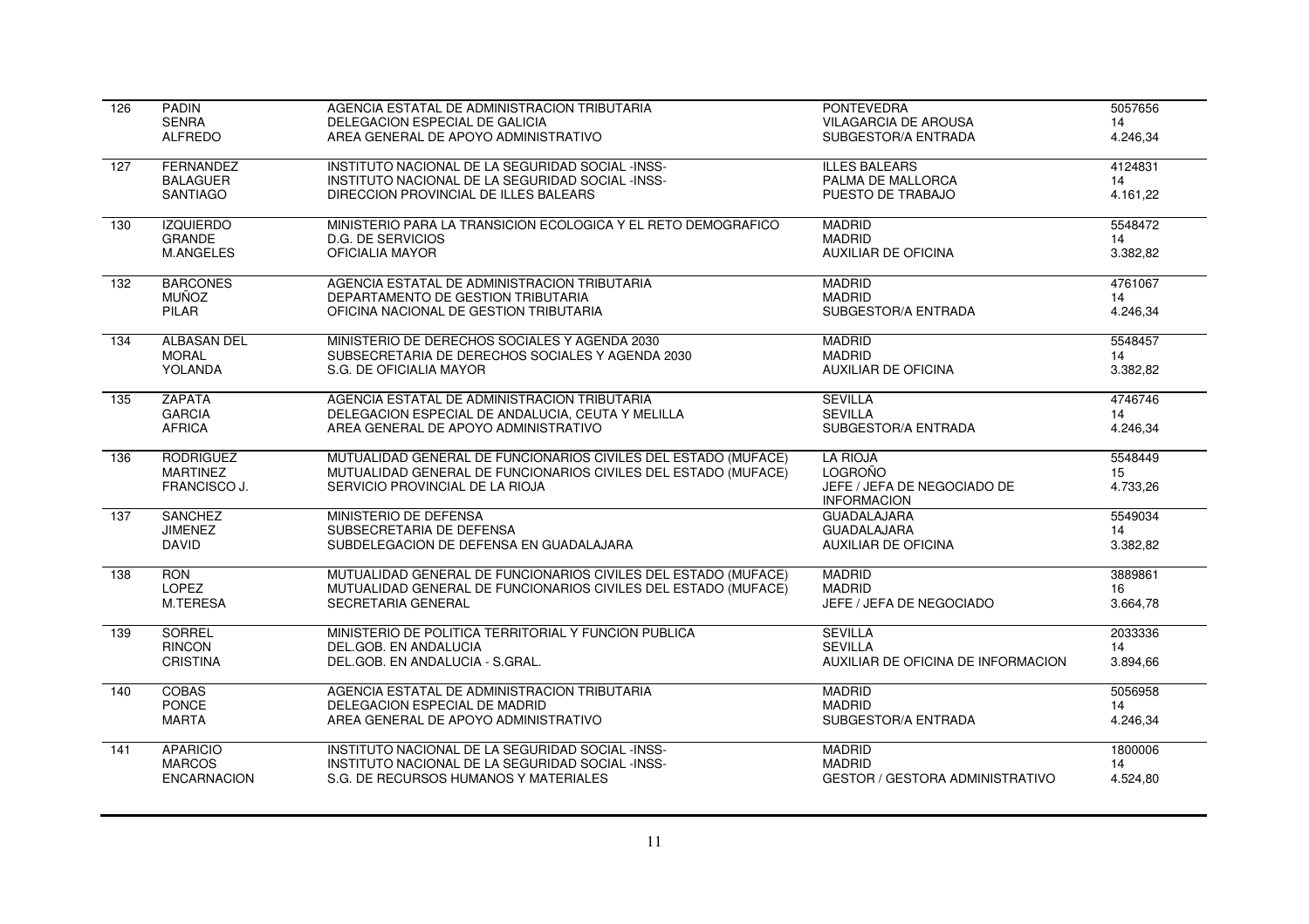| | | | | |
|---|---|---|---|---|
| 126 | PADIN<br>SENRA<br>ALFREDO | AGENCIA ESTATAL DE ADMINISTRACION TRIBUTARIA<br>DELEGACION ESPECIAL DE GALICIA<br>AREA GENERAL DE APOYO ADMINISTRATIVO | PONTEVEDRA<br>VILAGARCIA DE AROUSA<br>SUBGESTOR/A ENTRADA | 5057656<br>14<br>4.246,34 |
| 127 | FERNANDEZ<br>BALAGUER<br>SANTIAGO | INSTITUTO NACIONAL DE LA SEGURIDAD SOCIAL -INSS-<br>INSTITUTO NACIONAL DE LA SEGURIDAD SOCIAL -INSS-<br>DIRECCION PROVINCIAL DE ILLES BALEARS | ILLES BALEARS<br>PALMA DE MALLORCA<br>PUESTO DE TRABAJO | 4124831<br>14<br>4.161,22 |
| 130 | IZQUIERDO<br>GRANDE<br>M.ANGELES | MINISTERIO PARA LA TRANSICION ECOLOGICA Y EL RETO DEMOGRAFICO<br>D.G. DE SERVICIOS<br>OFICIALIA MAYOR | MADRID<br>MADRID<br>AUXILIAR DE OFICINA | 5548472<br>14<br>3.382,82 |
| 132 | BARCONES<br>MUÑOZ<br>PILAR | AGENCIA ESTATAL DE ADMINISTRACION TRIBUTARIA<br>DEPARTAMENTO DE GESTION TRIBUTARIA<br>OFICINA NACIONAL DE GESTION TRIBUTARIA | MADRID<br>MADRID<br>SUBGESTOR/A ENTRADA | 4761067<br>14<br>4.246,34 |
| 134 | ALBASAN DEL<br>MORAL<br>YOLANDA | MINISTERIO DE DERECHOS SOCIALES Y AGENDA 2030<br>SUBSECRETARIA DE DERECHOS SOCIALES Y AGENDA 2030<br>S.G. DE OFICIALIA MAYOR | MADRID<br>MADRID<br>AUXILIAR DE OFICINA | 5548457<br>14<br>3.382,82 |
| 135 | ZAPATA<br>GARCIA<br>AFRICA | AGENCIA ESTATAL DE ADMINISTRACION TRIBUTARIA<br>DELEGACION ESPECIAL DE ANDALUCIA, CEUTA Y MELILLA<br>AREA GENERAL DE APOYO ADMINISTRATIVO | SEVILLA<br>SEVILLA<br>SUBGESTOR/A ENTRADA | 4746746<br>14<br>4.246,34 |
| 136 | RODRIGUEZ<br>MARTINEZ<br>FRANCISCO J. | MUTUALIDAD GENERAL DE FUNCIONARIOS CIVILES DEL ESTADO (MUFACE)<br>MUTUALIDAD GENERAL DE FUNCIONARIOS CIVILES DEL ESTADO (MUFACE)<br>SERVICIO PROVINCIAL DE LA RIOJA | LA RIOJA<br>LOGROÑO<br>JEFE / JEFA DE NEGOCIADO DE INFORMACION | 5548449<br>15<br>4.733,26 |
| 137 | SANCHEZ<br>JIMENEZ<br>DAVID | MINISTERIO DE DEFENSA<br>SUBSECRETARIA DE DEFENSA<br>SUBDELEGACION DE DEFENSA EN GUADALAJARA | GUADALAJARA<br>GUADALAJARA<br>AUXILIAR DE OFICINA | 5549034<br>14<br>3.382,82 |
| 138 | RON<br>LOPEZ<br>M.TERESA | MUTUALIDAD GENERAL DE FUNCIONARIOS CIVILES DEL ESTADO (MUFACE)<br>MUTUALIDAD GENERAL DE FUNCIONARIOS CIVILES DEL ESTADO (MUFACE)<br>SECRETARIA GENERAL | MADRID<br>MADRID<br>JEFE / JEFA DE NEGOCIADO | 3889861<br>16<br>3.664,78 |
| 139 | SORREL<br>RINCON<br>CRISTINA | MINISTERIO DE POLITICA TERRITORIAL Y FUNCION PUBLICA<br>DEL.GOB. EN ANDALUCIA<br>DEL.GOB. EN ANDALUCIA - S.GRAL. | SEVILLA<br>SEVILLA<br>AUXILIAR DE OFICINA DE INFORMACION | 2033336<br>14<br>3.894,66 |
| 140 | COBAS<br>PONCE<br>MARTA | AGENCIA ESTATAL DE ADMINISTRACION TRIBUTARIA<br>DELEGACION ESPECIAL DE MADRID<br>AREA GENERAL DE APOYO ADMINISTRATIVO | MADRID<br>MADRID<br>SUBGESTOR/A ENTRADA | 5056958<br>14<br>4.246,34 |
| 141 | APARICIO<br>MARCOS<br>ENCARNACION | INSTITUTO NACIONAL DE LA SEGURIDAD SOCIAL -INSS-<br>INSTITUTO NACIONAL DE LA SEGURIDAD SOCIAL -INSS-<br>S.G. DE RECURSOS HUMANOS Y MATERIALES | MADRID<br>MADRID<br>GESTOR / GESTORA ADMINISTRATIVO | 1800006<br>14<br>4.524,80 |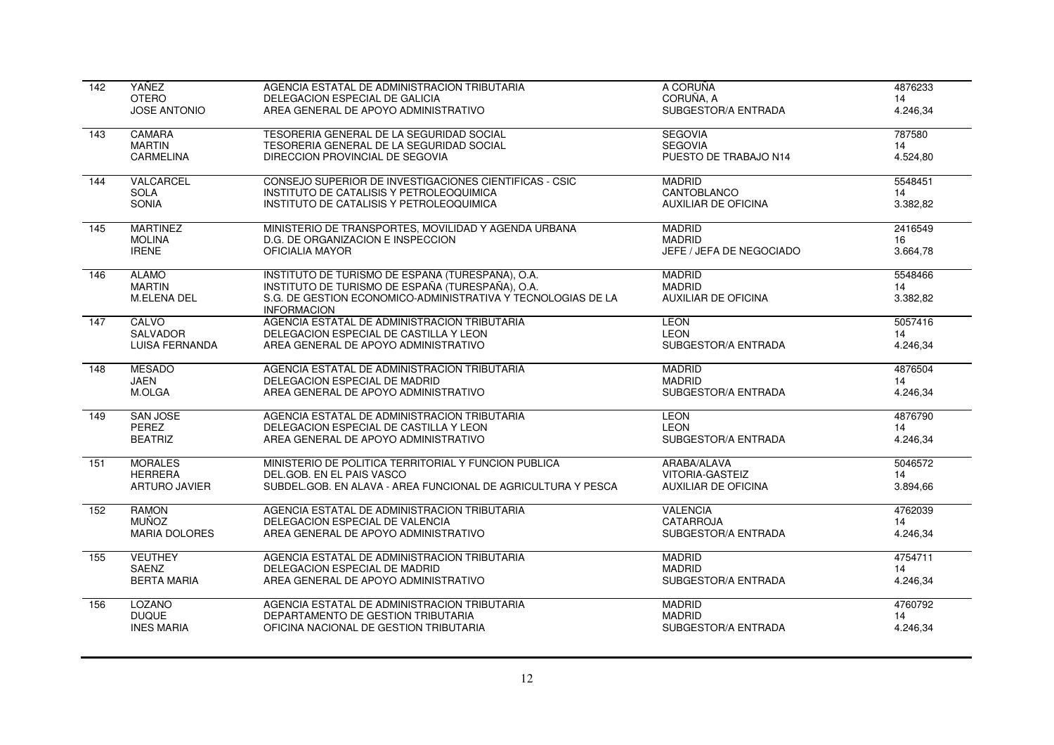| | | | | |
|---|---|---|---|---|
| 142 | YAÑEZ<br>OTERO<br>JOSE ANTONIO | AGENCIA ESTATAL DE ADMINISTRACION TRIBUTARIA<br>DELEGACION ESPECIAL DE GALICIA<br>AREA GENERAL DE APOYO ADMINISTRATIVO | A CORUÑA<br>CORUÑA, A<br>SUBGESTOR/A ENTRADA | 4876233<br>14<br>4.246,34 |
| 143 | CAMARA<br>MARTIN<br>CARMELINA | TESORERIA GENERAL DE LA SEGURIDAD SOCIAL<br>TESORERIA GENERAL DE LA SEGURIDAD SOCIAL<br>DIRECCION PROVINCIAL DE SEGOVIA | SEGOVIA<br>SEGOVIA<br>PUESTO DE TRABAJO N14 | 787580<br>14<br>4.524,80 |
| 144 | VALCARCEL<br>SOLA<br>SONIA | CONSEJO SUPERIOR DE INVESTIGACIONES CIENTIFICAS - CSIC<br>INSTITUTO DE CATALISIS Y PETROLEOQUIMICA<br>INSTITUTO DE CATALISIS Y PETROLEOQUIMICA | MADRID<br>CANTOBLANCO<br>AUXILIAR DE OFICINA | 5548451<br>14<br>3.382,82 |
| 145 | MARTINEZ<br>MOLINA<br>IRENE | MINISTERIO DE TRANSPORTES, MOVILIDAD Y AGENDA URBANA<br>D.G. DE ORGANIZACION E INSPECCION<br>OFICIALIA MAYOR | MADRID<br>MADRID<br>JEFE / JEFA DE NEGOCIADO | 2416549<br>16<br>3.664,78 |
| 146 | ALAMO<br>MARTIN<br>M.ELENA DEL | INSTITUTO DE TURISMO DE ESPAÑA (TURESPAÑA), O.A.<br>INSTITUTO DE TURISMO DE ESPAÑA (TURESPAÑA), O.A.<br>S.G. DE GESTION ECONOMICO-ADMINISTRATIVA Y TECNOLOGIAS DE LA INFORMACION | MADRID<br>MADRID<br>AUXILIAR DE OFICINA | 5548466<br>14<br>3.382,82 |
| 147 | CALVO<br>SALVADOR<br>LUISA FERNANDA | AGENCIA ESTATAL DE ADMINISTRACION TRIBUTARIA<br>DELEGACION ESPECIAL DE CASTILLA Y LEON<br>AREA GENERAL DE APOYO ADMINISTRATIVO | LEON<br>LEON<br>SUBGESTOR/A ENTRADA | 5057416<br>14<br>4.246,34 |
| 148 | MESADO<br>JAEN<br>M.OLGA | AGENCIA ESTATAL DE ADMINISTRACION TRIBUTARIA<br>DELEGACION ESPECIAL DE MADRID<br>AREA GENERAL DE APOYO ADMINISTRATIVO | MADRID<br>MADRID<br>SUBGESTOR/A ENTRADA | 4876504<br>14<br>4.246,34 |
| 149 | SAN JOSE<br>PEREZ<br>BEATRIZ | AGENCIA ESTATAL DE ADMINISTRACION TRIBUTARIA<br>DELEGACION ESPECIAL DE CASTILLA Y LEON<br>AREA GENERAL DE APOYO ADMINISTRATIVO | LEON<br>LEON<br>SUBGESTOR/A ENTRADA | 4876790<br>14<br>4.246,34 |
| 151 | MORALES<br>HERRERA<br>ARTURO JAVIER | MINISTERIO DE POLITICA TERRITORIAL Y FUNCION PUBLICA<br>DEL.GOB. EN EL PAIS VASCO<br>SUBDEL.GOB. EN ALAVA - AREA FUNCIONAL DE AGRICULTURA Y PESCA | ARABA/ALAVA<br>VITORIA-GASTEIZ<br>AUXILIAR DE OFICINA | 5046572<br>14<br>3.894,66 |
| 152 | RAMON<br>MUÑOZ<br>MARIA DOLORES | AGENCIA ESTATAL DE ADMINISTRACION TRIBUTARIA<br>DELEGACION ESPECIAL DE VALENCIA<br>AREA GENERAL DE APOYO ADMINISTRATIVO | VALENCIA<br>CATARROJA<br>SUBGESTOR/A ENTRADA | 4762039<br>14<br>4.246,34 |
| 155 | VEUTHEY<br>SAENZ<br>BERTA MARIA | AGENCIA ESTATAL DE ADMINISTRACION TRIBUTARIA<br>DELEGACION ESPECIAL DE MADRID<br>AREA GENERAL DE APOYO ADMINISTRATIVO | MADRID<br>MADRID<br>SUBGESTOR/A ENTRADA | 4754711<br>14<br>4.246,34 |
| 156 | LOZANO<br>DUQUE<br>INES MARIA | AGENCIA ESTATAL DE ADMINISTRACION TRIBUTARIA<br>DEPARTAMENTO DE GESTION TRIBUTARIA<br>OFICINA NACIONAL DE GESTION TRIBUTARIA | MADRID<br>MADRID<br>SUBGESTOR/A ENTRADA | 4760792<br>14<br>4.246,34 |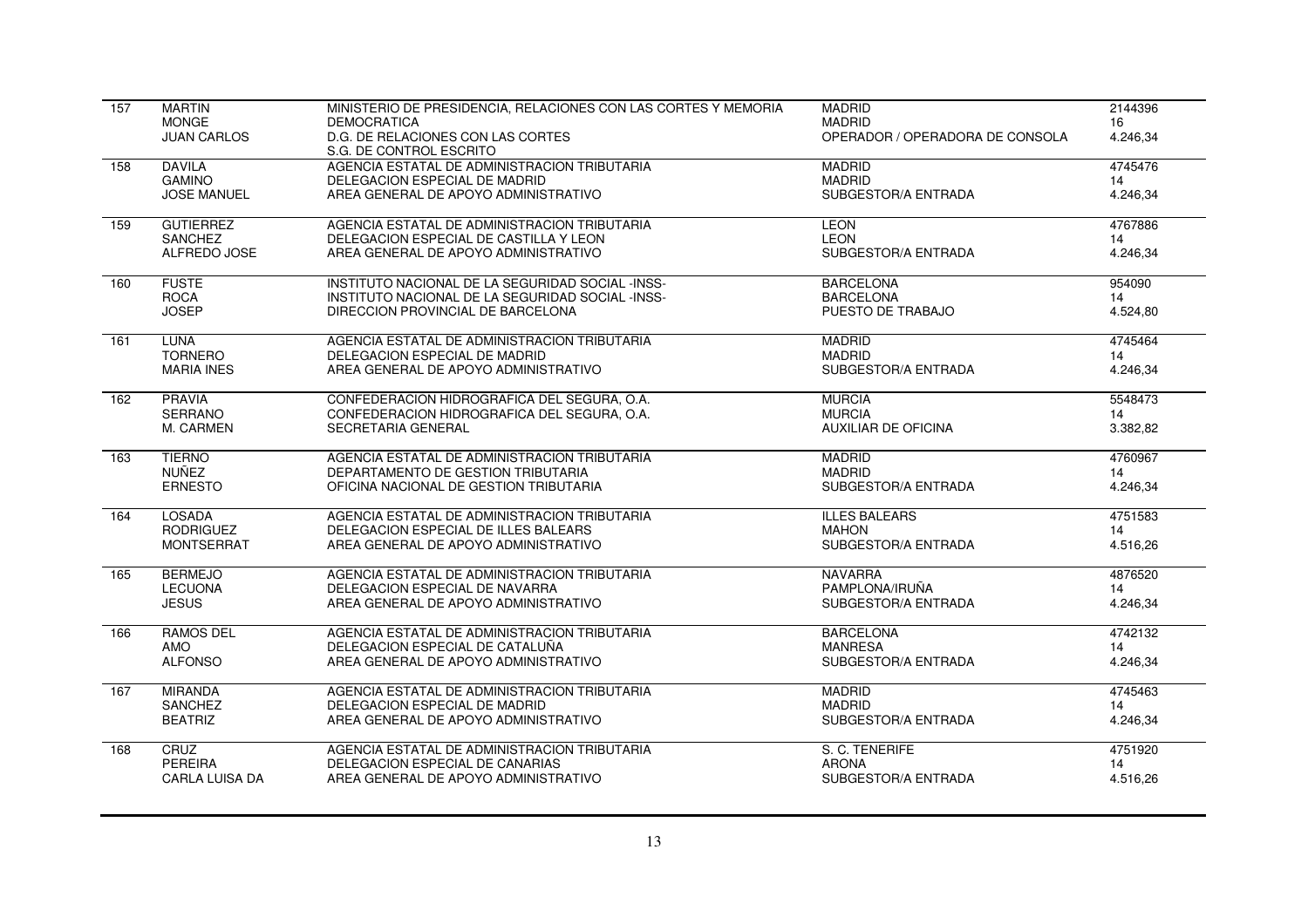| | | | | |
|---|---|---|---|---|
| 157 | MARTIN<br>MONGE<br>JUAN CARLOS | MINISTERIO DE PRESIDENCIA, RELACIONES CON LAS CORTES Y MEMORIA DEMOCRATICA<br>D.G. DE RELACIONES CON LAS CORTES<br>S.G. DE CONTROL ESCRITO | MADRID<br>MADRID<br>OPERADOR / OPERADORA DE CONSOLA | 2144396<br>16<br>4.246,34 |
| 158 | DAVILA<br>GAMINO<br>JOSE MANUEL | AGENCIA ESTATAL DE ADMINISTRACION TRIBUTARIA<br>DELEGACION ESPECIAL DE MADRID<br>AREA GENERAL DE APOYO ADMINISTRATIVO | MADRID<br>MADRID<br>SUBGESTOR/A ENTRADA | 4745476<br>14<br>4.246,34 |
| 159 | GUTIERREZ<br>SANCHEZ<br>ALFREDO JOSE | AGENCIA ESTATAL DE ADMINISTRACION TRIBUTARIA<br>DELEGACION ESPECIAL DE CASTILLA Y LEON<br>AREA GENERAL DE APOYO ADMINISTRATIVO | LEON<br>LEON<br>SUBGESTOR/A ENTRADA | 4767886<br>14<br>4.246,34 |
| 160 | FUSTE<br>ROCA<br>JOSEP | INSTITUTO NACIONAL DE LA SEGURIDAD SOCIAL -INSS-<br>INSTITUTO NACIONAL DE LA SEGURIDAD SOCIAL -INSS-<br>DIRECCION PROVINCIAL DE BARCELONA | BARCELONA<br>BARCELONA<br>PUESTO DE TRABAJO | 954090<br>14<br>4.524,80 |
| 161 | LUNA<br>TORNERO<br>MARIA INES | AGENCIA ESTATAL DE ADMINISTRACION TRIBUTARIA<br>DELEGACION ESPECIAL DE MADRID<br>AREA GENERAL DE APOYO ADMINISTRATIVO | MADRID<br>MADRID<br>SUBGESTOR/A ENTRADA | 4745464<br>14<br>4.246,34 |
| 162 | PRAVIA<br>SERRANO<br>M. CARMEN | CONFEDERACION HIDROGRAFICA DEL SEGURA, O.A.<br>CONFEDERACION HIDROGRAFICA DEL SEGURA, O.A.<br>SECRETARIA GENERAL | MURCIA<br>MURCIA<br>AUXILIAR DE OFICINA | 5548473<br>14<br>3.382,82 |
| 163 | TIERNO<br>NUÑEZ<br>ERNESTO | AGENCIA ESTATAL DE ADMINISTRACION TRIBUTARIA<br>DEPARTAMENTO DE GESTION TRIBUTARIA<br>OFICINA NACIONAL DE GESTION TRIBUTARIA | MADRID<br>MADRID<br>SUBGESTOR/A ENTRADA | 4760967<br>14<br>4.246,34 |
| 164 | LOSADA<br>RODRIGUEZ<br>MONTSERRAT | AGENCIA ESTATAL DE ADMINISTRACION TRIBUTARIA<br>DELEGACION ESPECIAL DE ILLES BALEARS<br>AREA GENERAL DE APOYO ADMINISTRATIVO | ILLES BALEARS<br>MAHON<br>SUBGESTOR/A ENTRADA | 4751583<br>14<br>4.516,26 |
| 165 | BERMEJO<br>LECUONA<br>JESUS | AGENCIA ESTATAL DE ADMINISTRACION TRIBUTARIA<br>DELEGACION ESPECIAL DE NAVARRA<br>AREA GENERAL DE APOYO ADMINISTRATIVO | NAVARRA<br>PAMPLONA/IRUÑA<br>SUBGESTOR/A ENTRADA | 4876520<br>14<br>4.246,34 |
| 166 | RAMOS DEL<br>AMO<br>ALFONSO | AGENCIA ESTATAL DE ADMINISTRACION TRIBUTARIA<br>DELEGACION ESPECIAL DE CATALUÑA<br>AREA GENERAL DE APOYO ADMINISTRATIVO | BARCELONA<br>MANRESA<br>SUBGESTOR/A ENTRADA | 4742132<br>14<br>4.246,34 |
| 167 | MIRANDA<br>SANCHEZ<br>BEATRIZ | AGENCIA ESTATAL DE ADMINISTRACION TRIBUTARIA<br>DELEGACION ESPECIAL DE MADRID<br>AREA GENERAL DE APOYO ADMINISTRATIVO | MADRID<br>MADRID<br>SUBGESTOR/A ENTRADA | 4745463<br>14<br>4.246,34 |
| 168 | CRUZ<br>PEREIRA<br>CARLA LUISA DA | AGENCIA ESTATAL DE ADMINISTRACION TRIBUTARIA<br>DELEGACION ESPECIAL DE CANARIAS<br>AREA GENERAL DE APOYO ADMINISTRATIVO | S. C. TENERIFE<br>ARONA<br>SUBGESTOR/A ENTRADA | 4751920<br>14<br>4.516,26 |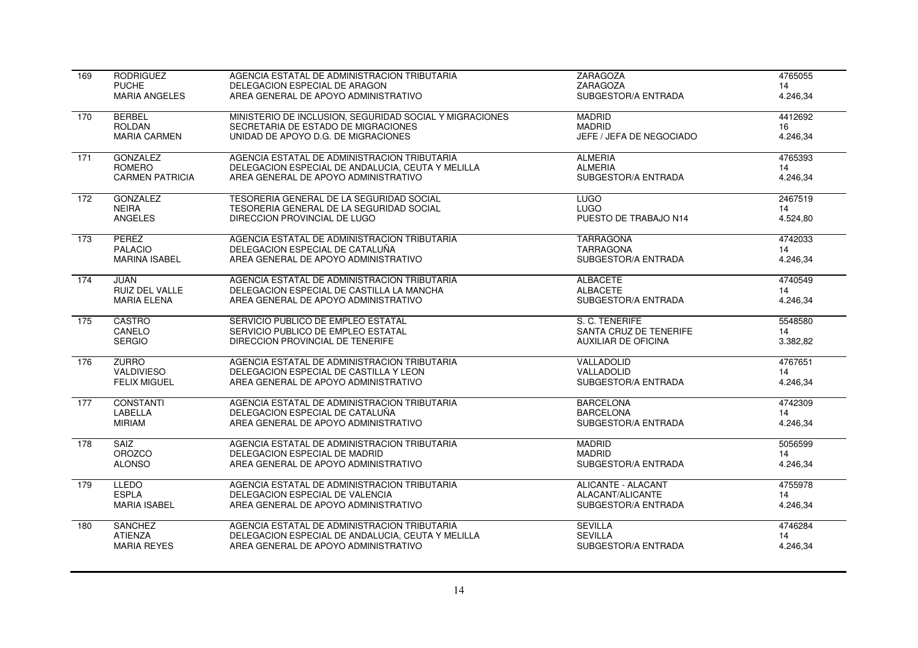| | | | | |
|---|---|---|---|---|
| 169 | RODRIGUEZ<br>PUCHE<br>MARIA ANGELES | AGENCIA ESTATAL DE ADMINISTRACION TRIBUTARIA<br>DELEGACION ESPECIAL DE ARAGON<br>AREA GENERAL DE APOYO ADMINISTRATIVO | ZARAGOZA<br>ZARAGOZA<br>SUBGESTOR/A ENTRADA | 4765055<br>14<br>4.246,34 |
| 170 | BERBEL<br>ROLDAN<br>MARIA CARMEN | MINISTERIO DE INCLUSION, SEGURIDAD SOCIAL Y MIGRACIONES<br>SECRETARIA DE ESTADO DE MIGRACIONES<br>UNIDAD DE APOYO D.G. DE MIGRACIONES | MADRID<br>MADRID<br>JEFE / JEFA DE NEGOCIADO | 4412692<br>16<br>4.246,34 |
| 171 | GONZALEZ<br>ROMERO<br>CARMEN PATRICIA | AGENCIA ESTATAL DE ADMINISTRACION TRIBUTARIA<br>DELEGACION ESPECIAL DE ANDALUCIA, CEUTA Y MELILLA<br>AREA GENERAL DE APOYO ADMINISTRATIVO | ALMERIA<br>ALMERIA<br>SUBGESTOR/A ENTRADA | 4765393<br>14<br>4.246,34 |
| 172 | GONZALEZ<br>NEIRA<br>ANGELES | TESORERIA GENERAL DE LA SEGURIDAD SOCIAL<br>TESORERIA GENERAL DE LA SEGURIDAD SOCIAL<br>DIRECCION PROVINCIAL DE LUGO | LUGO<br>LUGO<br>PUESTO DE TRABAJO N14 | 2467519<br>14<br>4.524,80 |
| 173 | PEREZ<br>PALACIO<br>MARINA ISABEL | AGENCIA ESTATAL DE ADMINISTRACION TRIBUTARIA<br>DELEGACION ESPECIAL DE CATALUÑA<br>AREA GENERAL DE APOYO ADMINISTRATIVO | TARRAGONA<br>TARRAGONA<br>SUBGESTOR/A ENTRADA | 4742033<br>14<br>4.246,34 |
| 174 | JUAN<br>RUIZ DEL VALLE<br>MARIA ELENA | AGENCIA ESTATAL DE ADMINISTRACION TRIBUTARIA<br>DELEGACION ESPECIAL DE CASTILLA LA MANCHA<br>AREA GENERAL DE APOYO ADMINISTRATIVO | ALBACETE<br>ALBACETE<br>SUBGESTOR/A ENTRADA | 4740549<br>14<br>4.246,34 |
| 175 | CASTRO<br>CANELO<br>SERGIO | SERVICIO PUBLICO DE EMPLEO ESTATAL<br>SERVICIO PUBLICO DE EMPLEO ESTATAL<br>DIRECCION PROVINCIAL DE TENERIFE | S. C. TENERIFE<br>SANTA CRUZ DE TENERIFE<br>AUXILIAR DE OFICINA | 5548580<br>14<br>3.382,82 |
| 176 | ZURRO<br>VALDIVIESO<br>FELIX MIGUEL | AGENCIA ESTATAL DE ADMINISTRACION TRIBUTARIA<br>DELEGACION ESPECIAL DE CASTILLA Y LEON<br>AREA GENERAL DE APOYO ADMINISTRATIVO | VALLADOLID<br>VALLADOLID<br>SUBGESTOR/A ENTRADA | 4767651<br>14<br>4.246,34 |
| 177 | CONSTANTI<br>LABELLA<br>MIRIAM | AGENCIA ESTATAL DE ADMINISTRACION TRIBUTARIA<br>DELEGACION ESPECIAL DE CATALUÑA<br>AREA GENERAL DE APOYO ADMINISTRATIVO | BARCELONA<br>BARCELONA<br>SUBGESTOR/A ENTRADA | 4742309<br>14<br>4.246,34 |
| 178 | SAIZ<br>OROZCO<br>ALONSO | AGENCIA ESTATAL DE ADMINISTRACION TRIBUTARIA<br>DELEGACION ESPECIAL DE MADRID<br>AREA GENERAL DE APOYO ADMINISTRATIVO | MADRID<br>MADRID<br>SUBGESTOR/A ENTRADA | 5056599<br>14<br>4.246,34 |
| 179 | LLEDO<br>ESPLA<br>MARIA ISABEL | AGENCIA ESTATAL DE ADMINISTRACION TRIBUTARIA<br>DELEGACION ESPECIAL DE VALENCIA<br>AREA GENERAL DE APOYO ADMINISTRATIVO | ALICANTE - ALACANT<br>ALACANT/ALICANTE<br>SUBGESTOR/A ENTRADA | 4755978<br>14<br>4.246,34 |
| 180 | SANCHEZ<br>ATIENZA<br>MARIA REYES | AGENCIA ESTATAL DE ADMINISTRACION TRIBUTARIA<br>DELEGACION ESPECIAL DE ANDALUCIA, CEUTA Y MELILLA<br>AREA GENERAL DE APOYO ADMINISTRATIVO | SEVILLA<br>SEVILLA<br>SUBGESTOR/A ENTRADA | 4746284<br>14<br>4.246,34 |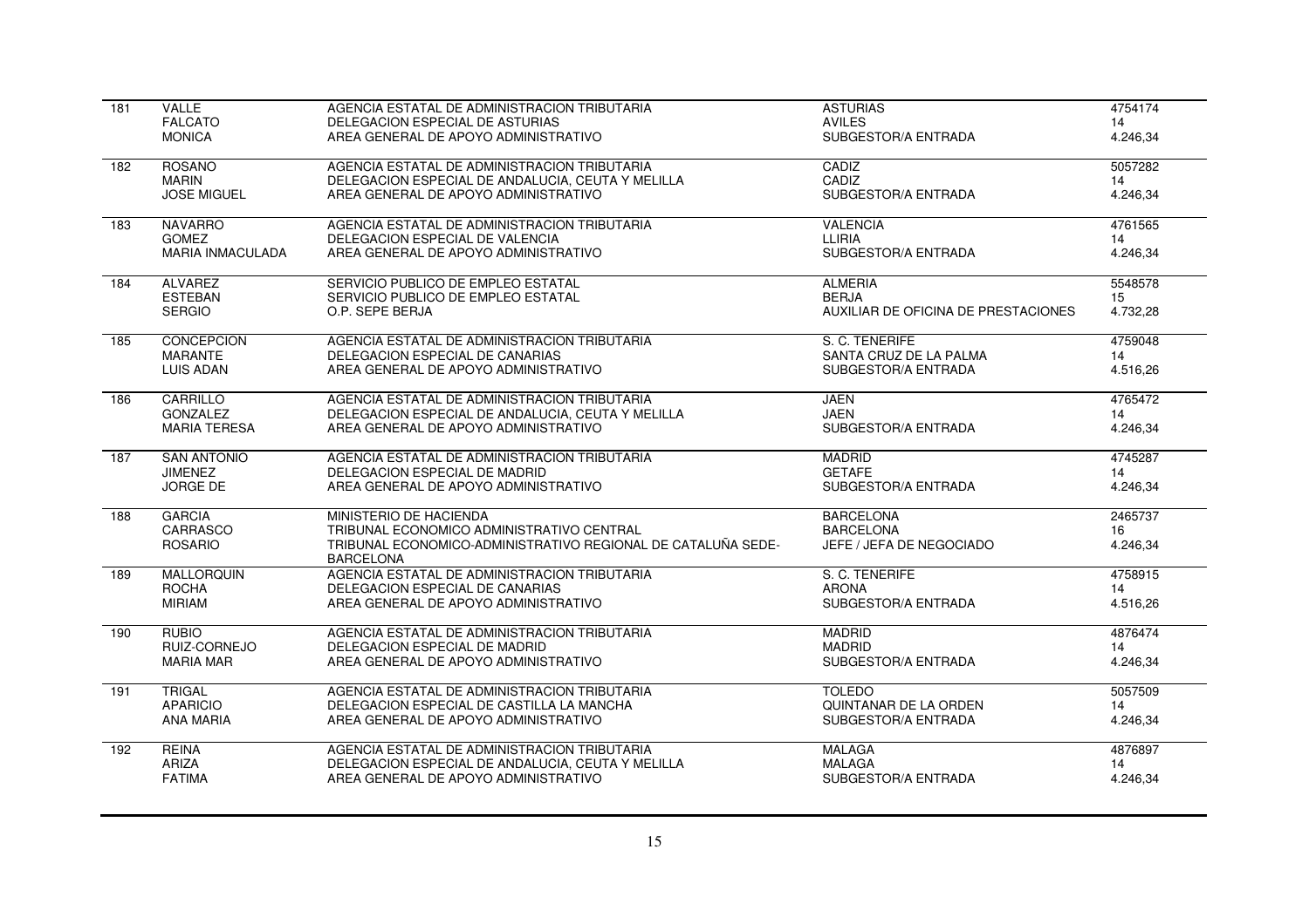| | | | | |
|---|---|---|---|---|
| 181 | VALLE<br>FALCATO<br>MONICA | AGENCIA ESTATAL DE ADMINISTRACION TRIBUTARIA<br>DELEGACION ESPECIAL DE ASTURIAS<br>AREA GENERAL DE APOYO ADMINISTRATIVO | ASTURIAS<br>AVILES<br>SUBGESTOR/A ENTRADA | 4754174<br>14<br>4.246,34 |
| 182 | ROSANO<br>MARIN<br>JOSE MIGUEL | AGENCIA ESTATAL DE ADMINISTRACION TRIBUTARIA<br>DELEGACION ESPECIAL DE ANDALUCIA, CEUTA Y MELILLA<br>AREA GENERAL DE APOYO ADMINISTRATIVO | CADIZ<br>CADIZ<br>SUBGESTOR/A ENTRADA | 5057282<br>14<br>4.246,34 |
| 183 | NAVARRO<br>GOMEZ<br>MARIA INMACULADA | AGENCIA ESTATAL DE ADMINISTRACION TRIBUTARIA<br>DELEGACION ESPECIAL DE VALENCIA<br>AREA GENERAL DE APOYO ADMINISTRATIVO | VALENCIA<br>LLIRIA<br>SUBGESTOR/A ENTRADA | 4761565<br>14<br>4.246,34 |
| 184 | ALVAREZ<br>ESTEBAN<br>SERGIO | SERVICIO PUBLICO DE EMPLEO ESTATAL<br>SERVICIO PUBLICO DE EMPLEO ESTATAL<br>O.P. SEPE BERJA | ALMERIA<br>BERJA<br>AUXILIAR DE OFICINA DE PRESTACIONES | 5548578<br>15<br>4.732,28 |
| 185 | CONCEPCION<br>MARANTE<br>LUIS ADAN | AGENCIA ESTATAL DE ADMINISTRACION TRIBUTARIA<br>DELEGACION ESPECIAL DE CANARIAS<br>AREA GENERAL DE APOYO ADMINISTRATIVO | S. C. TENERIFE<br>SANTA CRUZ DE LA PALMA<br>SUBGESTOR/A ENTRADA | 4759048<br>14<br>4.516,26 |
| 186 | CARRILLO<br>GONZALEZ<br>MARIA TERESA | AGENCIA ESTATAL DE ADMINISTRACION TRIBUTARIA<br>DELEGACION ESPECIAL DE ANDALUCIA, CEUTA Y MELILLA<br>AREA GENERAL DE APOYO ADMINISTRATIVO | JAEN<br>JAEN<br>SUBGESTOR/A ENTRADA | 4765472<br>14<br>4.246,34 |
| 187 | SAN ANTONIO<br>JIMENEZ<br>JORGE DE | AGENCIA ESTATAL DE ADMINISTRACION TRIBUTARIA<br>DELEGACION ESPECIAL DE MADRID<br>AREA GENERAL DE APOYO ADMINISTRATIVO | MADRID<br>GETAFE<br>SUBGESTOR/A ENTRADA | 4745287<br>14<br>4.246,34 |
| 188 | GARCIA<br>CARRASCO<br>ROSARIO | MINISTERIO DE HACIENDA<br>TRIBUNAL ECONOMICO ADMINISTRATIVO CENTRAL<br>TRIBUNAL ECONOMICO-ADMINISTRATIVO REGIONAL DE CATALUÑA SEDE-BARCELONA | BARCELONA<br>BARCELONA<br>JEFE / JEFA DE NEGOCIADO | 2465737<br>16<br>4.246,34 |
| 189 | MALLORQUIN<br>ROCHA<br>MIRIAM | AGENCIA ESTATAL DE ADMINISTRACION TRIBUTARIA<br>DELEGACION ESPECIAL DE CANARIAS<br>AREA GENERAL DE APOYO ADMINISTRATIVO | S. C. TENERIFE<br>ARONA<br>SUBGESTOR/A ENTRADA | 4758915<br>14<br>4.516,26 |
| 190 | RUBIO<br>RUIZ-CORNEJO<br>MARIA MAR | AGENCIA ESTATAL DE ADMINISTRACION TRIBUTARIA<br>DELEGACION ESPECIAL DE MADRID<br>AREA GENERAL DE APOYO ADMINISTRATIVO | MADRID<br>MADRID<br>SUBGESTOR/A ENTRADA | 4876474<br>14<br>4.246,34 |
| 191 | TRIGAL<br>APARICIO<br>ANA MARIA | AGENCIA ESTATAL DE ADMINISTRACION TRIBUTARIA<br>DELEGACION ESPECIAL DE CASTILLA LA MANCHA<br>AREA GENERAL DE APOYO ADMINISTRATIVO | TOLEDO<br>QUINTANAR DE LA ORDEN<br>SUBGESTOR/A ENTRADA | 5057509<br>14<br>4.246,34 |
| 192 | REINA<br>ARIZA<br>FATIMA | AGENCIA ESTATAL DE ADMINISTRACION TRIBUTARIA<br>DELEGACION ESPECIAL DE ANDALUCIA, CEUTA Y MELILLA<br>AREA GENERAL DE APOYO ADMINISTRATIVO | MALAGA<br>MALAGA<br>SUBGESTOR/A ENTRADA | 4876897<br>14<br>4.246,34 |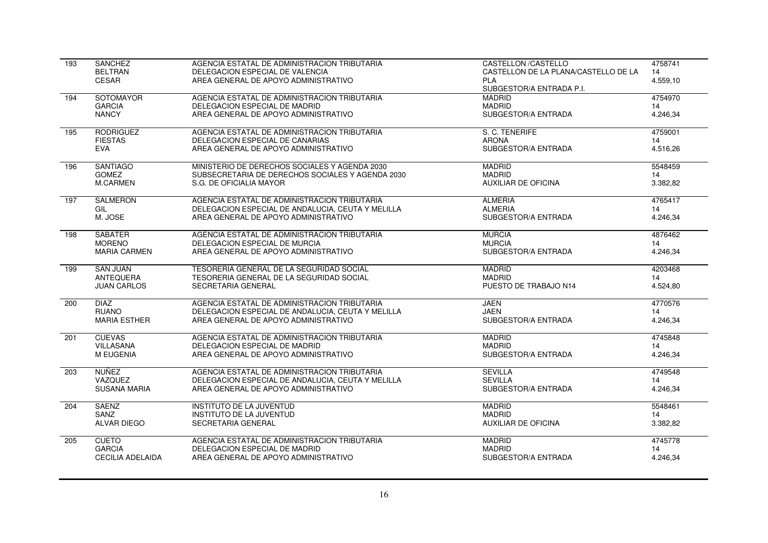| | | | | |
|---|---|---|---|---|
| 193 | SANCHEZ<br>BELTRAN<br>CESAR | AGENCIA ESTATAL DE ADMINISTRACION TRIBUTARIA<br>DELEGACION ESPECIAL DE VALENCIA<br>AREA GENERAL DE APOYO ADMINISTRATIVO | CASTELLON /CASTELLO<br>CASTELLON DE LA PLANA/CASTELLO DE LA PLA<br>SUBGESTOR/A ENTRADA P.I. | 4758741<br>14<br>4.559,10 |
| 194 | SOTOMAYOR<br>GARCIA<br>NANCY | AGENCIA ESTATAL DE ADMINISTRACION TRIBUTARIA<br>DELEGACION ESPECIAL DE MADRID<br>AREA GENERAL DE APOYO ADMINISTRATIVO | MADRID<br>MADRID<br>SUBGESTOR/A ENTRADA | 4754970<br>14<br>4.246,34 |
| 195 | RODRIGUEZ<br>FIESTAS<br>EVA | AGENCIA ESTATAL DE ADMINISTRACION TRIBUTARIA<br>DELEGACION ESPECIAL DE CANARIAS<br>AREA GENERAL DE APOYO ADMINISTRATIVO | S. C. TENERIFE<br>ARONA<br>SUBGESTOR/A ENTRADA | 4759001<br>14<br>4.516,26 |
| 196 | SANTIAGO<br>GOMEZ<br>M.CARMEN | MINISTERIO DE DERECHOS SOCIALES Y AGENDA 2030<br>SUBSECRETARIA DE DERECHOS SOCIALES Y AGENDA 2030<br>S.G. DE OFICIALIA MAYOR | MADRID<br>MADRID<br>AUXILIAR DE OFICINA | 5548459<br>14<br>3.382,82 |
| 197 | SALMERON<br>GIL<br>M. JOSE | AGENCIA ESTATAL DE ADMINISTRACION TRIBUTARIA<br>DELEGACION ESPECIAL DE ANDALUCIA, CEUTA Y MELILLA<br>AREA GENERAL DE APOYO ADMINISTRATIVO | ALMERIA<br>ALMERIA<br>SUBGESTOR/A ENTRADA | 4765417<br>14<br>4.246,34 |
| 198 | SABATER<br>MORENO<br>MARIA CARMEN | AGENCIA ESTATAL DE ADMINISTRACION TRIBUTARIA<br>DELEGACION ESPECIAL DE MURCIA<br>AREA GENERAL DE APOYO ADMINISTRATIVO | MURCIA<br>MURCIA<br>SUBGESTOR/A ENTRADA | 4876462<br>14<br>4.246,34 |
| 199 | SAN JUAN<br>ANTEQUERA<br>JUAN CARLOS | TESORERIA GENERAL DE LA SEGURIDAD SOCIAL<br>TESORERIA GENERAL DE LA SEGURIDAD SOCIAL<br>SECRETARIA GENERAL | MADRID<br>MADRID<br>PUESTO DE TRABAJO N14 | 4203468<br>14<br>4.524,80 |
| 200 | DIAZ<br>RUANO<br>MARIA ESTHER | AGENCIA ESTATAL DE ADMINISTRACION TRIBUTARIA<br>DELEGACION ESPECIAL DE ANDALUCIA, CEUTA Y MELILLA<br>AREA GENERAL DE APOYO ADMINISTRATIVO | JAEN<br>JAEN<br>SUBGESTOR/A ENTRADA | 4770576<br>14<br>4.246,34 |
| 201 | CUEVAS<br>VILLASANA<br>M EUGENIA | AGENCIA ESTATAL DE ADMINISTRACION TRIBUTARIA<br>DELEGACION ESPECIAL DE MADRID<br>AREA GENERAL DE APOYO ADMINISTRATIVO | MADRID<br>MADRID<br>SUBGESTOR/A ENTRADA | 4745848<br>14<br>4.246,34 |
| 203 | NUÑEZ<br>VAZQUEZ<br>SUSANA MARIA | AGENCIA ESTATAL DE ADMINISTRACION TRIBUTARIA<br>DELEGACION ESPECIAL DE ANDALUCIA, CEUTA Y MELILLA<br>AREA GENERAL DE APOYO ADMINISTRATIVO | SEVILLA<br>SEVILLA<br>SUBGESTOR/A ENTRADA | 4749548<br>14<br>4.246,34 |
| 204 | SAENZ<br>SANZ<br>ALVAR DIEGO | INSTITUTO DE LA JUVENTUD<br>INSTITUTO DE LA JUVENTUD<br>SECRETARIA GENERAL | MADRID<br>MADRID<br>AUXILIAR DE OFICINA | 5548461<br>14<br>3.382,82 |
| 205 | CUETO<br>GARCIA<br>CECILIA ADELAIDA | AGENCIA ESTATAL DE ADMINISTRACION TRIBUTARIA<br>DELEGACION ESPECIAL DE MADRID<br>AREA GENERAL DE APOYO ADMINISTRATIVO | MADRID<br>MADRID<br>SUBGESTOR/A ENTRADA | 4745778<br>14<br>4.246,34 |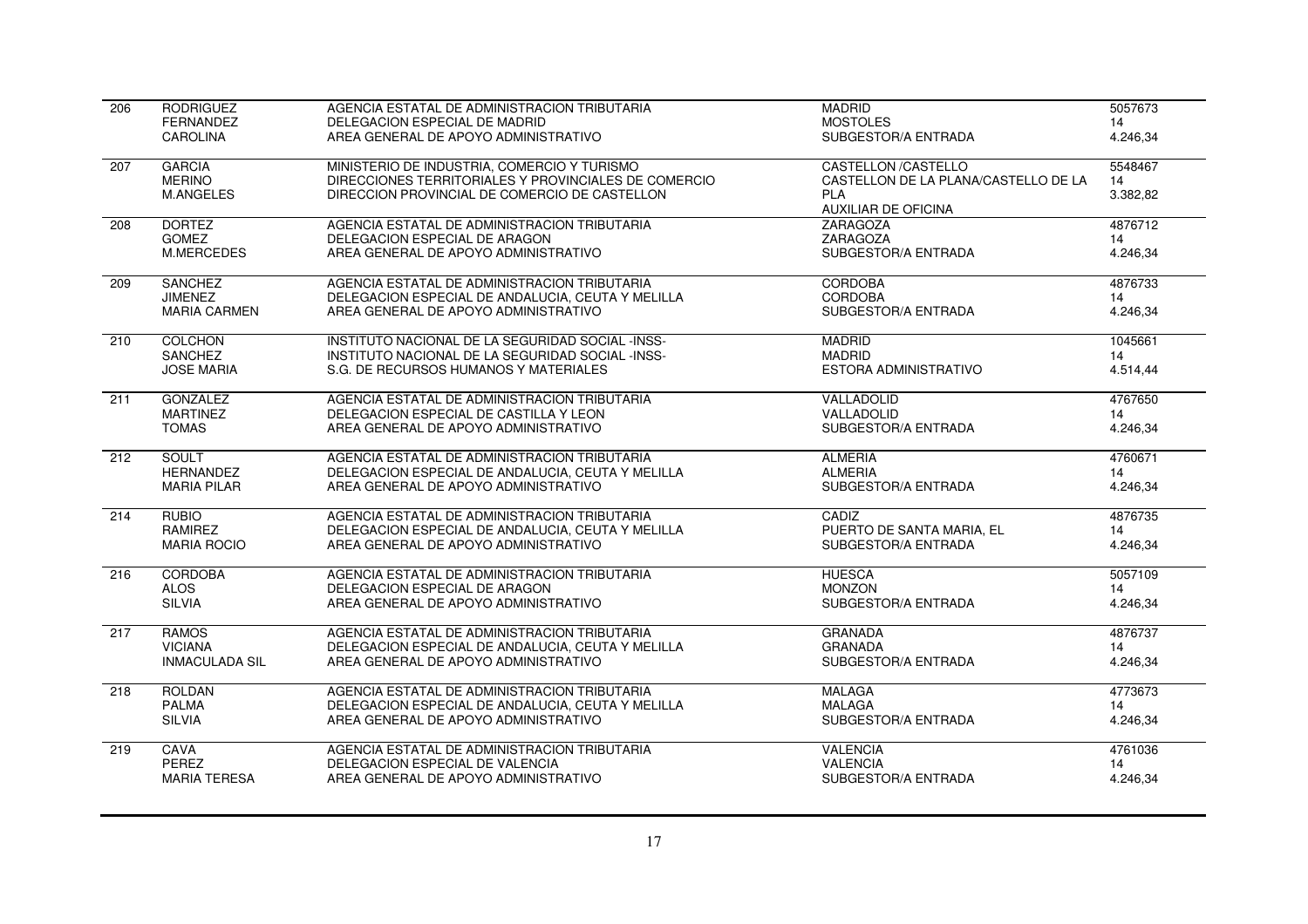| | | | | |
|---|---|---|---|---|
| 206 | RODRIGUEZ<br>FERNANDEZ<br>CAROLINA | AGENCIA ESTATAL DE ADMINISTRACION TRIBUTARIA<br>DELEGACION ESPECIAL DE MADRID<br>AREA GENERAL DE APOYO ADMINISTRATIVO | MADRID<br>MOSTOLES<br>SUBGESTOR/A ENTRADA | 5057673<br>14<br>4.246,34 |
| 207 | GARCIA<br>MERINO<br>M.ANGELES | MINISTERIO DE INDUSTRIA, COMERCIO Y TURISMO<br>DIRECCIONES TERRITORIALES Y PROVINCIALES DE COMERCIO<br>DIRECCION PROVINCIAL DE COMERCIO DE CASTELLON | CASTELLON /CASTELLO<br>CASTELLON DE LA PLANA/CASTELLO DE LA PLA<br>AUXILIAR DE OFICINA | 5548467<br>14<br>3.382,82 |
| 208 | DORTEZ<br>GOMEZ<br>M.MERCEDES | AGENCIA ESTATAL DE ADMINISTRACION TRIBUTARIA<br>DELEGACION ESPECIAL DE ARAGON<br>AREA GENERAL DE APOYO ADMINISTRATIVO | ZARAGOZA<br>ZARAGOZA<br>SUBGESTOR/A ENTRADA | 4876712<br>14<br>4.246,34 |
| 209 | SANCHEZ<br>JIMENEZ<br>MARIA CARMEN | AGENCIA ESTATAL DE ADMINISTRACION TRIBUTARIA<br>DELEGACION ESPECIAL DE ANDALUCIA, CEUTA Y MELILLA<br>AREA GENERAL DE APOYO ADMINISTRATIVO | CORDOBA<br>CORDOBA<br>SUBGESTOR/A ENTRADA | 4876733<br>14<br>4.246,34 |
| 210 | COLCHON<br>SANCHEZ<br>JOSE MARIA | INSTITUTO NACIONAL DE LA SEGURIDAD SOCIAL -INSS-<br>INSTITUTO NACIONAL DE LA SEGURIDAD SOCIAL -INSS-<br>S.G. DE RECURSOS HUMANOS Y MATERIALES | MADRID<br>MADRID<br>ESTORA ADMINISTRATIVO | 1045661<br>14<br>4.514,44 |
| 211 | GONZALEZ<br>MARTINEZ<br>TOMAS | AGENCIA ESTATAL DE ADMINISTRACION TRIBUTARIA<br>DELEGACION ESPECIAL DE CASTILLA Y LEON<br>AREA GENERAL DE APOYO ADMINISTRATIVO | VALLADOLID<br>VALLADOLID<br>SUBGESTOR/A ENTRADA | 4767650<br>14<br>4.246,34 |
| 212 | SOULT<br>HERNANDEZ<br>MARIA PILAR | AGENCIA ESTATAL DE ADMINISTRACION TRIBUTARIA<br>DELEGACION ESPECIAL DE ANDALUCIA, CEUTA Y MELILLA<br>AREA GENERAL DE APOYO ADMINISTRATIVO | ALMERIA<br>ALMERIA<br>SUBGESTOR/A ENTRADA | 4760671<br>14<br>4.246,34 |
| 214 | RUBIO<br>RAMIREZ<br>MARIA ROCIO | AGENCIA ESTATAL DE ADMINISTRACION TRIBUTARIA<br>DELEGACION ESPECIAL DE ANDALUCIA, CEUTA Y MELILLA<br>AREA GENERAL DE APOYO ADMINISTRATIVO | CADIZ<br>PUERTO DE SANTA MARIA, EL<br>SUBGESTOR/A ENTRADA | 4876735<br>14<br>4.246,34 |
| 216 | CORDOBA<br>ALOS<br>SILVIA | AGENCIA ESTATAL DE ADMINISTRACION TRIBUTARIA<br>DELEGACION ESPECIAL DE ARAGON<br>AREA GENERAL DE APOYO ADMINISTRATIVO | HUESCA<br>MONZON<br>SUBGESTOR/A ENTRADA | 5057109<br>14<br>4.246,34 |
| 217 | RAMOS<br>VICIANA<br>INMACULADA SIL | AGENCIA ESTATAL DE ADMINISTRACION TRIBUTARIA<br>DELEGACION ESPECIAL DE ANDALUCIA, CEUTA Y MELILLA<br>AREA GENERAL DE APOYO ADMINISTRATIVO | GRANADA<br>GRANADA<br>SUBGESTOR/A ENTRADA | 4876737<br>14<br>4.246,34 |
| 218 | ROLDAN<br>PALMA<br>SILVIA | AGENCIA ESTATAL DE ADMINISTRACION TRIBUTARIA<br>DELEGACION ESPECIAL DE ANDALUCIA, CEUTA Y MELILLA<br>AREA GENERAL DE APOYO ADMINISTRATIVO | MALAGA<br>MALAGA<br>SUBGESTOR/A ENTRADA | 4773673<br>14<br>4.246,34 |
| 219 | CAVA<br>PEREZ<br>MARIA TERESA | AGENCIA ESTATAL DE ADMINISTRACION TRIBUTARIA<br>DELEGACION ESPECIAL DE VALENCIA<br>AREA GENERAL DE APOYO ADMINISTRATIVO | VALENCIA<br>VALENCIA<br>SUBGESTOR/A ENTRADA | 4761036<br>14<br>4.246,34 |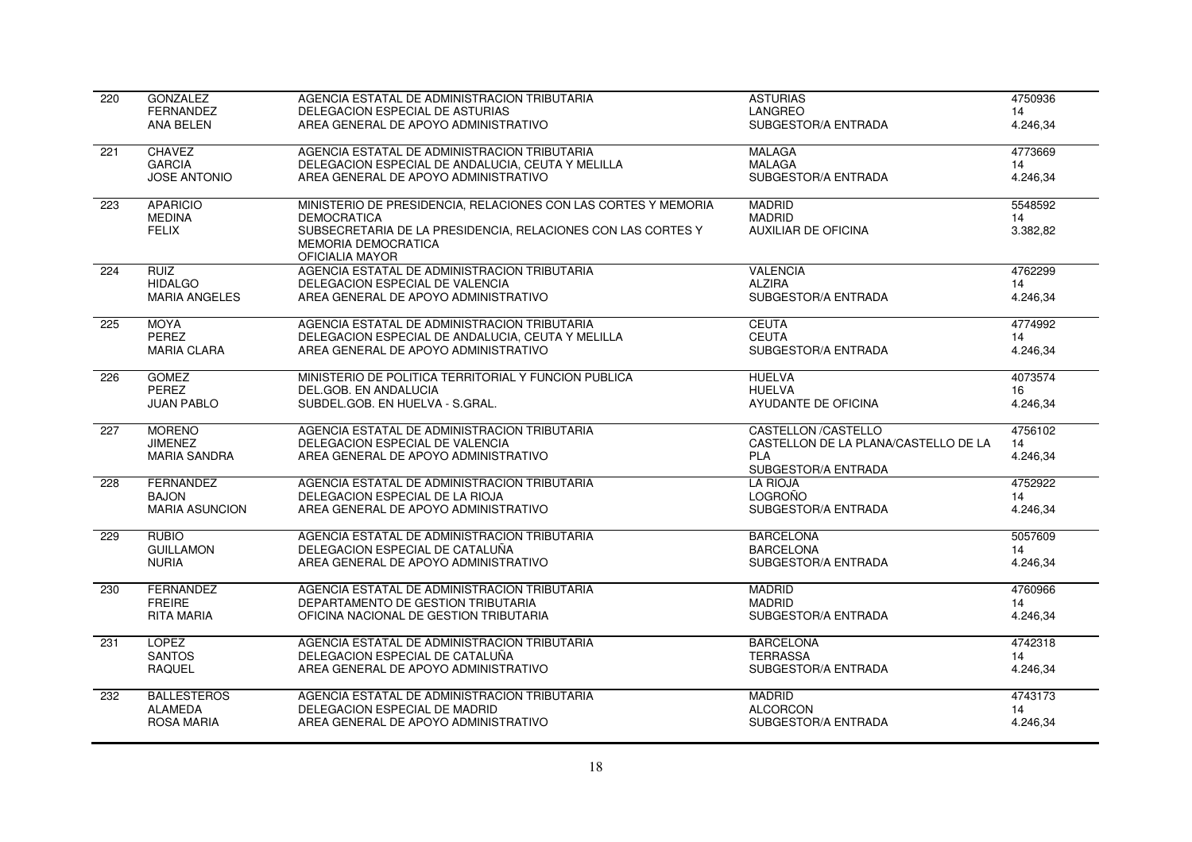| | | | | |
|---|---|---|---|---|
| 220 | GONZALEZ<br>FERNANDEZ<br>ANA BELEN | AGENCIA ESTATAL DE ADMINISTRACION TRIBUTARIA<br>DELEGACION ESPECIAL DE ASTURIAS<br>AREA GENERAL DE APOYO ADMINISTRATIVO | ASTURIAS<br>LANGREO<br>SUBGESTOR/A ENTRADA | 4750936<br>14<br>4.246,34 |
| 221 | CHAVEZ<br>GARCIA<br>JOSE ANTONIO | AGENCIA ESTATAL DE ADMINISTRACION TRIBUTARIA<br>DELEGACION ESPECIAL DE ANDALUCIA, CEUTA Y MELILLA<br>AREA GENERAL DE APOYO ADMINISTRATIVO | MALAGA<br>MALAGA<br>SUBGESTOR/A ENTRADA | 4773669<br>14<br>4.246,34 |
| 223 | APARICIO<br>MEDINA<br>FELIX | MINISTERIO DE PRESIDENCIA, RELACIONES CON LAS CORTES Y MEMORIA DEMOCRATICA<br>SUBSECRETARIA DE LA PRESIDENCIA, RELACIONES CON LAS CORTES Y MEMORIA DEMOCRATICA<br>OFICIALIA MAYOR | MADRID<br>MADRID<br>AUXILIAR DE OFICINA | 5548592<br>14<br>3.382,82 |
| 224 | RUIZ<br>HIDALGO<br>MARIA ANGELES | AGENCIA ESTATAL DE ADMINISTRACION TRIBUTARIA<br>DELEGACION ESPECIAL DE VALENCIA<br>AREA GENERAL DE APOYO ADMINISTRATIVO | VALENCIA<br>ALZIRA<br>SUBGESTOR/A ENTRADA | 4762299<br>14<br>4.246,34 |
| 225 | MOYA<br>PEREZ<br>MARIA CLARA | AGENCIA ESTATAL DE ADMINISTRACION TRIBUTARIA<br>DELEGACION ESPECIAL DE ANDALUCIA, CEUTA Y MELILLA<br>AREA GENERAL DE APOYO ADMINISTRATIVO | CEUTA<br>CEUTA<br>SUBGESTOR/A ENTRADA | 4774992<br>14<br>4.246,34 |
| 226 | GOMEZ<br>PEREZ<br>JUAN PABLO | MINISTERIO DE POLITICA TERRITORIAL Y FUNCION PUBLICA<br>DEL.GOB. EN ANDALUCIA<br>SUBDEL.GOB. EN HUELVA - S.GRAL. | HUELVA<br>HUELVA<br>AYUDANTE DE OFICINA | 4073574<br>16<br>4.246,34 |
| 227 | MORENO<br>JIMENEZ<br>MARIA SANDRA | AGENCIA ESTATAL DE ADMINISTRACION TRIBUTARIA<br>DELEGACION ESPECIAL DE VALENCIA<br>AREA GENERAL DE APOYO ADMINISTRATIVO | CASTELLON /CASTELLO<br>CASTELLON DE LA PLANA/CASTELLO DE LA PLA<br>SUBGESTOR/A ENTRADA | 4756102<br>14<br>4.246,34 |
| 228 | FERNANDEZ<br>BAJON<br>MARIA ASUNCION | AGENCIA ESTATAL DE ADMINISTRACION TRIBUTARIA<br>DELEGACION ESPECIAL DE LA RIOJA<br>AREA GENERAL DE APOYO ADMINISTRATIVO | LA RIOJA<br>LOGROÑO<br>SUBGESTOR/A ENTRADA | 4752922<br>14<br>4.246,34 |
| 229 | RUBIO<br>GUILLAMON<br>NURIA | AGENCIA ESTATAL DE ADMINISTRACION TRIBUTARIA<br>DELEGACION ESPECIAL DE CATALUÑA<br>AREA GENERAL DE APOYO ADMINISTRATIVO | BARCELONA<br>BARCELONA<br>SUBGESTOR/A ENTRADA | 5057609<br>14<br>4.246,34 |
| 230 | FERNANDEZ<br>FREIRE<br>RITA MARIA | AGENCIA ESTATAL DE ADMINISTRACION TRIBUTARIA<br>DEPARTAMENTO DE GESTION TRIBUTARIA<br>OFICINA NACIONAL DE GESTION TRIBUTARIA | MADRID<br>MADRID<br>SUBGESTOR/A ENTRADA | 4760966<br>14<br>4.246,34 |
| 231 | LOPEZ<br>SANTOS<br>RAQUEL | AGENCIA ESTATAL DE ADMINISTRACION TRIBUTARIA<br>DELEGACION ESPECIAL DE CATALUÑA<br>AREA GENERAL DE APOYO ADMINISTRATIVO | BARCELONA<br>TERRASSA<br>SUBGESTOR/A ENTRADA | 4742318<br>14<br>4.246,34 |
| 232 | BALLESTEROS<br>ALAMEDA<br>ROSA MARIA | AGENCIA ESTATAL DE ADMINISTRACION TRIBUTARIA<br>DELEGACION ESPECIAL DE MADRID<br>AREA GENERAL DE APOYO ADMINISTRATIVO | MADRID<br>ALCORCON<br>SUBGESTOR/A ENTRADA | 4743173<br>14<br>4.246,34 |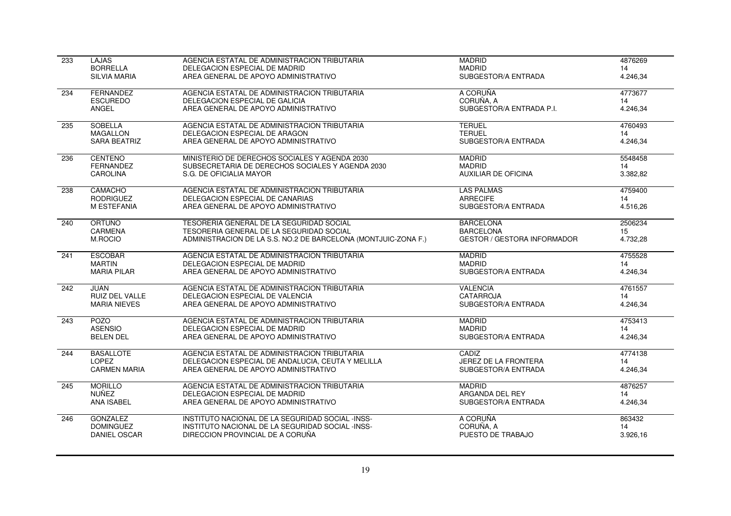| | | | | |
|---|---|---|---|---|
| 233 | LAJAS<br>BORRELLA<br>SILVIA MARIA | AGENCIA ESTATAL DE ADMINISTRACION TRIBUTARIA<br>DELEGACION ESPECIAL DE MADRID<br>AREA GENERAL DE APOYO ADMINISTRATIVO | MADRID<br>MADRID<br>SUBGESTOR/A ENTRADA | 4876269<br>14<br>4.246,34 |
| 234 | FERNANDEZ<br>ESCUREDO<br>ANGEL | AGENCIA ESTATAL DE ADMINISTRACION TRIBUTARIA<br>DELEGACION ESPECIAL DE GALICIA<br>AREA GENERAL DE APOYO ADMINISTRATIVO | A CORUÑA<br>CORUÑA, A<br>SUBGESTOR/A ENTRADA P.I. | 4773677<br>14<br>4.246,34 |
| 235 | SOBELLA<br>MAGALLON<br>SARA BEATRIZ | AGENCIA ESTATAL DE ADMINISTRACION TRIBUTARIA<br>DELEGACION ESPECIAL DE ARAGON<br>AREA GENERAL DE APOYO ADMINISTRATIVO | TERUEL<br>TERUEL<br>SUBGESTOR/A ENTRADA | 4760493<br>14<br>4.246,34 |
| 236 | CENTENO<br>FERNANDEZ<br>CAROLINA | MINISTERIO DE DERECHOS SOCIALES Y AGENDA 2030<br>SUBSECRETARIA DE DERECHOS SOCIALES Y AGENDA 2030<br>S.G. DE OFICIALIA MAYOR | MADRID<br>MADRID<br>AUXILIAR DE OFICINA | 5548458<br>14<br>3.382,82 |
| 238 | CAMACHO<br>RODRIGUEZ<br>M ESTEFANIA | AGENCIA ESTATAL DE ADMINISTRACION TRIBUTARIA<br>DELEGACION ESPECIAL DE CANARIAS<br>AREA GENERAL DE APOYO ADMINISTRATIVO | LAS PALMAS<br>ARRECIFE<br>SUBGESTOR/A ENTRADA | 4759400<br>14<br>4.516,26 |
| 240 | ORTUNO<br>CARMENA<br>M.ROCIO | TESORERIA GENERAL DE LA SEGURIDAD SOCIAL<br>TESORERIA GENERAL DE LA SEGURIDAD SOCIAL<br>ADMINISTRACION DE LA S.S. NO.2 DE BARCELONA (MONTJUIC-ZONA F.) | BARCELONA<br>BARCELONA<br>GESTOR / GESTORA INFORMADOR | 2506234<br>15<br>4.732,28 |
| 241 | ESCOBAR<br>MARTIN<br>MARIA PILAR | AGENCIA ESTATAL DE ADMINISTRACION TRIBUTARIA<br>DELEGACION ESPECIAL DE MADRID<br>AREA GENERAL DE APOYO ADMINISTRATIVO | MADRID<br>MADRID<br>SUBGESTOR/A ENTRADA | 4755528<br>14<br>4.246,34 |
| 242 | JUAN<br>RUIZ DEL VALLE<br>MARIA NIEVES | AGENCIA ESTATAL DE ADMINISTRACION TRIBUTARIA<br>DELEGACION ESPECIAL DE VALENCIA<br>AREA GENERAL DE APOYO ADMINISTRATIVO | VALENCIA<br>CATARROJA<br>SUBGESTOR/A ENTRADA | 4761557<br>14<br>4.246,34 |
| 243 | POZO<br>ASENSIO<br>BELEN DEL | AGENCIA ESTATAL DE ADMINISTRACION TRIBUTARIA<br>DELEGACION ESPECIAL DE MADRID<br>AREA GENERAL DE APOYO ADMINISTRATIVO | MADRID<br>MADRID<br>SUBGESTOR/A ENTRADA | 4753413<br>14<br>4.246,34 |
| 244 | BASALLOTE<br>LOPEZ<br>CARMEN MARIA | AGENCIA ESTATAL DE ADMINISTRACION TRIBUTARIA<br>DELEGACION ESPECIAL DE ANDALUCIA, CEUTA Y MELILLA<br>AREA GENERAL DE APOYO ADMINISTRATIVO | CADIZ<br>JEREZ DE LA FRONTERA<br>SUBGESTOR/A ENTRADA | 4774138<br>14<br>4.246,34 |
| 245 | MORILLO<br>NUÑEZ<br>ANA ISABEL | AGENCIA ESTATAL DE ADMINISTRACION TRIBUTARIA<br>DELEGACION ESPECIAL DE MADRID<br>AREA GENERAL DE APOYO ADMINISTRATIVO | MADRID<br>ARGANDA DEL REY<br>SUBGESTOR/A ENTRADA | 4876257<br>14<br>4.246,34 |
| 246 | GONZALEZ<br>DOMINGUEZ<br>DANIEL OSCAR | INSTITUTO NACIONAL DE LA SEGURIDAD SOCIAL -INSS-<br>INSTITUTO NACIONAL DE LA SEGURIDAD SOCIAL -INSS-<br>DIRECCION PROVINCIAL DE A CORUÑA | A CORUÑA<br>CORUÑA, A<br>PUESTO DE TRABAJO | 863432<br>14<br>3.926,16 |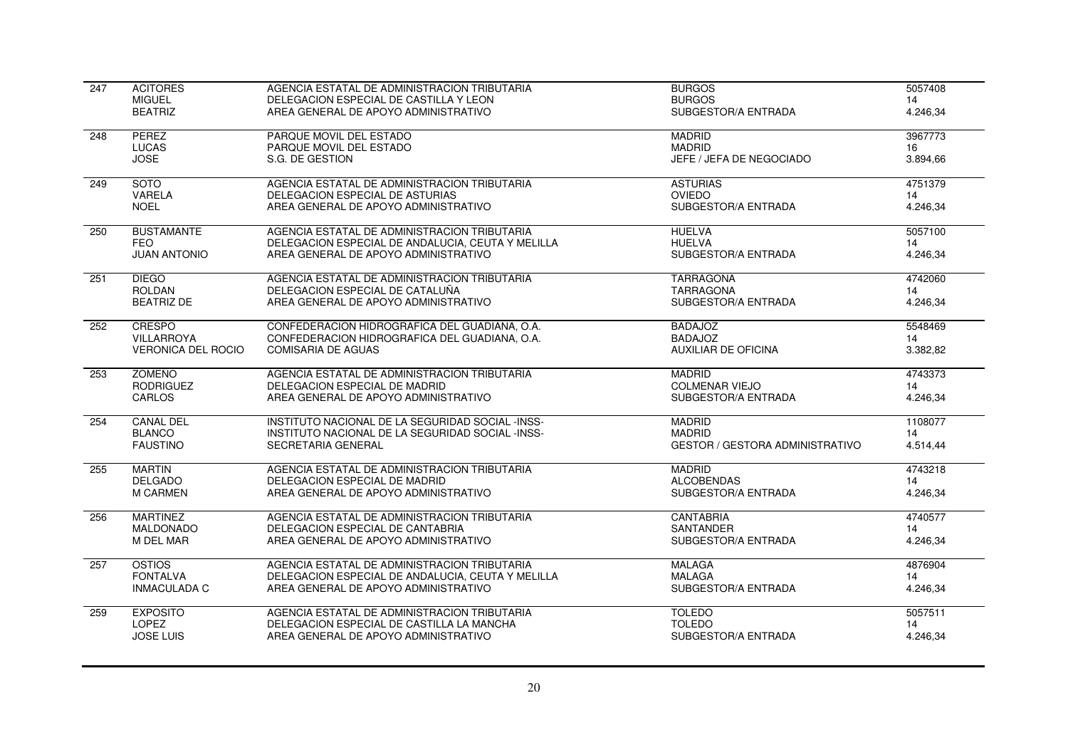| | | | | |
|---|---|---|---|---|
| 247 | ACITORES<br>MIGUEL<br>BEATRIZ | AGENCIA ESTATAL DE ADMINISTRACION TRIBUTARIA<br>DELEGACION ESPECIAL DE CASTILLA Y LEON<br>AREA GENERAL DE APOYO ADMINISTRATIVO | BURGOS<br>BURGOS<br>SUBGESTOR/A ENTRADA | 5057408<br>14<br>4.246,34 |
| 248 | PEREZ<br>LUCAS<br>JOSE | PARQUE MOVIL DEL ESTADO<br>PARQUE MOVIL DEL ESTADO<br>S.G. DE GESTION | MADRID<br>MADRID<br>JEFE / JEFA DE NEGOCIADO | 3967773<br>16<br>3.894,66 |
| 249 | SOTO<br>VARELA<br>NOEL | AGENCIA ESTATAL DE ADMINISTRACION TRIBUTARIA<br>DELEGACION ESPECIAL DE ASTURIAS<br>AREA GENERAL DE APOYO ADMINISTRATIVO | ASTURIAS<br>OVIEDO<br>SUBGESTOR/A ENTRADA | 4751379<br>14<br>4.246,34 |
| 250 | BUSTAMANTE<br>FEO<br>JUAN ANTONIO | AGENCIA ESTATAL DE ADMINISTRACION TRIBUTARIA<br>DELEGACION ESPECIAL DE ANDALUCIA, CEUTA Y MELILLA<br>AREA GENERAL DE APOYO ADMINISTRATIVO | HUELVA<br>HUELVA<br>SUBGESTOR/A ENTRADA | 5057100<br>14<br>4.246,34 |
| 251 | DIEGO<br>ROLDAN<br>BEATRIZ DE | AGENCIA ESTATAL DE ADMINISTRACION TRIBUTARIA<br>DELEGACION ESPECIAL DE CATALUÑA<br>AREA GENERAL DE APOYO ADMINISTRATIVO | TARRAGONA<br>TARRAGONA<br>SUBGESTOR/A ENTRADA | 4742060<br>14<br>4.246,34 |
| 252 | CRESPO<br>VILLARROYA<br>VERONICA DEL ROCIO | CONFEDERACION HIDROGRAFICA DEL GUADIANA, O.A.<br>CONFEDERACION HIDROGRAFICA DEL GUADIANA, O.A.<br>COMISARIA DE AGUAS | BADAJOZ<br>BADAJOZ<br>AUXILIAR DE OFICINA | 5548469<br>14<br>3.382,82 |
| 253 | ZOMEÑO<br>RODRIGUEZ<br>CARLOS | AGENCIA ESTATAL DE ADMINISTRACION TRIBUTARIA<br>DELEGACION ESPECIAL DE MADRID<br>AREA GENERAL DE APOYO ADMINISTRATIVO | MADRID<br>COLMENAR VIEJO<br>SUBGESTOR/A ENTRADA | 4743373<br>14<br>4.246,34 |
| 254 | CANAL DEL<br>BLANCO<br>FAUSTINO | INSTITUTO NACIONAL DE LA SEGURIDAD SOCIAL -INSS-<br>INSTITUTO NACIONAL DE LA SEGURIDAD SOCIAL -INSS-<br>SECRETARIA GENERAL | MADRID<br>MADRID<br>GESTOR / GESTORA ADMINISTRATIVO | 1108077<br>14<br>4.514,44 |
| 255 | MARTIN<br>DELGADO<br>M CARMEN | AGENCIA ESTATAL DE ADMINISTRACION TRIBUTARIA<br>DELEGACION ESPECIAL DE MADRID<br>AREA GENERAL DE APOYO ADMINISTRATIVO | MADRID<br>ALCOBENDAS<br>SUBGESTOR/A ENTRADA | 4743218<br>14<br>4.246,34 |
| 256 | MARTINEZ<br>MALDONADO<br>M DEL MAR | AGENCIA ESTATAL DE ADMINISTRACION TRIBUTARIA<br>DELEGACION ESPECIAL DE CANTABRIA<br>AREA GENERAL DE APOYO ADMINISTRATIVO | CANTABRIA<br>SANTANDER<br>SUBGESTOR/A ENTRADA | 4740577<br>14<br>4.246,34 |
| 257 | OSTIOS<br>FONTALVA<br>INMACULADA C | AGENCIA ESTATAL DE ADMINISTRACION TRIBUTARIA<br>DELEGACION ESPECIAL DE ANDALUCIA, CEUTA Y MELILLA<br>AREA GENERAL DE APOYO ADMINISTRATIVO | MALAGA<br>MALAGA<br>SUBGESTOR/A ENTRADA | 4876904<br>14<br>4.246,34 |
| 259 | EXPOSITO<br>LOPEZ<br>JOSE LUIS | AGENCIA ESTATAL DE ADMINISTRACION TRIBUTARIA<br>DELEGACION ESPECIAL DE CASTILLA LA MANCHA<br>AREA GENERAL DE APOYO ADMINISTRATIVO | TOLEDO<br>TOLEDO<br>SUBGESTOR/A ENTRADA | 5057511<br>14<br>4.246,34 |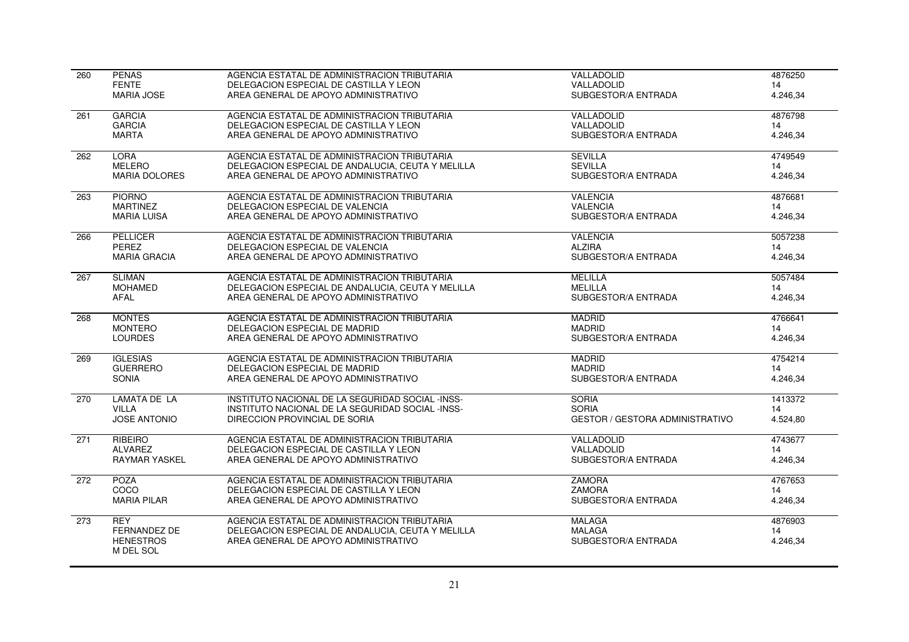| | | | | |
|---|---|---|---|---|
| 260 | PENAS<br>FENTE<br>MARIA JOSE | AGENCIA ESTATAL DE ADMINISTRACION TRIBUTARIA<br>DELEGACION ESPECIAL DE CASTILLA Y LEON<br>AREA GENERAL DE APOYO ADMINISTRATIVO | VALLADOLID<br>VALLADOLID<br>SUBGESTOR/A ENTRADA | 4876250<br>14<br>4.246,34 |
| 261 | GARCIA<br>GARCIA<br>MARTA | AGENCIA ESTATAL DE ADMINISTRACION TRIBUTARIA<br>DELEGACION ESPECIAL DE CASTILLA Y LEON<br>AREA GENERAL DE APOYO ADMINISTRATIVO | VALLADOLID<br>VALLADOLID<br>SUBGESTOR/A ENTRADA | 4876798<br>14<br>4.246,34 |
| 262 | LORA<br>MELERO<br>MARIA DOLORES | AGENCIA ESTATAL DE ADMINISTRACION TRIBUTARIA<br>DELEGACION ESPECIAL DE ANDALUCIA, CEUTA Y MELILLA<br>AREA GENERAL DE APOYO ADMINISTRATIVO | SEVILLA<br>SEVILLA<br>SUBGESTOR/A ENTRADA | 4749549<br>14<br>4.246,34 |
| 263 | PIORNO<br>MARTINEZ<br>MARIA LUISA | AGENCIA ESTATAL DE ADMINISTRACION TRIBUTARIA<br>DELEGACION ESPECIAL DE VALENCIA<br>AREA GENERAL DE APOYO ADMINISTRATIVO | VALENCIA<br>VALENCIA<br>SUBGESTOR/A ENTRADA | 4876681<br>14<br>4.246,34 |
| 266 | PELLICER<br>PEREZ<br>MARIA GRACIA | AGENCIA ESTATAL DE ADMINISTRACION TRIBUTARIA<br>DELEGACION ESPECIAL DE VALENCIA<br>AREA GENERAL DE APOYO ADMINISTRATIVO | VALENCIA<br>ALZIRA<br>SUBGESTOR/A ENTRADA | 5057238<br>14<br>4.246,34 |
| 267 | SLIMAN<br>MOHAMED<br>AFAL | AGENCIA ESTATAL DE ADMINISTRACION TRIBUTARIA<br>DELEGACION ESPECIAL DE ANDALUCIA, CEUTA Y MELILLA<br>AREA GENERAL DE APOYO ADMINISTRATIVO | MELILLA<br>MELILLA<br>SUBGESTOR/A ENTRADA | 5057484<br>14<br>4.246,34 |
| 268 | MONTES<br>MONTERO<br>LOURDES | AGENCIA ESTATAL DE ADMINISTRACION TRIBUTARIA<br>DELEGACION ESPECIAL DE MADRID<br>AREA GENERAL DE APOYO ADMINISTRATIVO | MADRID<br>MADRID<br>SUBGESTOR/A ENTRADA | 4766641<br>14<br>4.246,34 |
| 269 | IGLESIAS<br>GUERRERO<br>SONIA | AGENCIA ESTATAL DE ADMINISTRACION TRIBUTARIA<br>DELEGACION ESPECIAL DE MADRID<br>AREA GENERAL DE APOYO ADMINISTRATIVO | MADRID<br>MADRID<br>SUBGESTOR/A ENTRADA | 4754214<br>14<br>4.246,34 |
| 270 | LAMATA DE LA<br>VILLA<br>JOSE ANTONIO | INSTITUTO NACIONAL DE LA SEGURIDAD SOCIAL -INSS-<br>INSTITUTO NACIONAL DE LA SEGURIDAD SOCIAL -INSS-<br>DIRECCION PROVINCIAL DE SORIA | SORIA<br>SORIA<br>GESTOR / GESTORA ADMINISTRATIVO | 1413372<br>14<br>4.524,80 |
| 271 | RIBEIRO<br>ALVAREZ<br>RAYMAR YASKEL | AGENCIA ESTATAL DE ADMINISTRACION TRIBUTARIA<br>DELEGACION ESPECIAL DE CASTILLA Y LEON<br>AREA GENERAL DE APOYO ADMINISTRATIVO | VALLADOLID<br>VALLADOLID<br>SUBGESTOR/A ENTRADA | 4743677<br>14<br>4.246,34 |
| 272 | POZA<br>COCO<br>MARIA PILAR | AGENCIA ESTATAL DE ADMINISTRACION TRIBUTARIA<br>DELEGACION ESPECIAL DE CASTILLA Y LEON<br>AREA GENERAL DE APOYO ADMINISTRATIVO | ZAMORA<br>ZAMORA<br>SUBGESTOR/A ENTRADA | 4767653<br>14<br>4.246,34 |
| 273 | REY<br>FERNANDEZ DE<br>HENESTROS<br>M DEL SOL | AGENCIA ESTATAL DE ADMINISTRACION TRIBUTARIA<br>DELEGACION ESPECIAL DE ANDALUCIA, CEUTA Y MELILLA<br>AREA GENERAL DE APOYO ADMINISTRATIVO | MALAGA<br>MALAGA<br>SUBGESTOR/A ENTRADA | 4876903<br>14<br>4.246,34 |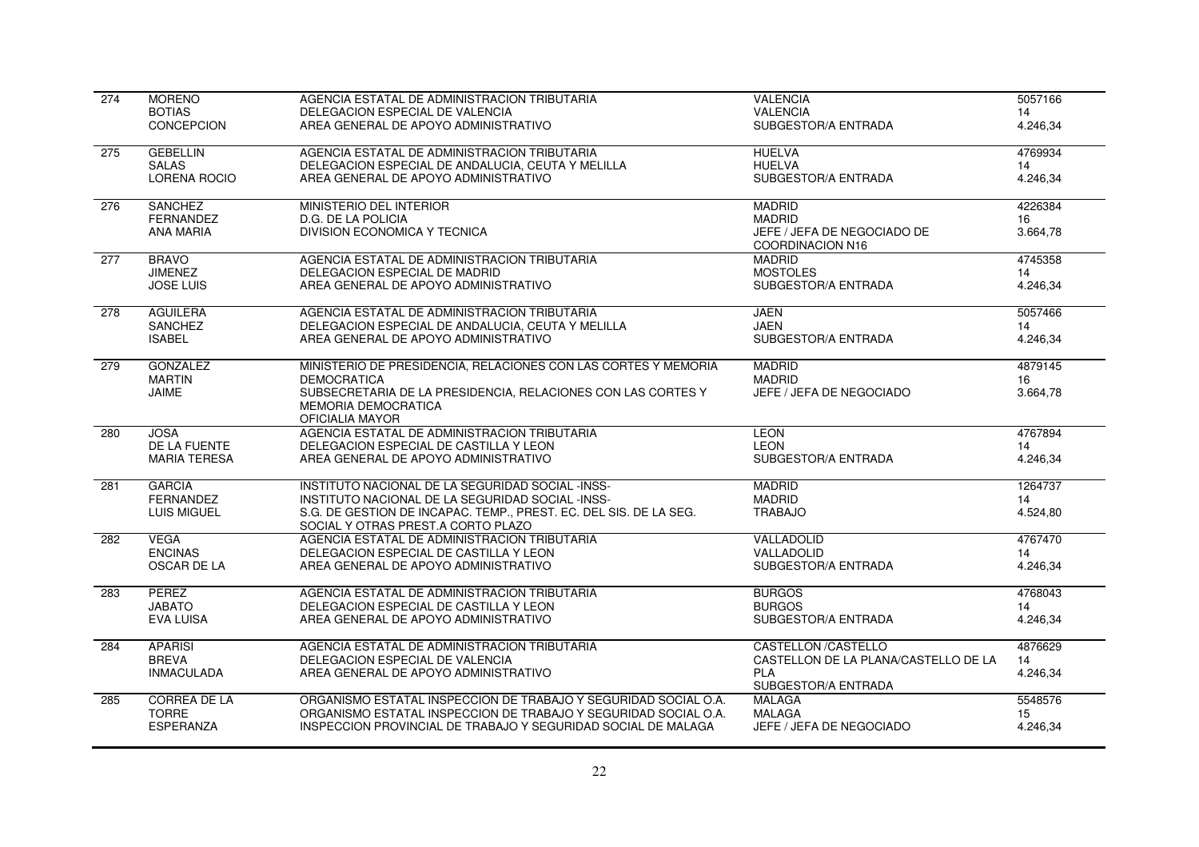| | | | | |
|---|---|---|---|---|
| 274 | MORENO<br>BOTIAS<br>CONCEPCION | AGENCIA ESTATAL DE ADMINISTRACION TRIBUTARIA<br>DELEGACION ESPECIAL DE VALENCIA<br>AREA GENERAL DE APOYO ADMINISTRATIVO | VALENCIA<br>VALENCIA<br>SUBGESTOR/A ENTRADA | 5057166<br>14<br>4.246,34 |
| 275 | GEBELLIN<br>SALAS<br>LORENA ROCIO | AGENCIA ESTATAL DE ADMINISTRACION TRIBUTARIA<br>DELEGACION ESPECIAL DE ANDALUCIA, CEUTA Y MELILLA<br>AREA GENERAL DE APOYO ADMINISTRATIVO | HUELVA<br>HUELVA<br>SUBGESTOR/A ENTRADA | 4769934<br>14<br>4.246,34 |
| 276 | SANCHEZ<br>FERNANDEZ<br>ANA MARIA | MINISTERIO DEL INTERIOR<br>D.G. DE LA POLICIA<br>DIVISION ECONOMICA Y TECNICA | MADRID<br>MADRID<br>JEFE / JEFA DE NEGOCIADO DE COORDINACION N16 | 4226384<br>16<br>3.664,78 |
| 277 | BRAVO<br>JIMENEZ<br>JOSE LUIS | AGENCIA ESTATAL DE ADMINISTRACION TRIBUTARIA<br>DELEGACION ESPECIAL DE MADRID<br>AREA GENERAL DE APOYO ADMINISTRATIVO | MADRID<br>MOSTOLES<br>SUBGESTOR/A ENTRADA | 4745358<br>14<br>4.246,34 |
| 278 | AGUILERA<br>SANCHEZ<br>ISABEL | AGENCIA ESTATAL DE ADMINISTRACION TRIBUTARIA<br>DELEGACION ESPECIAL DE ANDALUCIA, CEUTA Y MELILLA<br>AREA GENERAL DE APOYO ADMINISTRATIVO | JAEN<br>JAEN<br>SUBGESTOR/A ENTRADA | 5057466<br>14<br>4.246,34 |
| 279 | GONZALEZ<br>MARTIN<br>JAIME | MINISTERIO DE PRESIDENCIA, RELACIONES CON LAS CORTES Y MEMORIA DEMOCRATICA<br>SUBSECRETARIA DE LA PRESIDENCIA, RELACIONES CON LAS CORTES Y MEMORIA DEMOCRATICA<br>OFICIALIA MAYOR | MADRID<br>MADRID<br>JEFE / JEFA DE NEGOCIADO | 4879145<br>16<br>3.664,78 |
| 280 | JOSA<br>DE LA FUENTE<br>MARIA TERESA | AGENCIA ESTATAL DE ADMINISTRACION TRIBUTARIA<br>DELEGACION ESPECIAL DE CASTILLA Y LEON<br>AREA GENERAL DE APOYO ADMINISTRATIVO | LEON<br>LEON<br>SUBGESTOR/A ENTRADA | 4767894<br>14<br>4.246,34 |
| 281 | GARCIA<br>FERNANDEZ<br>LUIS MIGUEL | INSTITUTO NACIONAL DE LA SEGURIDAD SOCIAL -INSS-<br>INSTITUTO NACIONAL DE LA SEGURIDAD SOCIAL -INSS-<br>S.G. DE GESTION DE INCAPAC. TEMP., PREST. EC. DEL SIS. DE LA SEG. SOCIAL Y OTRAS PREST.A CORTO PLAZO | MADRID<br>MADRID<br>TRABAJO | 1264737<br>14<br>4.524,80 |
| 282 | VEGA<br>ENCINAS<br>OSCAR DE LA | AGENCIA ESTATAL DE ADMINISTRACION TRIBUTARIA<br>DELEGACION ESPECIAL DE CASTILLA Y LEON<br>AREA GENERAL DE APOYO ADMINISTRATIVO | VALLADOLID<br>VALLADOLID<br>SUBGESTOR/A ENTRADA | 4767470<br>14<br>4.246,34 |
| 283 | PEREZ<br>JABATO<br>EVA LUISA | AGENCIA ESTATAL DE ADMINISTRACION TRIBUTARIA<br>DELEGACION ESPECIAL DE CASTILLA Y LEON<br>AREA GENERAL DE APOYO ADMINISTRATIVO | BURGOS<br>BURGOS<br>SUBGESTOR/A ENTRADA | 4768043<br>14<br>4.246,34 |
| 284 | APARISI<br>BREVA<br>INMACULADA | AGENCIA ESTATAL DE ADMINISTRACION TRIBUTARIA<br>DELEGACION ESPECIAL DE VALENCIA<br>AREA GENERAL DE APOYO ADMINISTRATIVO | CASTELLON /CASTELLO<br>CASTELLON DE LA PLANA/CASTELLO DE LA PLA<br>SUBGESTOR/A ENTRADA | 4876629<br>14<br>4.246,34 |
| 285 | CORREA DE LA<br>TORRE<br>ESPERANZA | ORGANISMO ESTATAL INSPECCION DE TRABAJO Y SEGURIDAD SOCIAL O.A.<br>ORGANISMO ESTATAL INSPECCION DE TRABAJO Y SEGURIDAD SOCIAL O.A.<br>INSPECCION PROVINCIAL DE TRABAJO Y SEGURIDAD SOCIAL DE MALAGA | MALAGA<br>MALAGA<br>JEFE / JEFA DE NEGOCIADO | 5548576<br>15<br>4.246,34 |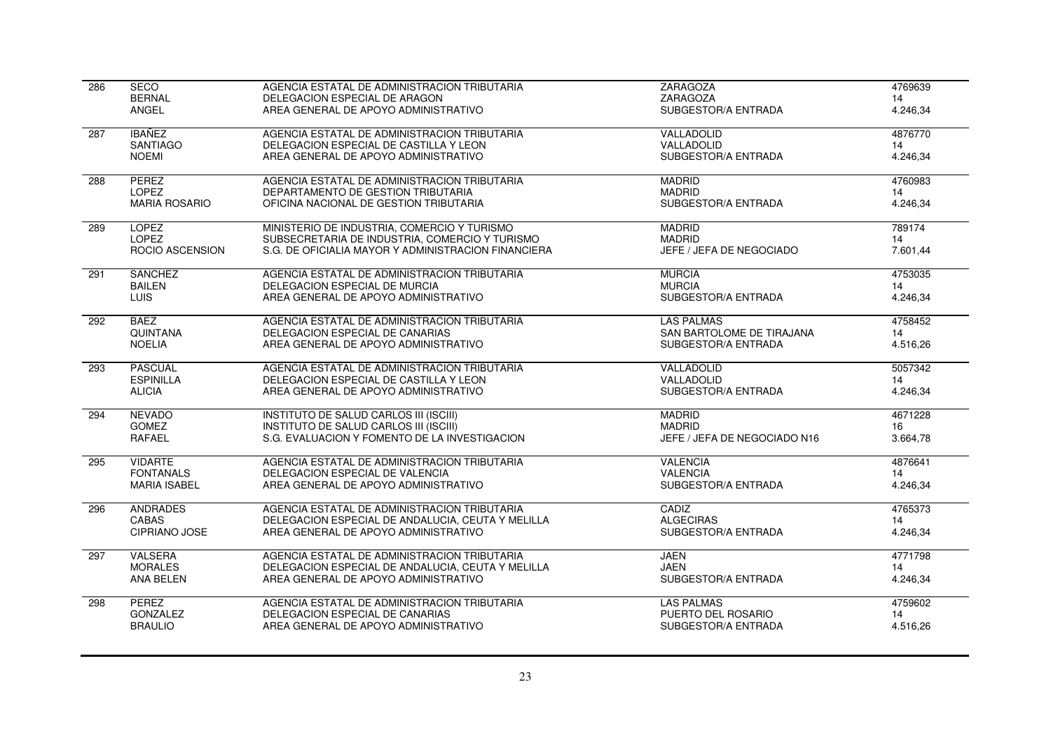| | | | | |
|---|---|---|---|---|
| 286 | SECO<br>BERNAL<br>ANGEL | AGENCIA ESTATAL DE ADMINISTRACION TRIBUTARIA<br>DELEGACION ESPECIAL DE ARAGON<br>AREA GENERAL DE APOYO ADMINISTRATIVO | ZARAGOZA<br>ZARAGOZA<br>SUBGESTOR/A ENTRADA | 4769639<br>14<br>4.246,34 |
| 287 | IBAÑEZ<br>SANTIAGO<br>NOEMI | AGENCIA ESTATAL DE ADMINISTRACION TRIBUTARIA<br>DELEGACION ESPECIAL DE CASTILLA Y LEON<br>AREA GENERAL DE APOYO ADMINISTRATIVO | VALLADOLID<br>VALLADOLID<br>SUBGESTOR/A ENTRADA | 4876770<br>14<br>4.246,34 |
| 288 | PEREZ<br>LOPEZ<br>MARIA ROSARIO | AGENCIA ESTATAL DE ADMINISTRACION TRIBUTARIA<br>DEPARTAMENTO DE GESTION TRIBUTARIA<br>OFICINA NACIONAL DE GESTION TRIBUTARIA | MADRID<br>MADRID<br>SUBGESTOR/A ENTRADA | 4760983<br>14<br>4.246,34 |
| 289 | LOPEZ<br>LOPEZ<br>ROCIO ASCENSION | MINISTERIO DE INDUSTRIA, COMERCIO Y TURISMO<br>SUBSECRETARIA DE INDUSTRIA, COMERCIO Y TURISMO<br>S.G. DE OFICIALIA MAYOR Y ADMINISTRACION FINANCIERA | MADRID<br>MADRID<br>JEFE / JEFA DE NEGOCIADO | 789174<br>14<br>7.601,44 |
| 291 | SANCHEZ<br>BAILEN<br>LUIS | AGENCIA ESTATAL DE ADMINISTRACION TRIBUTARIA<br>DELEGACION ESPECIAL DE MURCIA<br>AREA GENERAL DE APOYO ADMINISTRATIVO | MURCIA<br>MURCIA<br>SUBGESTOR/A ENTRADA | 4753035<br>14<br>4.246,34 |
| 292 | BAEZ<br>QUINTANA<br>NOELIA | AGENCIA ESTATAL DE ADMINISTRACION TRIBUTARIA<br>DELEGACION ESPECIAL DE CANARIAS<br>AREA GENERAL DE APOYO ADMINISTRATIVO | LAS PALMAS<br>SAN BARTOLOME DE TIRAJANA<br>SUBGESTOR/A ENTRADA | 4758452<br>14<br>4.516,26 |
| 293 | PASCUAL<br>ESPINILLA<br>ALICIA | AGENCIA ESTATAL DE ADMINISTRACION TRIBUTARIA<br>DELEGACION ESPECIAL DE CASTILLA Y LEON<br>AREA GENERAL DE APOYO ADMINISTRATIVO | VALLADOLID<br>VALLADOLID<br>SUBGESTOR/A ENTRADA | 5057342<br>14<br>4.246,34 |
| 294 | NEVADO<br>GOMEZ<br>RAFAEL | INSTITUTO DE SALUD CARLOS III (ISCIII)<br>INSTITUTO DE SALUD CARLOS III (ISCIII)<br>S.G. EVALUACION Y FOMENTO DE LA INVESTIGACION | MADRID<br>MADRID<br>JEFE / JEFA DE NEGOCIADO N16 | 4671228<br>16<br>3.664,78 |
| 295 | VIDARTE<br>FONTANALS<br>MARIA ISABEL | AGENCIA ESTATAL DE ADMINISTRACION TRIBUTARIA<br>DELEGACION ESPECIAL DE VALENCIA<br>AREA GENERAL DE APOYO ADMINISTRATIVO | VALENCIA<br>VALENCIA<br>SUBGESTOR/A ENTRADA | 4876641<br>14<br>4.246,34 |
| 296 | ANDRADES<br>CABAS<br>CIPRIANO JOSE | AGENCIA ESTATAL DE ADMINISTRACION TRIBUTARIA<br>DELEGACION ESPECIAL DE ANDALUCIA, CEUTA Y MELILLA<br>AREA GENERAL DE APOYO ADMINISTRATIVO | CADIZ<br>ALGECIRAS<br>SUBGESTOR/A ENTRADA | 4765373<br>14<br>4.246,34 |
| 297 | VALSERA<br>MORALES<br>ANA BELEN | AGENCIA ESTATAL DE ADMINISTRACION TRIBUTARIA<br>DELEGACION ESPECIAL DE ANDALUCIA, CEUTA Y MELILLA<br>AREA GENERAL DE APOYO ADMINISTRATIVO | JAEN<br>JAEN<br>SUBGESTOR/A ENTRADA | 4771798<br>14<br>4.246,34 |
| 298 | PEREZ<br>GONZALEZ<br>BRAULIO | AGENCIA ESTATAL DE ADMINISTRACION TRIBUTARIA<br>DELEGACION ESPECIAL DE CANARIAS<br>AREA GENERAL DE APOYO ADMINISTRATIVO | LAS PALMAS<br>PUERTO DEL ROSARIO<br>SUBGESTOR/A ENTRADA | 4759602<br>14<br>4.516,26 |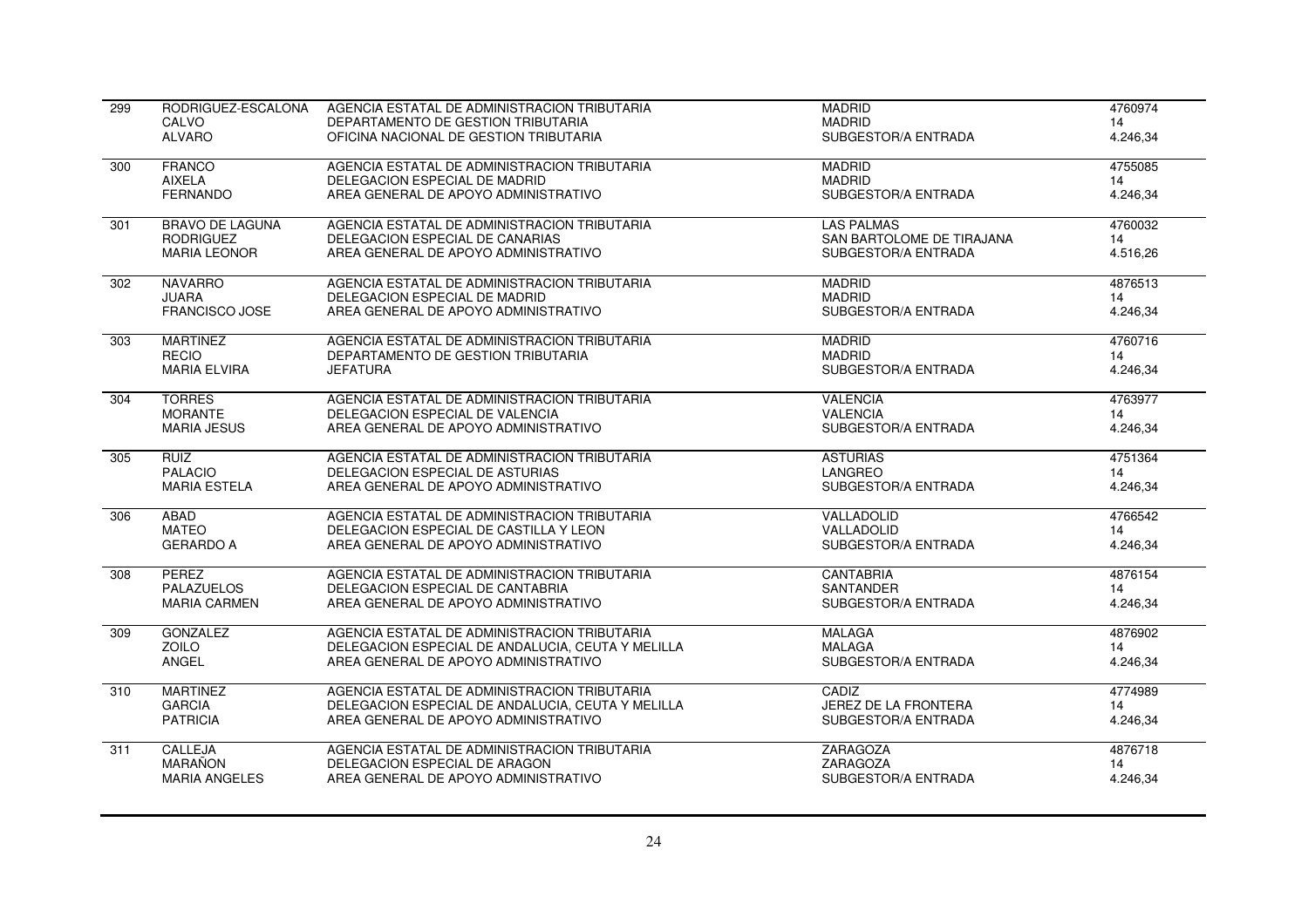| | | | | |
|---|---|---|---|---|
| 299 | RODRIGUEZ-ESCALONA<br>CALVO<br>ALVARO | AGENCIA ESTATAL DE ADMINISTRACION TRIBUTARIA<br>DEPARTAMENTO DE GESTION TRIBUTARIA<br>OFICINA NACIONAL DE GESTION TRIBUTARIA | MADRID<br>MADRID<br>SUBGESTOR/A ENTRADA | 4760974<br>14<br>4.246,34 |
| 300 | FRANCO<br>AIXELA<br>FERNANDO | AGENCIA ESTATAL DE ADMINISTRACION TRIBUTARIA<br>DELEGACION ESPECIAL DE MADRID<br>AREA GENERAL DE APOYO ADMINISTRATIVO | MADRID<br>MADRID<br>SUBGESTOR/A ENTRADA | 4755085<br>14<br>4.246,34 |
| 301 | BRAVO DE LAGUNA<br>RODRIGUEZ<br>MARIA LEONOR | AGENCIA ESTATAL DE ADMINISTRACION TRIBUTARIA<br>DELEGACION ESPECIAL DE CANARIAS<br>AREA GENERAL DE APOYO ADMINISTRATIVO | LAS PALMAS<br>SAN BARTOLOME DE TIRAJANA<br>SUBGESTOR/A ENTRADA | 4760032<br>14<br>4.516,26 |
| 302 | NAVARRO<br>JUARA<br>FRANCISCO JOSE | AGENCIA ESTATAL DE ADMINISTRACION TRIBUTARIA<br>DELEGACION ESPECIAL DE MADRID<br>AREA GENERAL DE APOYO ADMINISTRATIVO | MADRID<br>MADRID<br>SUBGESTOR/A ENTRADA | 4876513<br>14<br>4.246,34 |
| 303 | MARTINEZ<br>RECIO<br>MARIA ELVIRA | AGENCIA ESTATAL DE ADMINISTRACION TRIBUTARIA<br>DEPARTAMENTO DE GESTION TRIBUTARIA<br>JEFATURA | MADRID<br>MADRID<br>SUBGESTOR/A ENTRADA | 4760716<br>14<br>4.246,34 |
| 304 | TORRES<br>MORANTE<br>MARIA JESUS | AGENCIA ESTATAL DE ADMINISTRACION TRIBUTARIA<br>DELEGACION ESPECIAL DE VALENCIA<br>AREA GENERAL DE APOYO ADMINISTRATIVO | VALENCIA<br>VALENCIA<br>SUBGESTOR/A ENTRADA | 4763977<br>14<br>4.246,34 |
| 305 | RUIZ<br>PALACIO<br>MARIA ESTELA | AGENCIA ESTATAL DE ADMINISTRACION TRIBUTARIA<br>DELEGACION ESPECIAL DE ASTURIAS<br>AREA GENERAL DE APOYO ADMINISTRATIVO | ASTURIAS<br>LANGREO<br>SUBGESTOR/A ENTRADA | 4751364<br>14<br>4.246,34 |
| 306 | ABAD<br>MATEO<br>GERARDO A | AGENCIA ESTATAL DE ADMINISTRACION TRIBUTARIA<br>DELEGACION ESPECIAL DE CASTILLA Y LEON<br>AREA GENERAL DE APOYO ADMINISTRATIVO | VALLADOLID<br>VALLADOLID<br>SUBGESTOR/A ENTRADA | 4766542<br>14<br>4.246,34 |
| 308 | PEREZ<br>PALAZUELOS<br>MARIA CARMEN | AGENCIA ESTATAL DE ADMINISTRACION TRIBUTARIA<br>DELEGACION ESPECIAL DE CANTABRIA<br>AREA GENERAL DE APOYO ADMINISTRATIVO | CANTABRIA<br>SANTANDER<br>SUBGESTOR/A ENTRADA | 4876154<br>14<br>4.246,34 |
| 309 | GONZALEZ<br>ZOILO<br>ANGEL | AGENCIA ESTATAL DE ADMINISTRACION TRIBUTARIA<br>DELEGACION ESPECIAL DE ANDALUCIA, CEUTA Y MELILLA<br>AREA GENERAL DE APOYO ADMINISTRATIVO | MALAGA<br>MALAGA<br>SUBGESTOR/A ENTRADA | 4876902<br>14<br>4.246,34 |
| 310 | MARTINEZ<br>GARCIA<br>PATRICIA | AGENCIA ESTATAL DE ADMINISTRACION TRIBUTARIA<br>DELEGACION ESPECIAL DE ANDALUCIA, CEUTA Y MELILLA<br>AREA GENERAL DE APOYO ADMINISTRATIVO | CADIZ<br>JEREZ DE LA FRONTERA<br>SUBGESTOR/A ENTRADA | 4774989<br>14<br>4.246,34 |
| 311 | CALLEJA<br>MARAÑON<br>MARIA ANGELES | AGENCIA ESTATAL DE ADMINISTRACION TRIBUTARIA<br>DELEGACION ESPECIAL DE ARAGON<br>AREA GENERAL DE APOYO ADMINISTRATIVO | ZARAGOZA<br>ZARAGOZA<br>SUBGESTOR/A ENTRADA | 4876718<br>14<br>4.246,34 |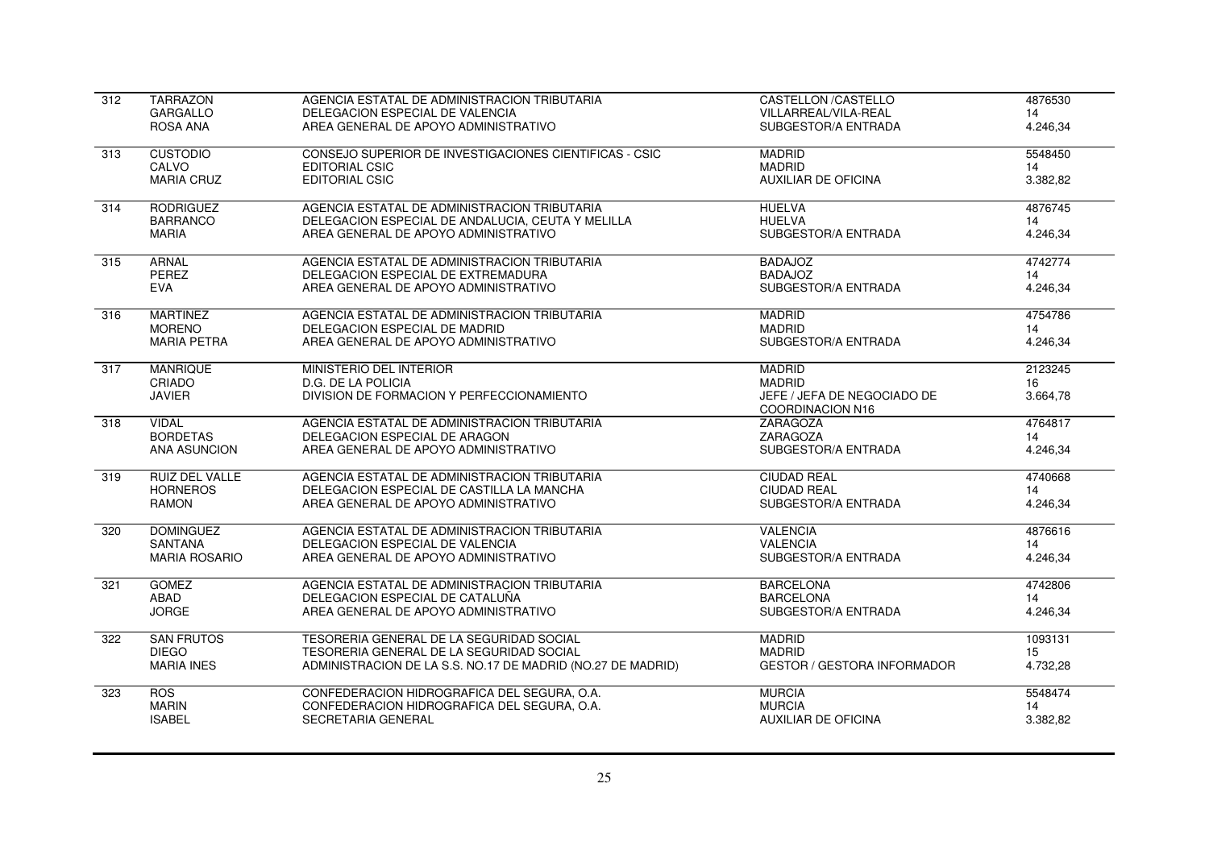| | | | | |
|---|---|---|---|---|
| 312 | TARRAZON<br>GARGALLO<br>ROSA ANA | AGENCIA ESTATAL DE ADMINISTRACION TRIBUTARIA<br>DELEGACION ESPECIAL DE VALENCIA<br>AREA GENERAL DE APOYO ADMINISTRATIVO | CASTELLON /CASTELLO<br>VILLARREAL/VILA-REAL<br>SUBGESTOR/A ENTRADA | 4876530<br>14<br>4.246,34 |
| 313 | CUSTODIO<br>CALVO<br>MARIA CRUZ | CONSEJO SUPERIOR DE INVESTIGACIONES CIENTIFICAS - CSIC<br>EDITORIAL CSIC<br>EDITORIAL CSIC | MADRID<br>MADRID<br>AUXILIAR DE OFICINA | 5548450<br>14<br>3.382,82 |
| 314 | RODRIGUEZ<br>BARRANCO<br>MARIA | AGENCIA ESTATAL DE ADMINISTRACION TRIBUTARIA<br>DELEGACION ESPECIAL DE ANDALUCIA, CEUTA Y MELILLA<br>AREA GENERAL DE APOYO ADMINISTRATIVO | HUELVA<br>HUELVA<br>SUBGESTOR/A ENTRADA | 4876745<br>14<br>4.246,34 |
| 315 | ARNAL<br>PEREZ<br>EVA | AGENCIA ESTATAL DE ADMINISTRACION TRIBUTARIA<br>DELEGACION ESPECIAL DE EXTREMADURA<br>AREA GENERAL DE APOYO ADMINISTRATIVO | BADAJOZ<br>BADAJOZ<br>SUBGESTOR/A ENTRADA | 4742774<br>14<br>4.246,34 |
| 316 | MARTINEZ<br>MORENO<br>MARIA PETRA | AGENCIA ESTATAL DE ADMINISTRACION TRIBUTARIA<br>DELEGACION ESPECIAL DE MADRID<br>AREA GENERAL DE APOYO ADMINISTRATIVO | MADRID<br>MADRID<br>SUBGESTOR/A ENTRADA | 4754786<br>14<br>4.246,34 |
| 317 | MANRIQUE<br>CRIADO<br>JAVIER | MINISTERIO DEL INTERIOR<br>D.G. DE LA POLICIA<br>DIVISION DE FORMACION Y PERFECCIONAMIENTO | MADRID<br>MADRID<br>JEFE / JEFA DE NEGOCIADO DE COORDINACION N16 | 2123245<br>16<br>3.664,78 |
| 318 | VIDAL<br>BORDETAS<br>ANA ASUNCION | AGENCIA ESTATAL DE ADMINISTRACION TRIBUTARIA<br>DELEGACION ESPECIAL DE ARAGON<br>AREA GENERAL DE APOYO ADMINISTRATIVO | ZARAGOZA<br>ZARAGOZA<br>SUBGESTOR/A ENTRADA | 4764817<br>14<br>4.246,34 |
| 319 | RUIZ DEL VALLE<br>HORNEROS<br>RAMON | AGENCIA ESTATAL DE ADMINISTRACION TRIBUTARIA<br>DELEGACION ESPECIAL DE CASTILLA LA MANCHA<br>AREA GENERAL DE APOYO ADMINISTRATIVO | CIUDAD REAL<br>CIUDAD REAL<br>SUBGESTOR/A ENTRADA | 4740668<br>14<br>4.246,34 |
| 320 | DOMINGUEZ<br>SANTANA<br>MARIA ROSARIO | AGENCIA ESTATAL DE ADMINISTRACION TRIBUTARIA<br>DELEGACION ESPECIAL DE VALENCIA<br>AREA GENERAL DE APOYO ADMINISTRATIVO | VALENCIA<br>VALENCIA<br>SUBGESTOR/A ENTRADA | 4876616<br>14<br>4.246,34 |
| 321 | GOMEZ<br>ABAD<br>JORGE | AGENCIA ESTATAL DE ADMINISTRACION TRIBUTARIA<br>DELEGACION ESPECIAL DE CATALUÑA<br>AREA GENERAL DE APOYO ADMINISTRATIVO | BARCELONA<br>BARCELONA<br>SUBGESTOR/A ENTRADA | 4742806<br>14<br>4.246,34 |
| 322 | SAN FRUTOS<br>DIEGO<br>MARIA INES | TESORERIA GENERAL DE LA SEGURIDAD SOCIAL<br>TESORERIA GENERAL DE LA SEGURIDAD SOCIAL<br>ADMINISTRACION DE LA S.S. NO.17 DE MADRID (NO.27 DE MADRID) | MADRID<br>MADRID<br>GESTOR / GESTORA INFORMADOR | 1093131<br>15<br>4.732,28 |
| 323 | ROS<br>MARIN<br>ISABEL | CONFEDERACION HIDROGRAFICA DEL SEGURA, O.A.<br>CONFEDERACION HIDROGRAFICA DEL SEGURA, O.A.<br>SECRETARIA GENERAL | MURCIA<br>MURCIA<br>AUXILIAR DE OFICINA | 5548474<br>14<br>3.382,82 |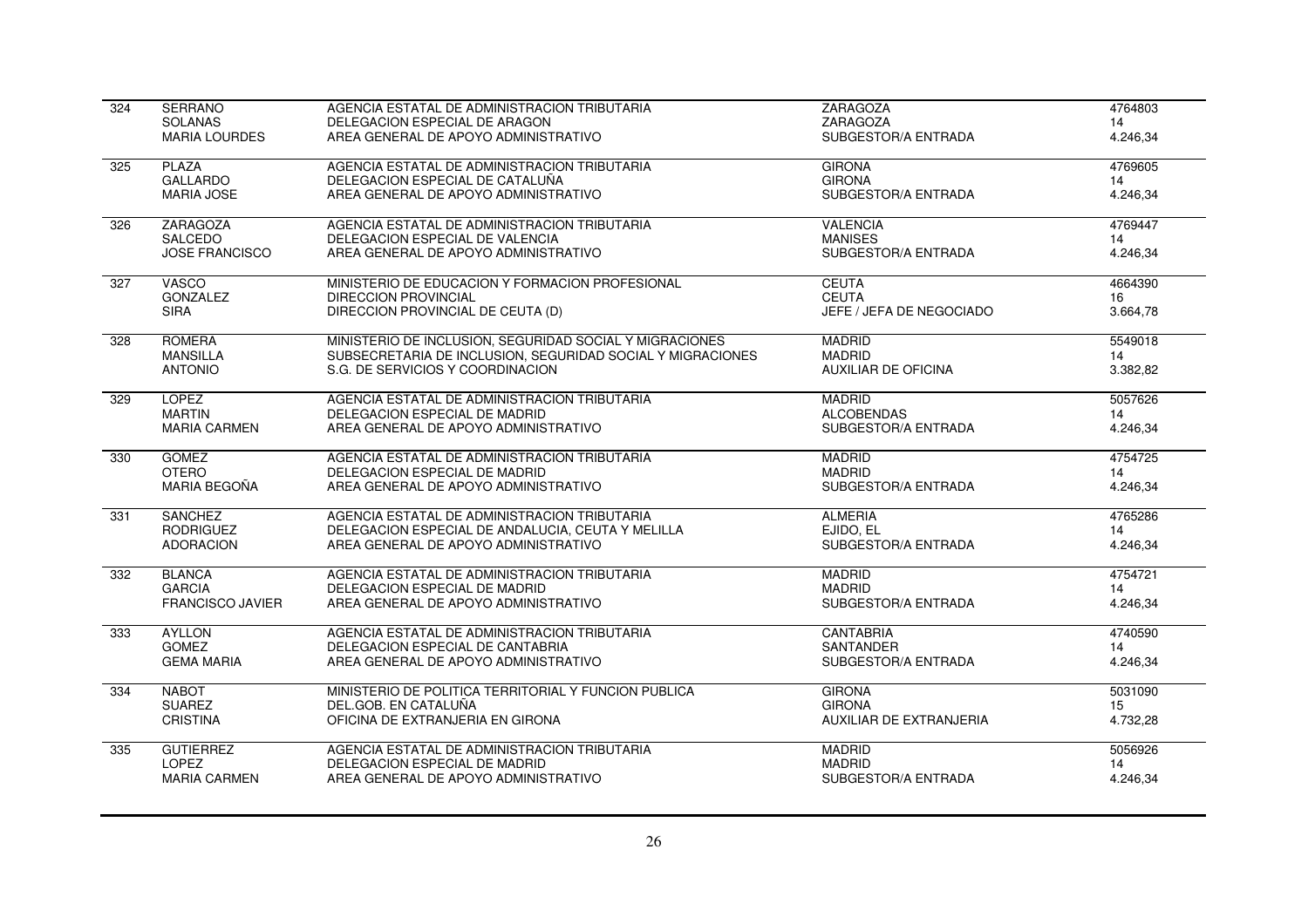| | | | | |
|---|---|---|---|---|
| 324 | SERRANO<br>SOLANAS<br>MARIA LOURDES | AGENCIA ESTATAL DE ADMINISTRACION TRIBUTARIA<br>DELEGACION ESPECIAL DE ARAGON<br>AREA GENERAL DE APOYO ADMINISTRATIVO | ZARAGOZA<br>ZARAGOZA<br>SUBGESTOR/A ENTRADA | 4764803<br>14<br>4.246,34 |
| 325 | PLAZA<br>GALLARDO<br>MARIA JOSE | AGENCIA ESTATAL DE ADMINISTRACION TRIBUTARIA<br>DELEGACION ESPECIAL DE CATALUÑA<br>AREA GENERAL DE APOYO ADMINISTRATIVO | GIRONA<br>GIRONA<br>SUBGESTOR/A ENTRADA | 4769605<br>14<br>4.246,34 |
| 326 | ZARAGOZA<br>SALCEDO<br>JOSE FRANCISCO | AGENCIA ESTATAL DE ADMINISTRACION TRIBUTARIA<br>DELEGACION ESPECIAL DE VALENCIA<br>AREA GENERAL DE APOYO ADMINISTRATIVO | VALENCIA<br>MANISES<br>SUBGESTOR/A ENTRADA | 4769447<br>14<br>4.246,34 |
| 327 | VASCO<br>GONZALEZ<br>SIRA | MINISTERIO DE EDUCACION Y FORMACION PROFESIONAL<br>DIRECCION PROVINCIAL<br>DIRECCION PROVINCIAL DE CEUTA (D) | CEUTA<br>CEUTA<br>JEFE / JEFA DE NEGOCIADO | 4664390<br>16<br>3.664,78 |
| 328 | ROMERA<br>MANSILLA<br>ANTONIO | MINISTERIO DE INCLUSION, SEGURIDAD SOCIAL Y MIGRACIONES<br>SUBSECRETARIA DE INCLUSION, SEGURIDAD SOCIAL Y MIGRACIONES<br>S.G. DE SERVICIOS Y COORDINACION | MADRID<br>MADRID<br>AUXILIAR DE OFICINA | 5549018<br>14<br>3.382,82 |
| 329 | LOPEZ<br>MARTIN<br>MARIA CARMEN | AGENCIA ESTATAL DE ADMINISTRACION TRIBUTARIA<br>DELEGACION ESPECIAL DE MADRID<br>AREA GENERAL DE APOYO ADMINISTRATIVO | MADRID<br>ALCOBENDAS<br>SUBGESTOR/A ENTRADA | 5057626<br>14<br>4.246,34 |
| 330 | GOMEZ<br>OTERO<br>MARIA BEGOÑA | AGENCIA ESTATAL DE ADMINISTRACION TRIBUTARIA<br>DELEGACION ESPECIAL DE MADRID<br>AREA GENERAL DE APOYO ADMINISTRATIVO | MADRID<br>MADRID<br>SUBGESTOR/A ENTRADA | 4754725<br>14<br>4.246,34 |
| 331 | SANCHEZ<br>RODRIGUEZ<br>ADORACION | AGENCIA ESTATAL DE ADMINISTRACION TRIBUTARIA<br>DELEGACION ESPECIAL DE ANDALUCIA, CEUTA Y MELILLA<br>AREA GENERAL DE APOYO ADMINISTRATIVO | ALMERIA<br>EJIDO, EL<br>SUBGESTOR/A ENTRADA | 4765286<br>14<br>4.246,34 |
| 332 | BLANCA<br>GARCIA<br>FRANCISCO JAVIER | AGENCIA ESTATAL DE ADMINISTRACION TRIBUTARIA<br>DELEGACION ESPECIAL DE MADRID<br>AREA GENERAL DE APOYO ADMINISTRATIVO | MADRID<br>MADRID<br>SUBGESTOR/A ENTRADA | 4754721<br>14<br>4.246,34 |
| 333 | AYLLON<br>GOMEZ<br>GEMA MARIA | AGENCIA ESTATAL DE ADMINISTRACION TRIBUTARIA<br>DELEGACION ESPECIAL DE CANTABRIA<br>AREA GENERAL DE APOYO ADMINISTRATIVO | CANTABRIA<br>SANTANDER<br>SUBGESTOR/A ENTRADA | 4740590<br>14<br>4.246,34 |
| 334 | NABOT<br>SUAREZ<br>CRISTINA | MINISTERIO DE POLITICA TERRITORIAL Y FUNCION PUBLICA<br>DEL.GOB. EN CATALUÑA<br>OFICINA DE EXTRANJERIA EN GIRONA | GIRONA<br>GIRONA<br>AUXILIAR DE EXTRANJERIA | 5031090<br>15<br>4.732,28 |
| 335 | GUTIERREZ<br>LOPEZ<br>MARIA CARMEN | AGENCIA ESTATAL DE ADMINISTRACION TRIBUTARIA<br>DELEGACION ESPECIAL DE MADRID<br>AREA GENERAL DE APOYO ADMINISTRATIVO | MADRID<br>MADRID<br>SUBGESTOR/A ENTRADA | 5056926<br>14<br>4.246,34 |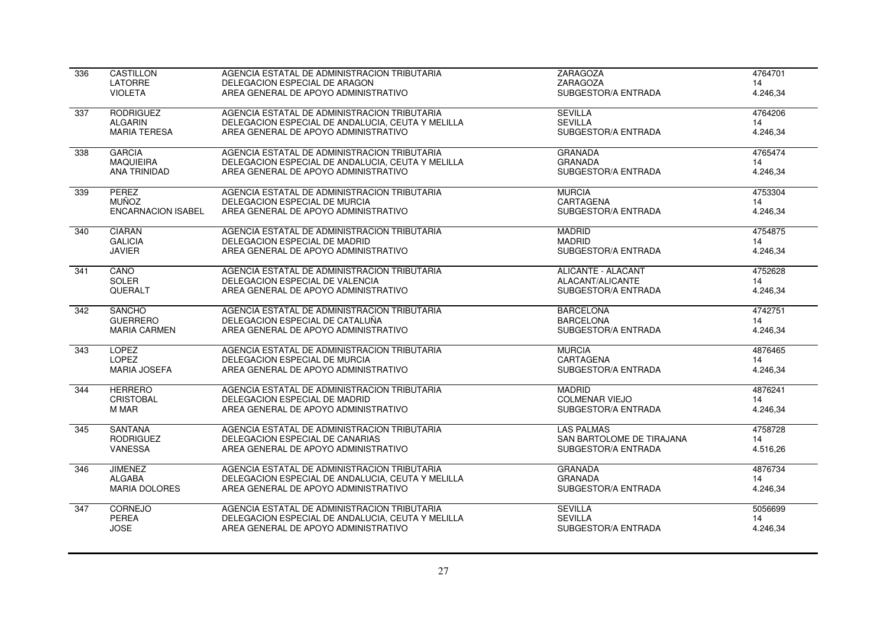| | | | | |
|---|---|---|---|---|
| 336 | CASTILLON<br>LATORRE<br>VIOLETA | AGENCIA ESTATAL DE ADMINISTRACION TRIBUTARIA<br>DELEGACION ESPECIAL DE ARAGON<br>AREA GENERAL DE APOYO ADMINISTRATIVO | ZARAGOZA<br>ZARAGOZA<br>SUBGESTOR/A ENTRADA | 4764701<br>14<br>4.246,34 |
| 337 | RODRIGUEZ<br>ALGARIN<br>MARIA TERESA | AGENCIA ESTATAL DE ADMINISTRACION TRIBUTARIA<br>DELEGACION ESPECIAL DE ANDALUCIA, CEUTA Y MELILLA<br>AREA GENERAL DE APOYO ADMINISTRATIVO | SEVILLA<br>SEVILLA<br>SUBGESTOR/A ENTRADA | 4764206<br>14<br>4.246,34 |
| 338 | GARCIA<br>MAQUIEIRA<br>ANA TRINIDAD | AGENCIA ESTATAL DE ADMINISTRACION TRIBUTARIA<br>DELEGACION ESPECIAL DE ANDALUCIA, CEUTA Y MELILLA<br>AREA GENERAL DE APOYO ADMINISTRATIVO | GRANADA<br>GRANADA<br>SUBGESTOR/A ENTRADA | 4765474<br>14<br>4.246,34 |
| 339 | PEREZ<br>MUÑOZ<br>ENCARNACION ISABEL | AGENCIA ESTATAL DE ADMINISTRACION TRIBUTARIA<br>DELEGACION ESPECIAL DE MURCIA<br>AREA GENERAL DE APOYO ADMINISTRATIVO | MURCIA<br>CARTAGENA<br>SUBGESTOR/A ENTRADA | 4753304<br>14<br>4.246,34 |
| 340 | CIARAN<br>GALICIA<br>JAVIER | AGENCIA ESTATAL DE ADMINISTRACION TRIBUTARIA<br>DELEGACION ESPECIAL DE MADRID<br>AREA GENERAL DE APOYO ADMINISTRATIVO | MADRID<br>MADRID<br>SUBGESTOR/A ENTRADA | 4754875<br>14<br>4.246,34 |
| 341 | CANO<br>SOLER<br>QUERALT | AGENCIA ESTATAL DE ADMINISTRACION TRIBUTARIA<br>DELEGACION ESPECIAL DE VALENCIA<br>AREA GENERAL DE APOYO ADMINISTRATIVO | ALICANTE - ALACANT<br>ALACANT/ALICANTE<br>SUBGESTOR/A ENTRADA | 4752628<br>14<br>4.246,34 |
| 342 | SANCHO<br>GUERRERO<br>MARIA CARMEN | AGENCIA ESTATAL DE ADMINISTRACION TRIBUTARIA<br>DELEGACION ESPECIAL DE CATALUÑA<br>AREA GENERAL DE APOYO ADMINISTRATIVO | BARCELONA<br>BARCELONA<br>SUBGESTOR/A ENTRADA | 4742751<br>14<br>4.246,34 |
| 343 | LOPEZ<br>LOPEZ<br>MARIA JOSEFA | AGENCIA ESTATAL DE ADMINISTRACION TRIBUTARIA<br>DELEGACION ESPECIAL DE MURCIA<br>AREA GENERAL DE APOYO ADMINISTRATIVO | MURCIA<br>CARTAGENA<br>SUBGESTOR/A ENTRADA | 4876465<br>14<br>4.246,34 |
| 344 | HERRERO<br>CRISTOBAL<br>M MAR | AGENCIA ESTATAL DE ADMINISTRACION TRIBUTARIA<br>DELEGACION ESPECIAL DE MADRID<br>AREA GENERAL DE APOYO ADMINISTRATIVO | MADRID<br>COLMENAR VIEJO<br>SUBGESTOR/A ENTRADA | 4876241<br>14<br>4.246,34 |
| 345 | SANTANA<br>RODRIGUEZ<br>VANESSA | AGENCIA ESTATAL DE ADMINISTRACION TRIBUTARIA<br>DELEGACION ESPECIAL DE CANARIAS<br>AREA GENERAL DE APOYO ADMINISTRATIVO | LAS PALMAS<br>SAN BARTOLOME DE TIRAJANA<br>SUBGESTOR/A ENTRADA | 4758728<br>14<br>4.516,26 |
| 346 | JIMENEZ<br>ALGABA<br>MARIA DOLORES | AGENCIA ESTATAL DE ADMINISTRACION TRIBUTARIA<br>DELEGACION ESPECIAL DE ANDALUCIA, CEUTA Y MELILLA<br>AREA GENERAL DE APOYO ADMINISTRATIVO | GRANADA<br>GRANADA<br>SUBGESTOR/A ENTRADA | 4876734<br>14<br>4.246,34 |
| 347 | CORNEJO<br>PEREA<br>JOSE | AGENCIA ESTATAL DE ADMINISTRACION TRIBUTARIA<br>DELEGACION ESPECIAL DE ANDALUCIA, CEUTA Y MELILLA<br>AREA GENERAL DE APOYO ADMINISTRATIVO | SEVILLA<br>SEVILLA<br>SUBGESTOR/A ENTRADA | 5056699<br>14<br>4.246,34 |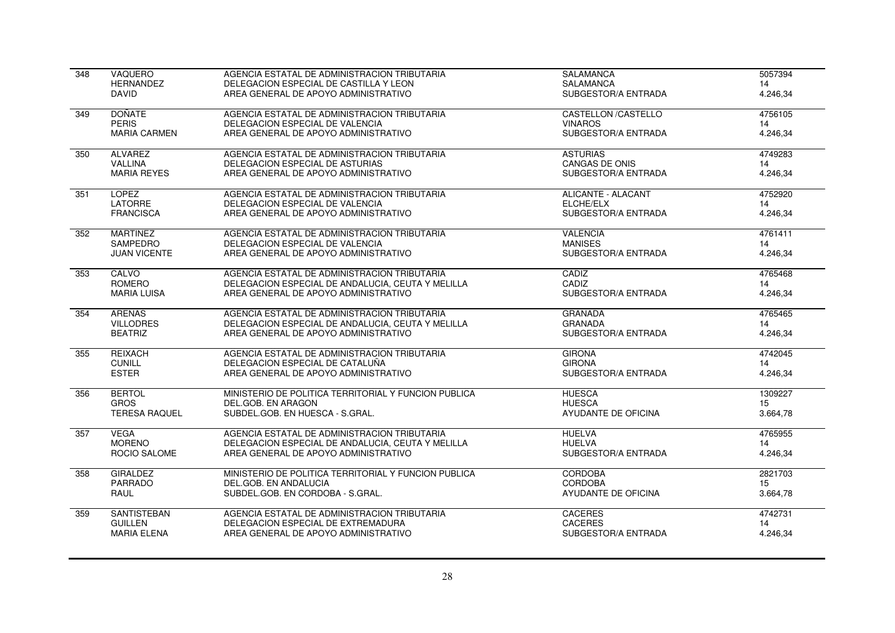| | | | | |
|---|---|---|---|---|
| 348 | VAQUERO<br>HERNANDEZ<br>DAVID | AGENCIA ESTATAL DE ADMINISTRACION TRIBUTARIA<br>DELEGACION ESPECIAL DE CASTILLA Y LEON<br>AREA GENERAL DE APOYO ADMINISTRATIVO | SALAMANCA<br>SALAMANCA<br>SUBGESTOR/A ENTRADA | 5057394<br>14<br>4.246,34 |
| 349 | DOÑATE<br>PERIS<br>MARIA CARMEN | AGENCIA ESTATAL DE ADMINISTRACION TRIBUTARIA<br>DELEGACION ESPECIAL DE VALENCIA<br>AREA GENERAL DE APOYO ADMINISTRATIVO | CASTELLON /CASTELLO<br>VINAROS<br>SUBGESTOR/A ENTRADA | 4756105<br>14<br>4.246,34 |
| 350 | ALVAREZ<br>VALLINA<br>MARIA REYES | AGENCIA ESTATAL DE ADMINISTRACION TRIBUTARIA<br>DELEGACION ESPECIAL DE ASTURIAS<br>AREA GENERAL DE APOYO ADMINISTRATIVO | ASTURIAS<br>CANGAS DE ONIS<br>SUBGESTOR/A ENTRADA | 4749283<br>14<br>4.246,34 |
| 351 | LOPEZ<br>LATORRE<br>FRANCISCA | AGENCIA ESTATAL DE ADMINISTRACION TRIBUTARIA<br>DELEGACION ESPECIAL DE VALENCIA<br>AREA GENERAL DE APOYO ADMINISTRATIVO | ALICANTE - ALACANT<br>ELCHE/ELX<br>SUBGESTOR/A ENTRADA | 4752920<br>14<br>4.246,34 |
| 352 | MARTINEZ<br>SAMPEDRO<br>JUAN VICENTE | AGENCIA ESTATAL DE ADMINISTRACION TRIBUTARIA<br>DELEGACION ESPECIAL DE VALENCIA<br>AREA GENERAL DE APOYO ADMINISTRATIVO | VALENCIA<br>MANISES<br>SUBGESTOR/A ENTRADA | 4761411<br>14<br>4.246,34 |
| 353 | CALVO<br>ROMERO<br>MARIA LUISA | AGENCIA ESTATAL DE ADMINISTRACION TRIBUTARIA<br>DELEGACION ESPECIAL DE ANDALUCIA, CEUTA Y MELILLA<br>AREA GENERAL DE APOYO ADMINISTRATIVO | CADIZ<br>CADIZ<br>SUBGESTOR/A ENTRADA | 4765468<br>14<br>4.246,34 |
| 354 | ARENAS<br>VILLODRES<br>BEATRIZ | AGENCIA ESTATAL DE ADMINISTRACION TRIBUTARIA<br>DELEGACION ESPECIAL DE ANDALUCIA, CEUTA Y MELILLA<br>AREA GENERAL DE APOYO ADMINISTRATIVO | GRANADA<br>GRANADA<br>SUBGESTOR/A ENTRADA | 4765465<br>14<br>4.246,34 |
| 355 | REIXACH<br>CUNILL<br>ESTER | AGENCIA ESTATAL DE ADMINISTRACION TRIBUTARIA<br>DELEGACION ESPECIAL DE CATALUÑA<br>AREA GENERAL DE APOYO ADMINISTRATIVO | GIRONA<br>GIRONA<br>SUBGESTOR/A ENTRADA | 4742045<br>14<br>4.246,34 |
| 356 | BERTOL<br>GROS<br>TERESA RAQUEL | MINISTERIO DE POLITICA TERRITORIAL Y FUNCION PUBLICA<br>DEL.GOB. EN ARAGON<br>SUBDEL.GOB. EN HUESCA - S.GRAL. | HUESCA<br>HUESCA<br>AYUDANTE DE OFICINA | 1309227<br>15<br>3.664,78 |
| 357 | VEGA<br>MORENO<br>ROCIO SALOME | AGENCIA ESTATAL DE ADMINISTRACION TRIBUTARIA<br>DELEGACION ESPECIAL DE ANDALUCIA, CEUTA Y MELILLA<br>AREA GENERAL DE APOYO ADMINISTRATIVO | HUELVA<br>HUELVA<br>SUBGESTOR/A ENTRADA | 4765955<br>14<br>4.246,34 |
| 358 | GIRALDEZ<br>PARRADO<br>RAUL | MINISTERIO DE POLITICA TERRITORIAL Y FUNCION PUBLICA<br>DEL.GOB. EN ANDALUCIA<br>SUBDEL.GOB. EN CORDOBA - S.GRAL. | CORDOBA<br>CORDOBA<br>AYUDANTE DE OFICINA | 2821703<br>15<br>3.664,78 |
| 359 | SANTISTEBAN<br>GUILLEN<br>MARIA ELENA | AGENCIA ESTATAL DE ADMINISTRACION TRIBUTARIA<br>DELEGACION ESPECIAL DE EXTREMADURA<br>AREA GENERAL DE APOYO ADMINISTRATIVO | CACERES<br>CACERES<br>SUBGESTOR/A ENTRADA | 4742731<br>14<br>4.246,34 |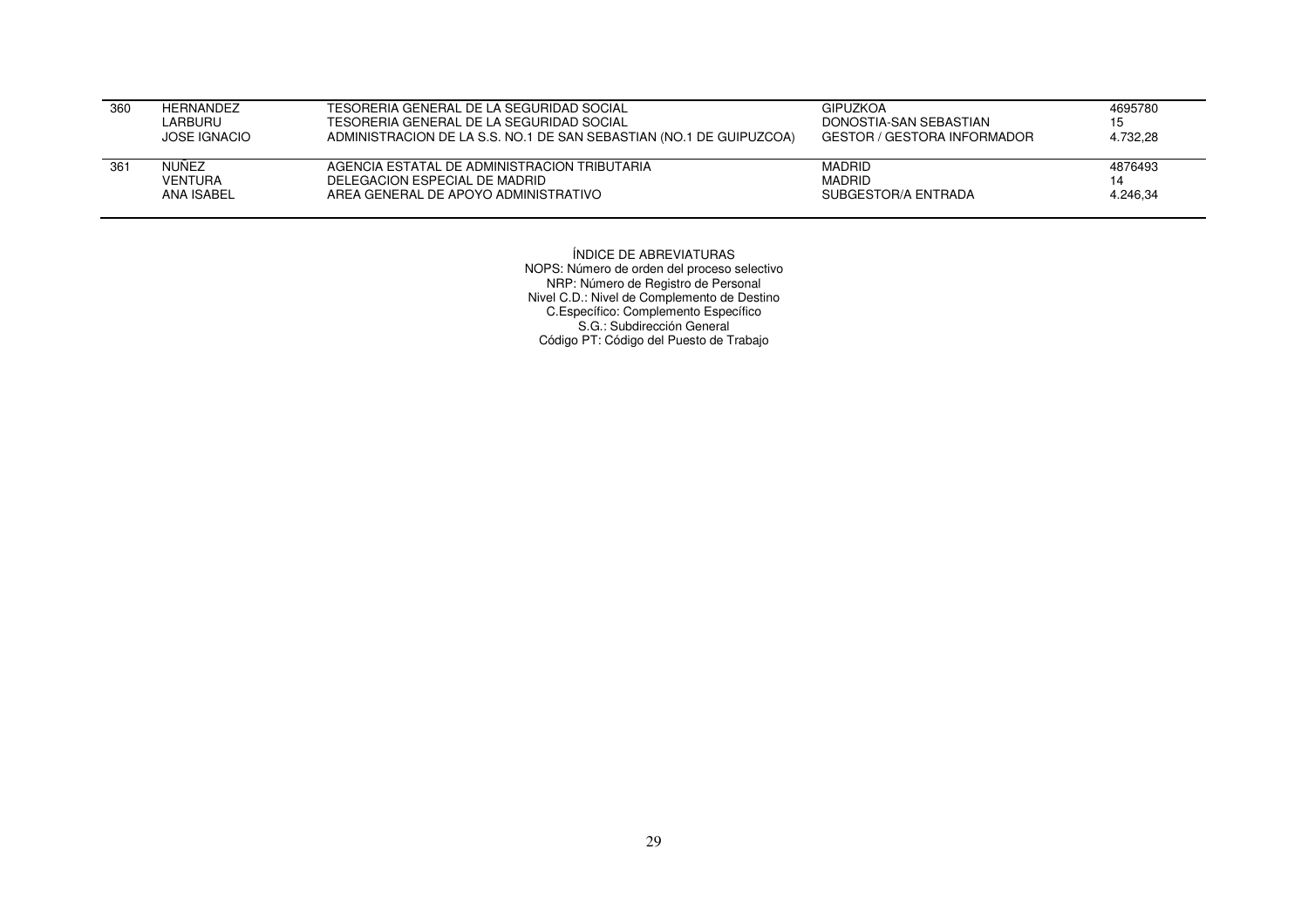| | | | | |
|---|---|---|---|---|
| 360 | HERNANDEZ<br>LARBURU<br>JOSE IGNACIO | TESORERIA GENERAL DE LA SEGURIDAD SOCIAL<br>TESORERIA GENERAL DE LA SEGURIDAD SOCIAL<br>ADMINISTRACION DE LA S.S. NO.1 DE SAN SEBASTIAN (NO.1 DE GUIPUZCOA) | GIPUZKOA<br>DONOSTIA-SAN SEBASTIAN<br>GESTOR / GESTORA INFORMADOR | 4695780<br>15<br>4.732,28 |
| 361 | NUÑEZ<br>VENTURA<br>ANA ISABEL | AGENCIA ESTATAL DE ADMINISTRACION TRIBUTARIA<br>DELEGACION ESPECIAL DE MADRID<br>AREA GENERAL DE APOYO ADMINISTRATIVO | MADRID<br>MADRID<br>SUBGESTOR/A ENTRADA | 4876493<br>14<br>4.246,34 |

ÍNDICE DE ABREVIATURAS

NOPS: Número de orden del proceso selectivo

NRP: Número de Registro de Personal

Nivel C.D.: Nivel de Complemento de Destino

C.Específico: Complemento Específico

S.G.: Subdirección General

Código PT: Código del Puesto de Trabajo